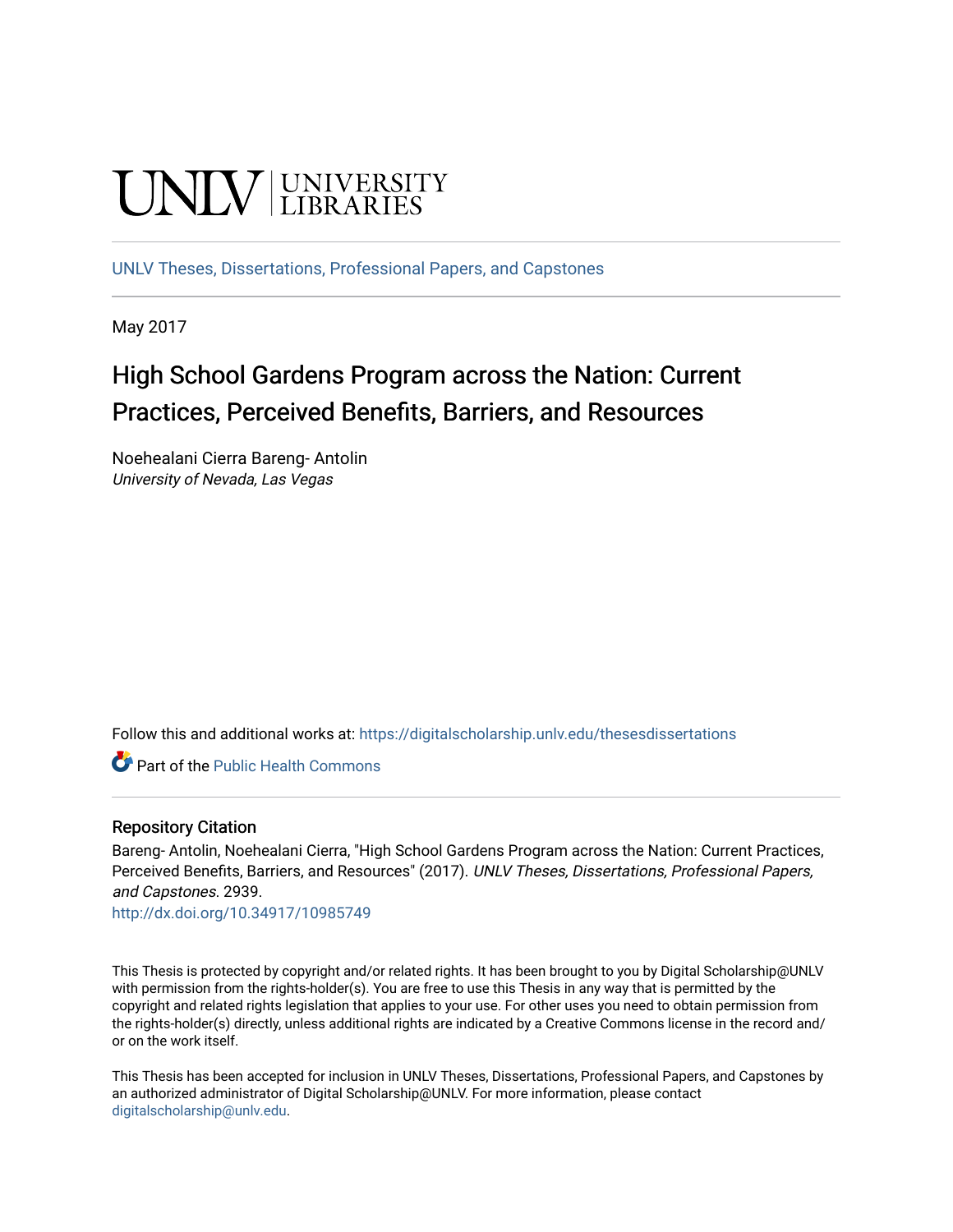UNLV | UNIVERSITY LIBRARIES

UNLV Theses, Dissertations, Professional Papers, and Capstones

May 2017

# High School Gardens Program across the Nation: Current Practices, Perceived Benefits, Barriers, and Resources

Noehealani Cierra Bareng- Antolin
*University of Nevada, Las Vegas*

Follow this and additional works at: https://digitalscholarship.unlv.edu/thesesdissertations

Part of the Public Health Commons

## Repository Citation

Bareng- Antolin, Noehealani Cierra, "High School Gardens Program across the Nation: Current Practices, Perceived Benefits, Barriers, and Resources" (2017). *UNLV Theses, Dissertations, Professional Papers, and Capstones*. 2939.
http://dx.doi.org/10.34917/10985749

This Thesis is protected by copyright and/or related rights. It has been brought to you by Digital Scholarship@UNLV with permission from the rights-holder(s). You are free to use this Thesis in any way that is permitted by the copyright and related rights legislation that applies to your use. For other uses you need to obtain permission from the rights-holder(s) directly, unless additional rights are indicated by a Creative Commons license in the record and/or on the work itself.

This Thesis has been accepted for inclusion in UNLV Theses, Dissertations, Professional Papers, and Capstones by an authorized administrator of Digital Scholarship@UNLV. For more information, please contact digitalscholarship@unlv.edu.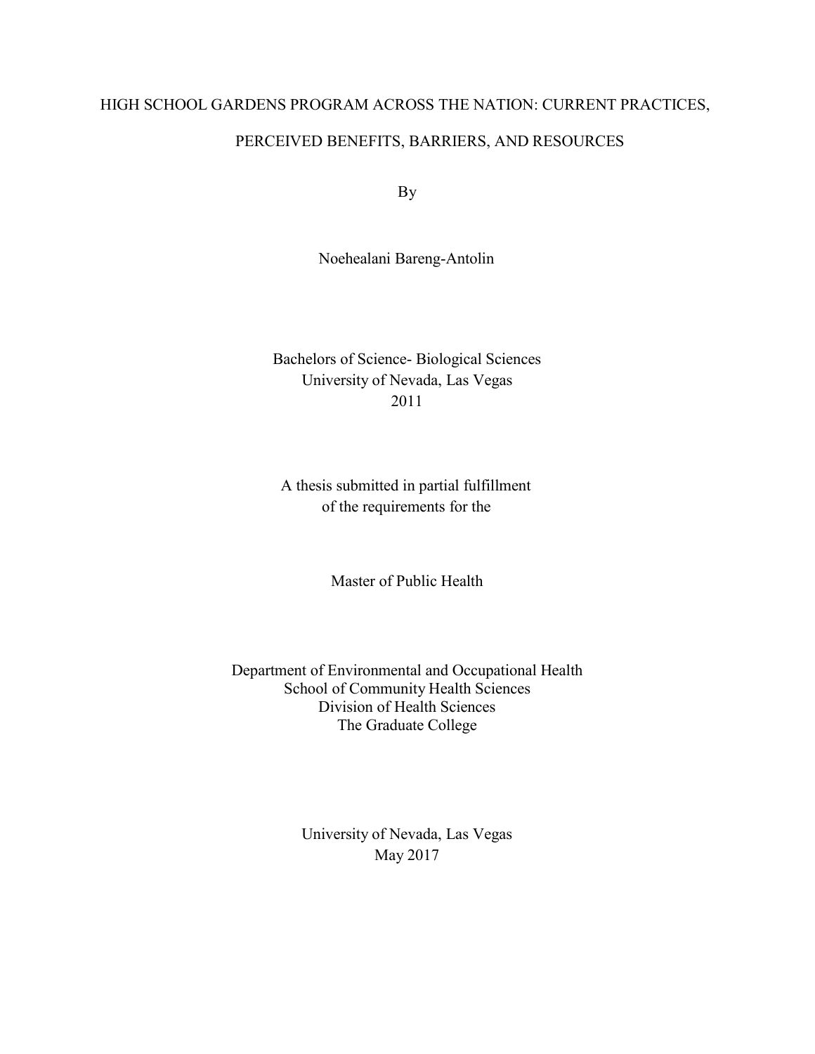# HIGH SCHOOL GARDENS PROGRAM ACROSS THE NATION: CURRENT PRACTICES, PERCEIVED BENEFITS, BARRIERS, AND RESOURCES

By

Noehealani Bareng-Antolin

Bachelors of Science- Biological Sciences
University of Nevada, Las Vegas
2011

A thesis submitted in partial fulfillment
of the requirements for the

Master of Public Health

Department of Environmental and Occupational Health
School of Community Health Sciences
Division of Health Sciences
The Graduate College

University of Nevada, Las Vegas
May 2017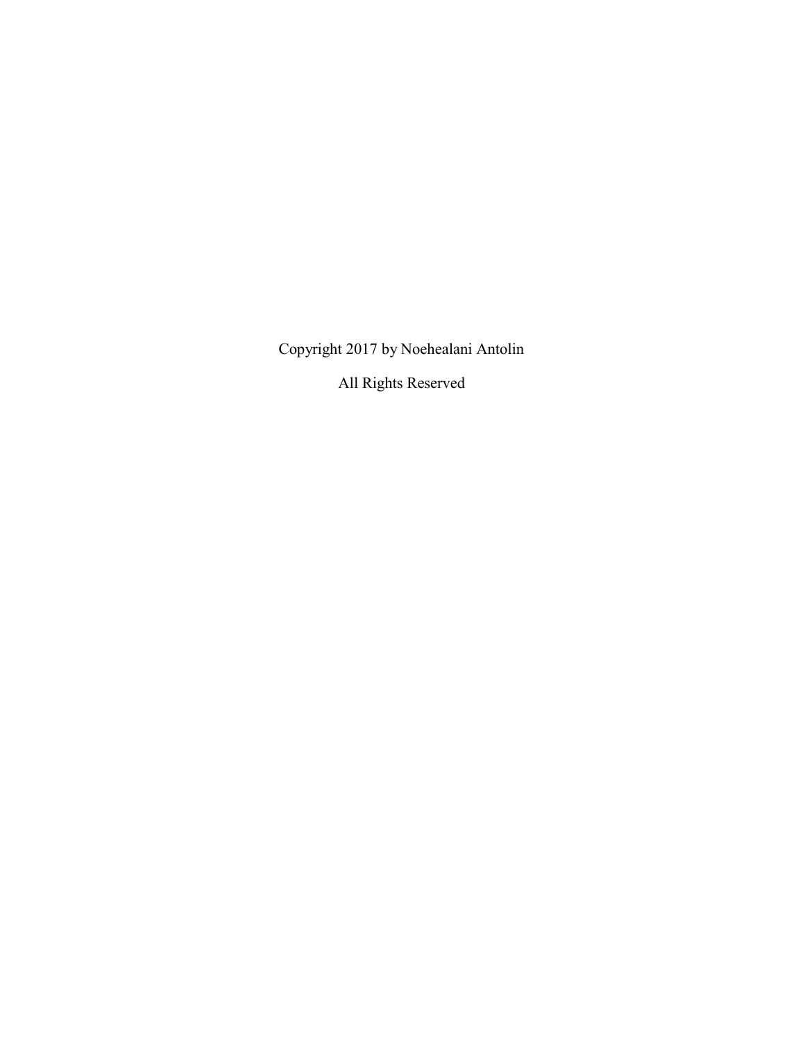Copyright 2017 by Noehealani Antolin

All Rights Reserved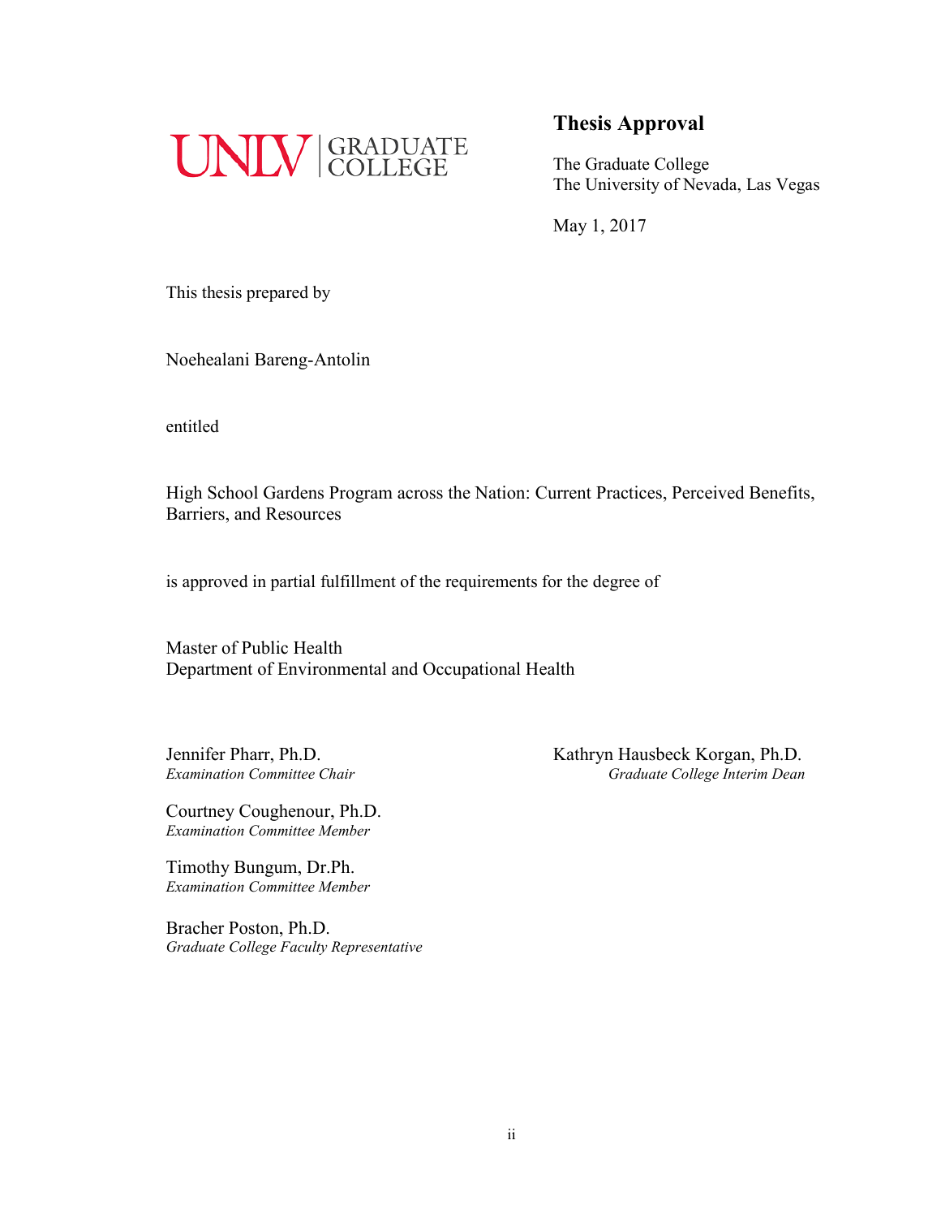UNLV | GRADUATE COLLEGE

## Thesis Approval

The Graduate College
The University of Nevada, Las Vegas

May 1, 2017

This thesis prepared by

Noehealani Bareng-Antolin

entitled

High School Gardens Program across the Nation: Current Practices, Perceived Benefits, Barriers, and Resources

is approved in partial fulfillment of the requirements for the degree of

Master of Public Health
Department of Environmental and Occupational Health

Jennifer Pharr, Ph.D.
*Examination Committee Chair*

Courtney Coughenour, Ph.D.
*Examination Committee Member*

Timothy Bungum, Dr.Ph.
*Examination Committee Member*

Bracher Poston, Ph.D.
*Graduate College Faculty Representative*

Kathryn Hausbeck Korgan, Ph.D.
*Graduate College Interim Dean*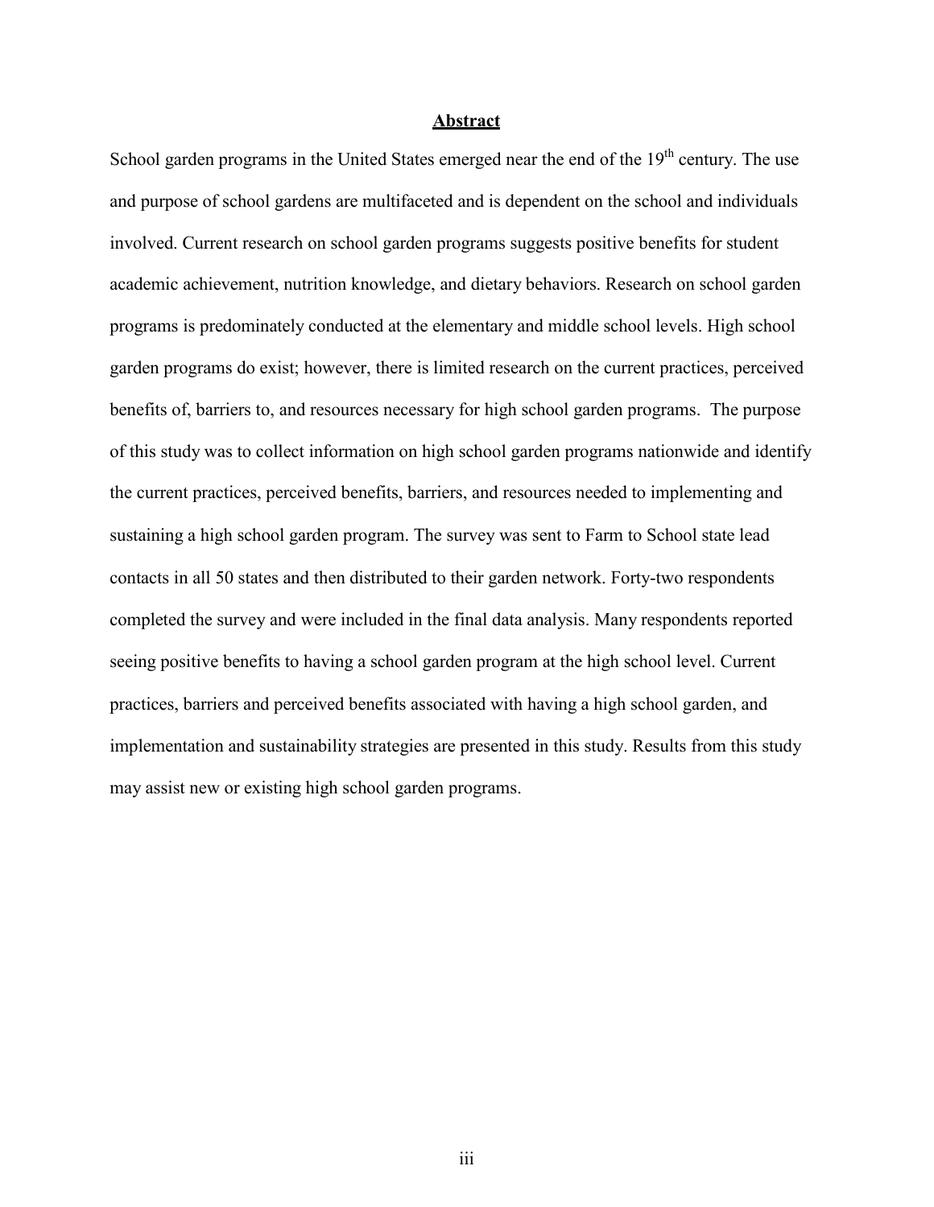## Abstract

School garden programs in the United States emerged near the end of the $19^{th}$ century. The use and purpose of school gardens are multifaceted and is dependent on the school and individuals involved. Current research on school garden programs suggests positive benefits for student academic achievement, nutrition knowledge, and dietary behaviors. Research on school garden programs is predominately conducted at the elementary and middle school levels. High school garden programs do exist; however, there is limited research on the current practices, perceived benefits of, barriers to, and resources necessary for high school garden programs. The purpose of this study was to collect information on high school garden programs nationwide and identify the current practices, perceived benefits, barriers, and resources needed to implementing and sustaining a high school garden program. The survey was sent to Farm to School state lead contacts in all 50 states and then distributed to their garden network. Forty-two respondents completed the survey and were included in the final data analysis. Many respondents reported seeing positive benefits to having a school garden program at the high school level. Current practices, barriers and perceived benefits associated with having a high school garden, and implementation and sustainability strategies are presented in this study. Results from this study may assist new or existing high school garden programs.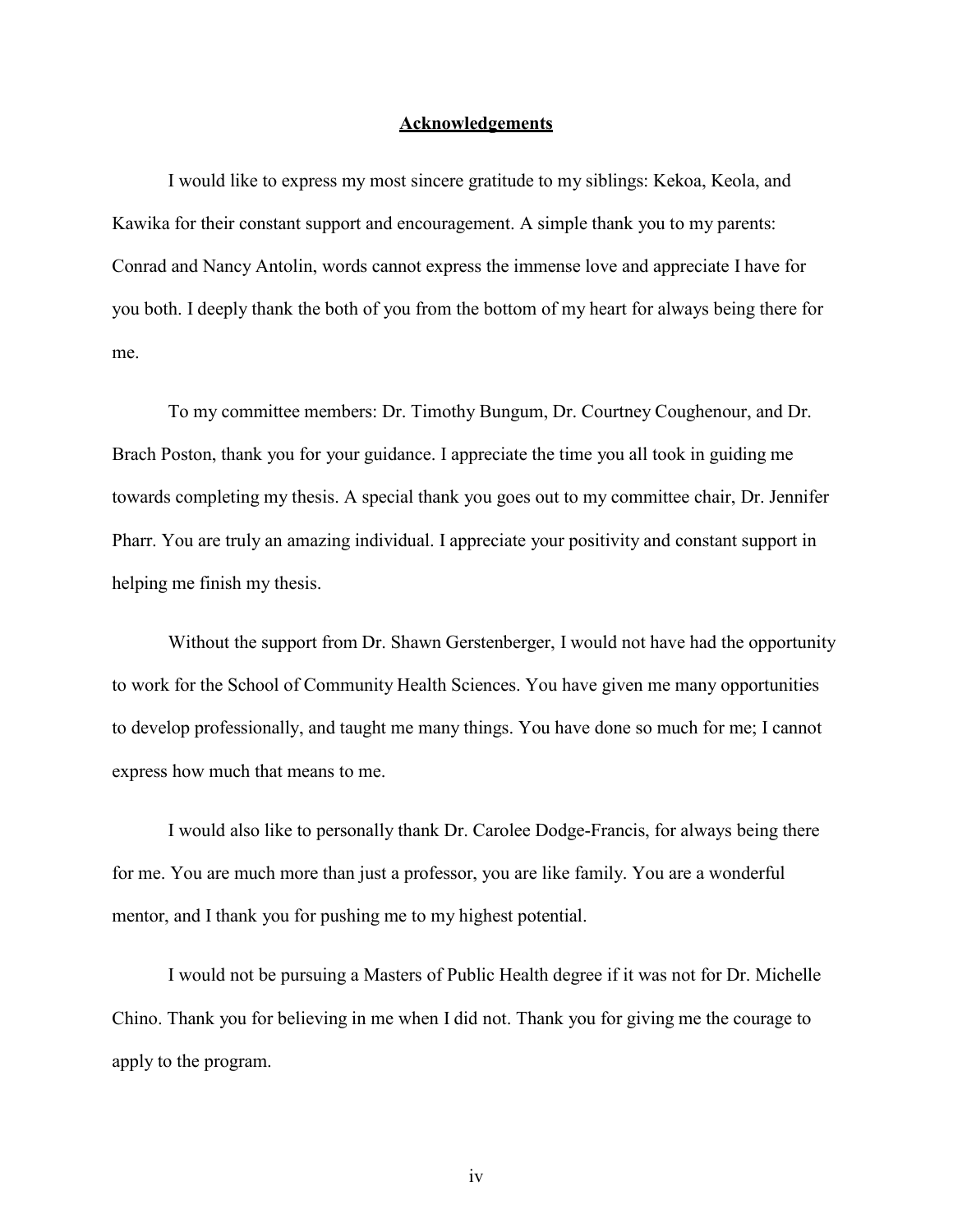# Acknowledgements

I would like to express my most sincere gratitude to my siblings: Kekoa, Keola, and Kawika for their constant support and encouragement. A simple thank you to my parents: Conrad and Nancy Antolin, words cannot express the immense love and appreciate I have for you both. I deeply thank the both of you from the bottom of my heart for always being there for me.

To my committee members: Dr. Timothy Bungum, Dr. Courtney Coughenour, and Dr. Brach Poston, thank you for your guidance. I appreciate the time you all took in guiding me towards completing my thesis. A special thank you goes out to my committee chair, Dr. Jennifer Pharr. You are truly an amazing individual. I appreciate your positivity and constant support in helping me finish my thesis.

Without the support from Dr. Shawn Gerstenberger, I would not have had the opportunity to work for the School of Community Health Sciences. You have given me many opportunities to develop professionally, and taught me many things. You have done so much for me; I cannot express how much that means to me.

I would also like to personally thank Dr. Carolee Dodge-Francis, for always being there for me. You are much more than just a professor, you are like family. You are a wonderful mentor, and I thank you for pushing me to my highest potential.

I would not be pursuing a Masters of Public Health degree if it was not for Dr. Michelle Chino. Thank you for believing in me when I did not. Thank you for giving me the courage to apply to the program.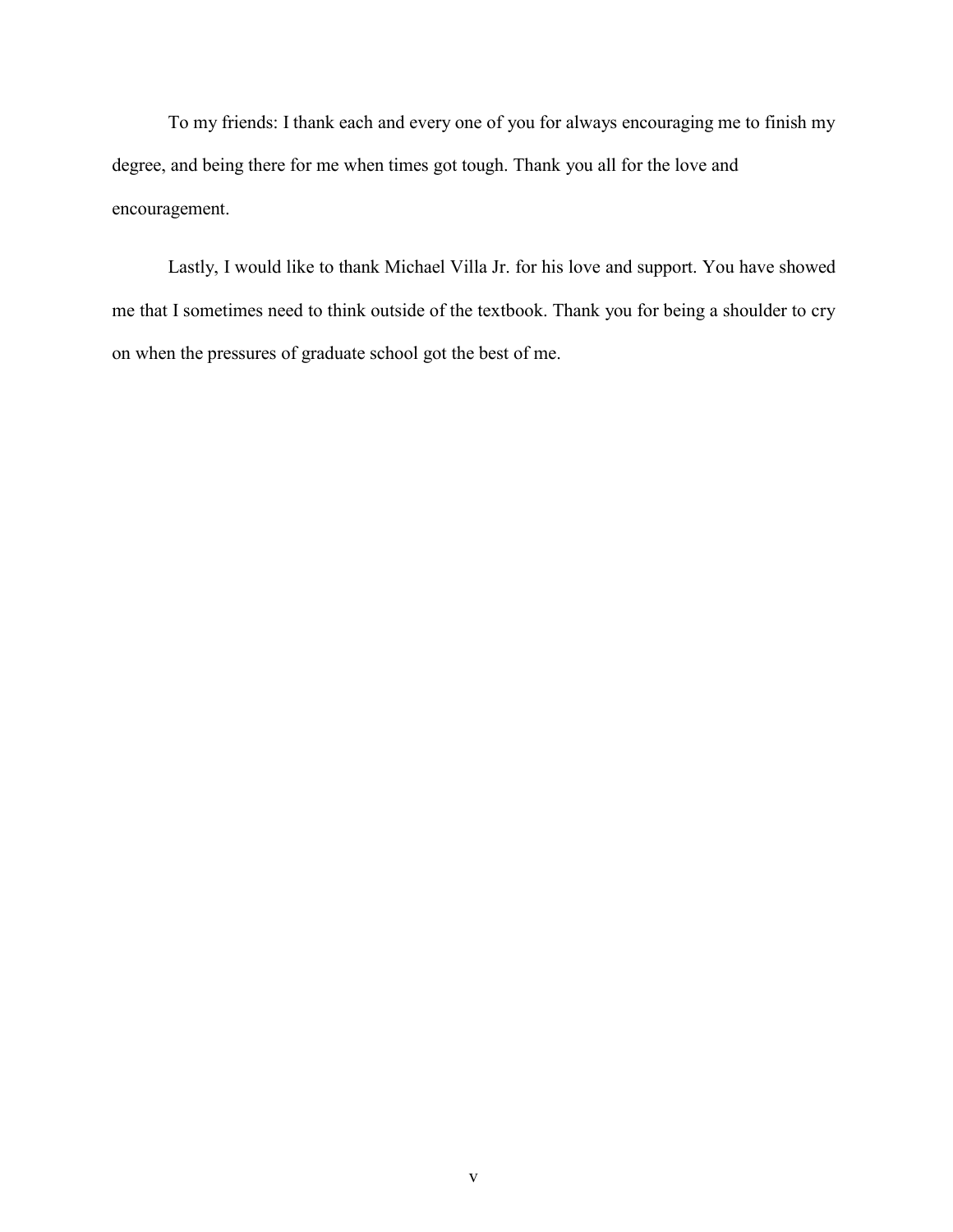To my friends: I thank each and every one of you for always encouraging me to finish my degree, and being there for me when times got tough. Thank you all for the love and encouragement.

Lastly, I would like to thank Michael Villa Jr. for his love and support. You have showed me that I sometimes need to think outside of the textbook. Thank you for being a shoulder to cry on when the pressures of graduate school got the best of me.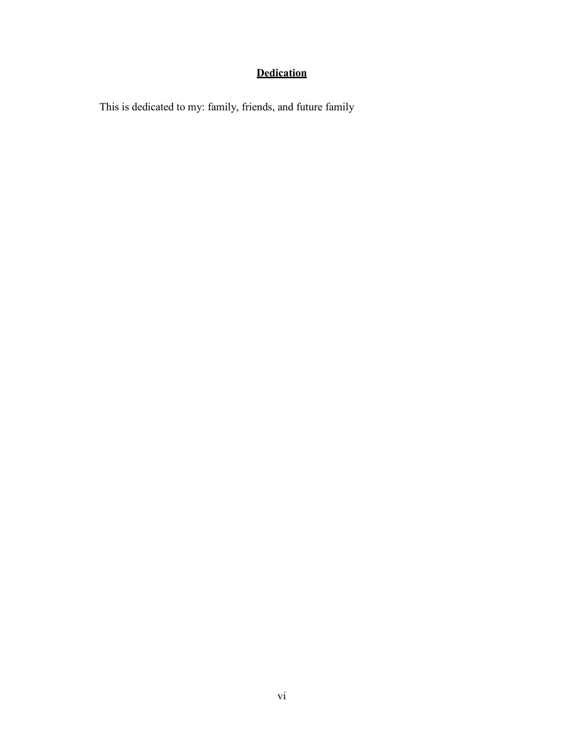# **Dedication**

This is dedicated to my: family, friends, and future family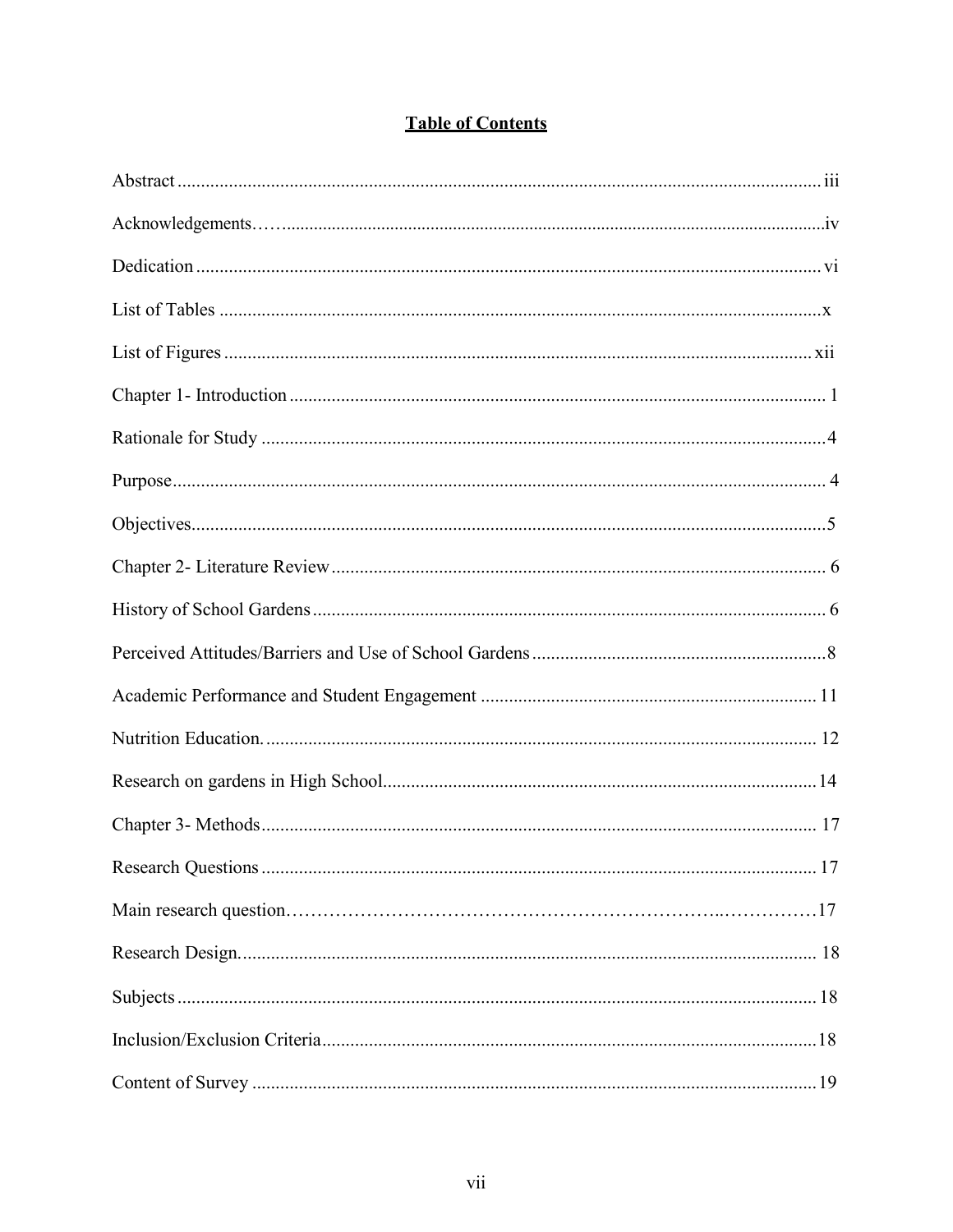# Table of Contents

Abstract ........................................................................................................................................ iii

Acknowledgements…….................................................................................................................iv

Dedication .................................................................................................................................... vi

List of Tables ................................................................................................................................x

List of Figures ............................................................................................................................. xii

Chapter 1- Introduction ................................................................................................................. 1

Rationale for Study .......................................................................................................................4

Purpose.......................................................................................................................................... 4

Objectives......................................................................................................................................5

Chapter 2- Literature Review ......................................................................................................... 6

History of School Gardens ............................................................................................................ 6

Perceived Attitudes/Barriers and Use of School Gardens ..............................................................8

Academic Performance and Student Engagement ....................................................................... 11

Nutrition Education. ..................................................................................................................... 12

Research on gardens in High School............................................................................................14

Chapter 3- Methods...................................................................................................................... 17

Research Questions ...................................................................................................................... 17

Main research question……………………………………………………………..……………17

Research Design.......................................................................................................................... 18

Subjects ....................................................................................................................................... 18

Inclusion/Exclusion Criteria.........................................................................................................18

Content of Survey ........................................................................................................................19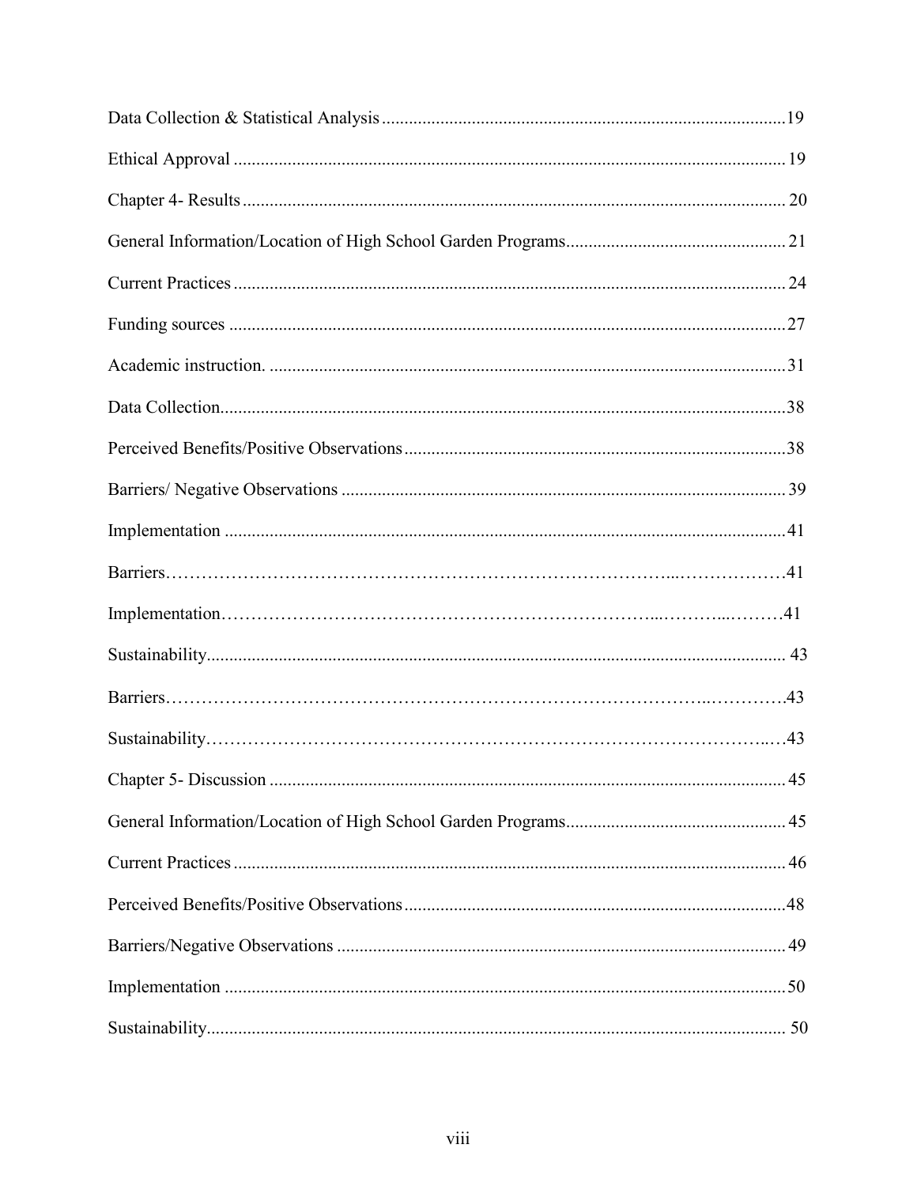Data Collection & Statistical Analysis ........................................................................................19

Ethical Approval ..........................................................................................................................19

Chapter 4- Results ........................................................................................................................ 20

General Information/Location of High School Garden Programs ................................................21

Current Practices ..........................................................................................................................24

Funding sources ...........................................................................................................................27

Academic instruction. ..................................................................................................................31

Data Collection.............................................................................................................................38

Perceived Benefits/Positive Observations ....................................................................................38

Barriers/ Negative Observations ..................................................................................................39

Implementation ............................................................................................................................41

Barriers……………………………………………………………………………...………………41

Implementation…………………………………………………………...………...………41

Sustainability................................................................................................................................ 43

Barriers…………………………………………………………………………..…………43

Sustainability…………………………………………………………………………….…43

Chapter 5- Discussion ..................................................................................................................45

General Information/Location of High School Garden Programs ................................................45

Current Practices ..........................................................................................................................46

Perceived Benefits/Positive Observations ....................................................................................48

Barriers/Negative Observations ...................................................................................................49

Implementation ............................................................................................................................50

Sustainability................................................................................................................................ 50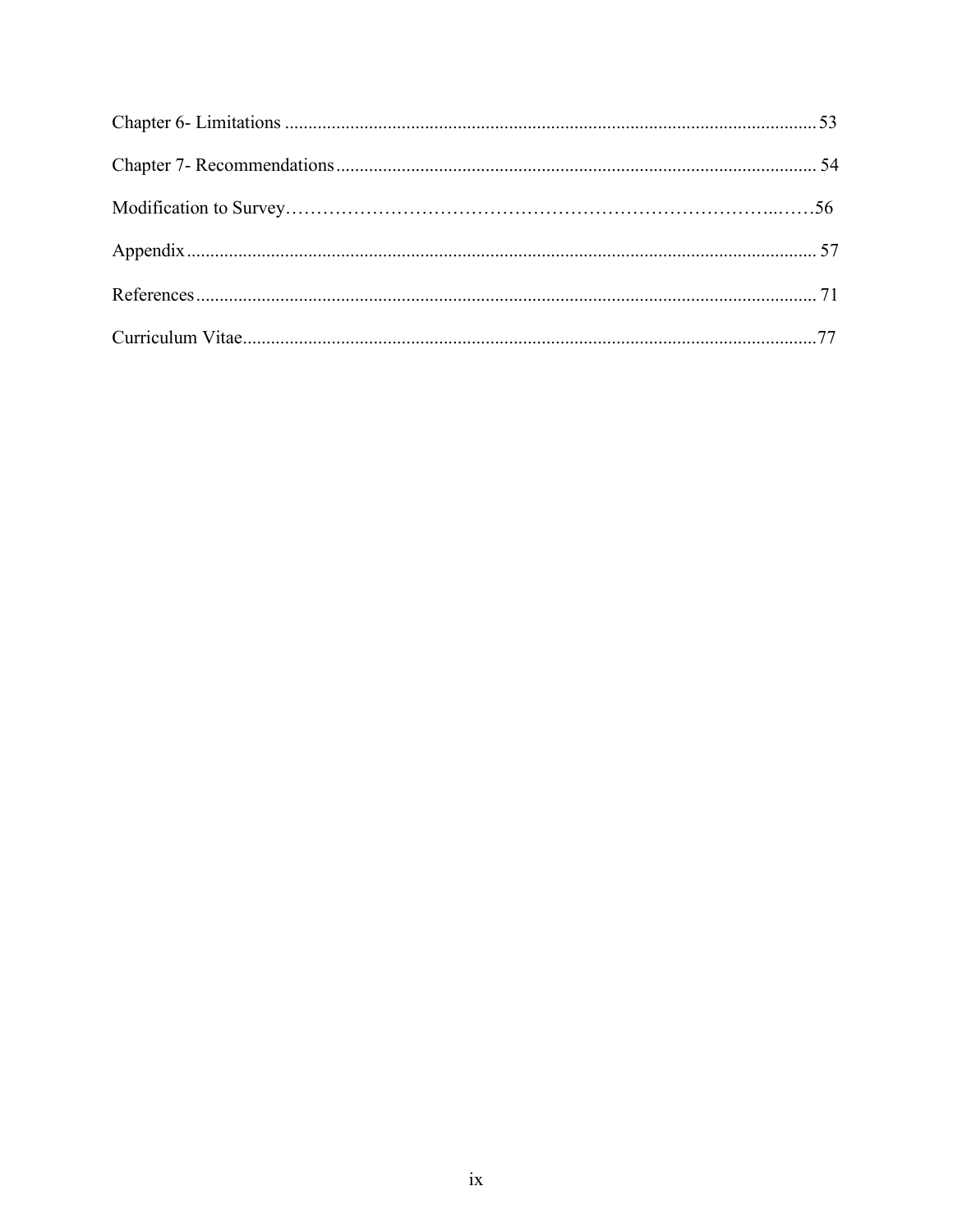Chapter 6- Limitations .................................................................................................................. 53

Chapter 7- Recommendations ....................................................................................................... 54

Modification to Survey…………………………………………………………………..……56

Appendix ...................................................................................................................................... 57

References ..................................................................................................................................... 71

Curriculum Vitae...........................................................................................................................77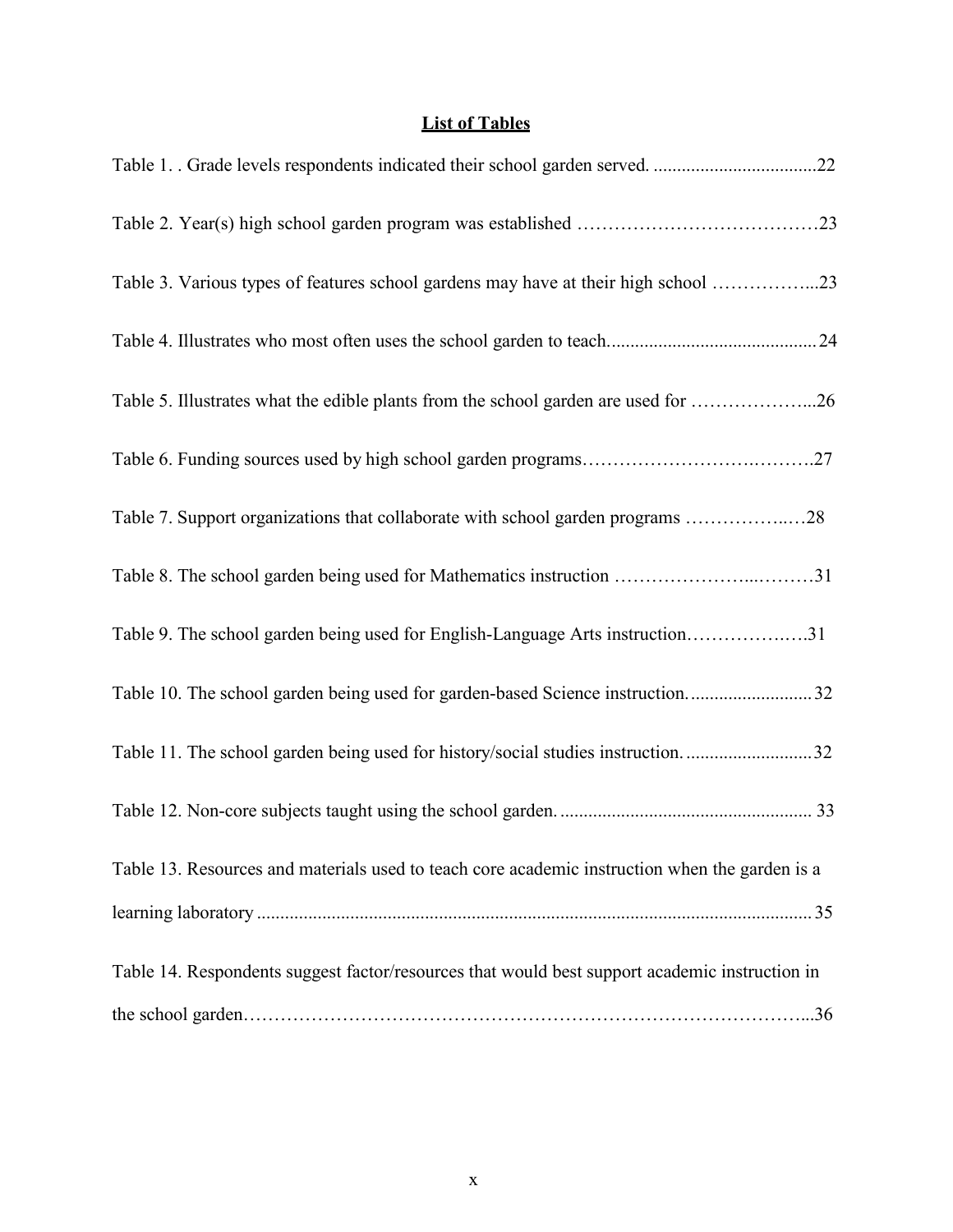## List of Tables

Table 1. . Grade levels respondents indicated their school garden served. ...................................22

Table 2. Year(s) high school garden program was established …………………………………23

Table 3. Various types of features school gardens may have at their high school ……………...23

Table 4. Illustrates who most often uses the school garden to teach............................................24

Table 5. Illustrates what the edible plants from the school garden are used for ………………...26

Table 6. Funding sources used by high school garden programs…………………….……….27

Table 7. Support organizations that collaborate with school garden programs ……………..…28

Table 8. The school garden being used for Mathematics instruction …………………...………31

Table 9. The school garden being used for English-Language Arts instruction…………….….31

Table 10. The school garden being used for garden-based Science instruction...........................32

Table 11. The school garden being used for history/social studies instruction. ...........................32

Table 12. Non-core subjects taught using the school garden. ..................................................... 33

Table 13. Resources and materials used to teach core academic instruction when the garden is a learning laboratory ......................................................................................................................35

Table 14. Respondents suggest factor/resources that would best support academic instruction in the school garden………………………………………………………………………………...36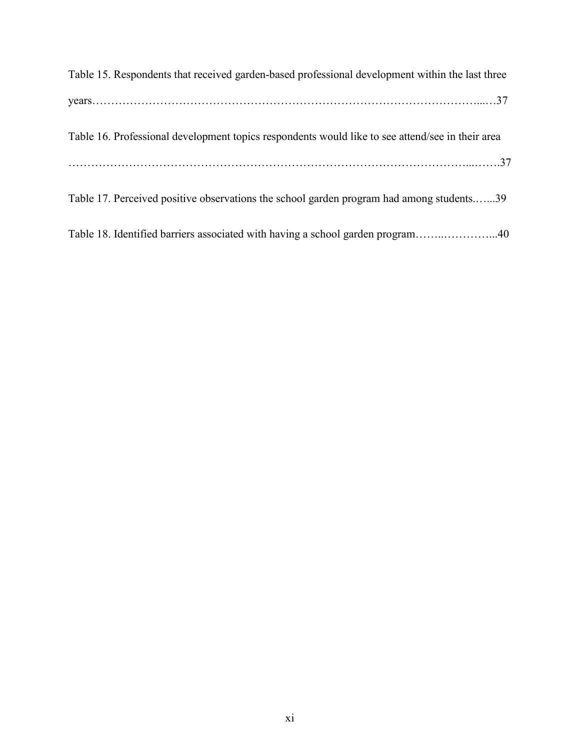Table 15. Respondents that received garden-based professional development within the last three years……………………………………………………………………………………...…37

Table 16. Professional development topics respondents would like to see attend/see in their area ………………………………………………………………………………………...…….37

Table 17. Perceived positive observations the school garden program had among students.…...39

Table 18. Identified barriers associated with having a school garden program……..…………...40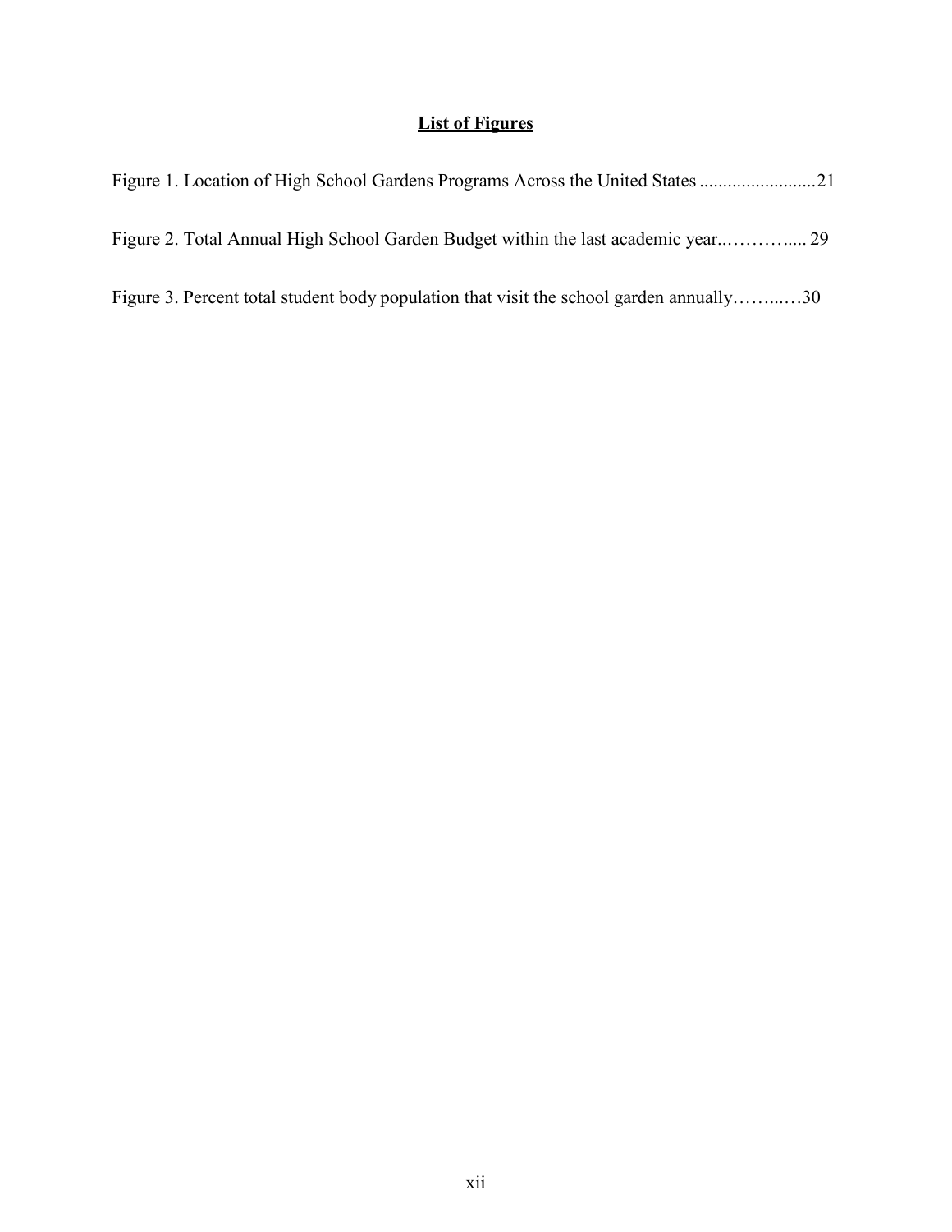## List of Figures

Figure 1. Location of High School Gardens Programs Across the United States .........................21

Figure 2. Total Annual High School Garden Budget within the last academic year..………..... 29

Figure 3. Percent total student body population that visit the school garden annually……...…30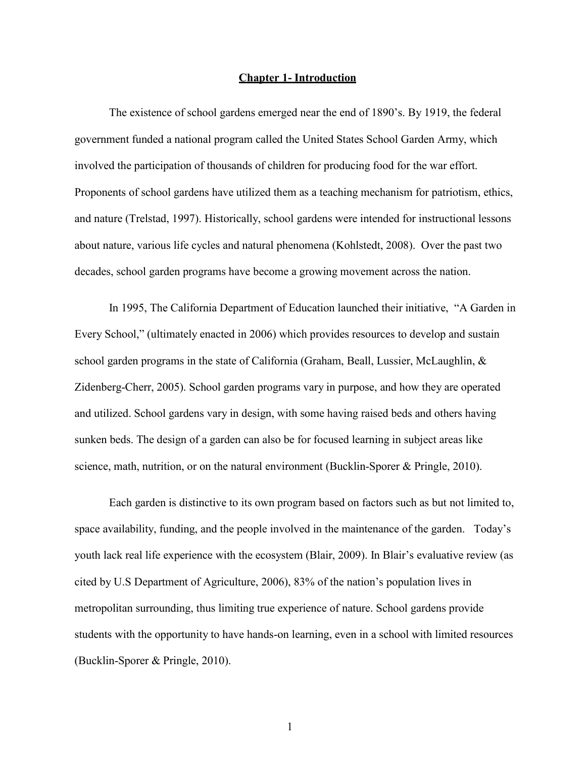# Chapter 1- Introduction

The existence of school gardens emerged near the end of 1890's. By 1919, the federal government funded a national program called the United States School Garden Army, which involved the participation of thousands of children for producing food for the war effort. Proponents of school gardens have utilized them as a teaching mechanism for patriotism, ethics, and nature (Trelstad, 1997). Historically, school gardens were intended for instructional lessons about nature, various life cycles and natural phenomena (Kohlstedt, 2008). Over the past two decades, school garden programs have become a growing movement across the nation.

In 1995, The California Department of Education launched their initiative, "A Garden in Every School," (ultimately enacted in 2006) which provides resources to develop and sustain school garden programs in the state of California (Graham, Beall, Lussier, McLaughlin, & Zidenberg-Cherr, 2005). School garden programs vary in purpose, and how they are operated and utilized. School gardens vary in design, with some having raised beds and others having sunken beds. The design of a garden can also be for focused learning in subject areas like science, math, nutrition, or on the natural environment (Bucklin-Sporer & Pringle, 2010).

Each garden is distinctive to its own program based on factors such as but not limited to, space availability, funding, and the people involved in the maintenance of the garden. Today's youth lack real life experience with the ecosystem (Blair, 2009). In Blair's evaluative review (as cited by U.S Department of Agriculture, 2006), 83% of the nation's population lives in metropolitan surrounding, thus limiting true experience of nature. School gardens provide students with the opportunity to have hands-on learning, even in a school with limited resources (Bucklin-Sporer & Pringle, 2010).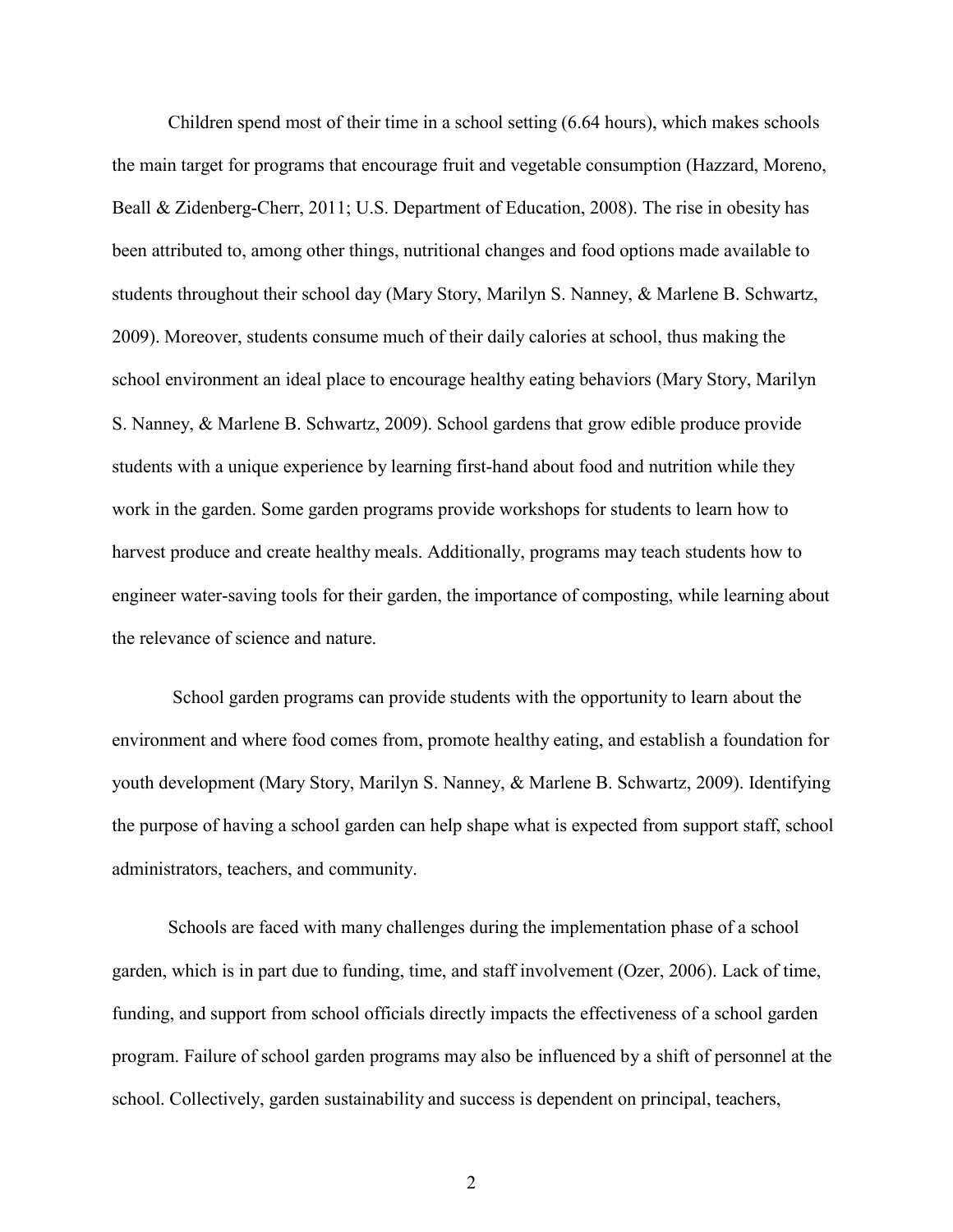Children spend most of their time in a school setting (6.64 hours), which makes schools the main target for programs that encourage fruit and vegetable consumption (Hazzard, Moreno, Beall & Zidenberg-Cherr, 2011; U.S. Department of Education, 2008). The rise in obesity has been attributed to, among other things, nutritional changes and food options made available to students throughout their school day (Mary Story, Marilyn S. Nanney, & Marlene B. Schwartz, 2009). Moreover, students consume much of their daily calories at school, thus making the school environment an ideal place to encourage healthy eating behaviors (Mary Story, Marilyn S. Nanney, & Marlene B. Schwartz, 2009). School gardens that grow edible produce provide students with a unique experience by learning first-hand about food and nutrition while they work in the garden. Some garden programs provide workshops for students to learn how to harvest produce and create healthy meals. Additionally, programs may teach students how to engineer water-saving tools for their garden, the importance of composting, while learning about the relevance of science and nature.

School garden programs can provide students with the opportunity to learn about the environment and where food comes from, promote healthy eating, and establish a foundation for youth development (Mary Story, Marilyn S. Nanney, & Marlene B. Schwartz, 2009). Identifying the purpose of having a school garden can help shape what is expected from support staff, school administrators, teachers, and community.

Schools are faced with many challenges during the implementation phase of a school garden, which is in part due to funding, time, and staff involvement (Ozer, 2006). Lack of time, funding, and support from school officials directly impacts the effectiveness of a school garden program. Failure of school garden programs may also be influenced by a shift of personnel at the school. Collectively, garden sustainability and success is dependent on principal, teachers,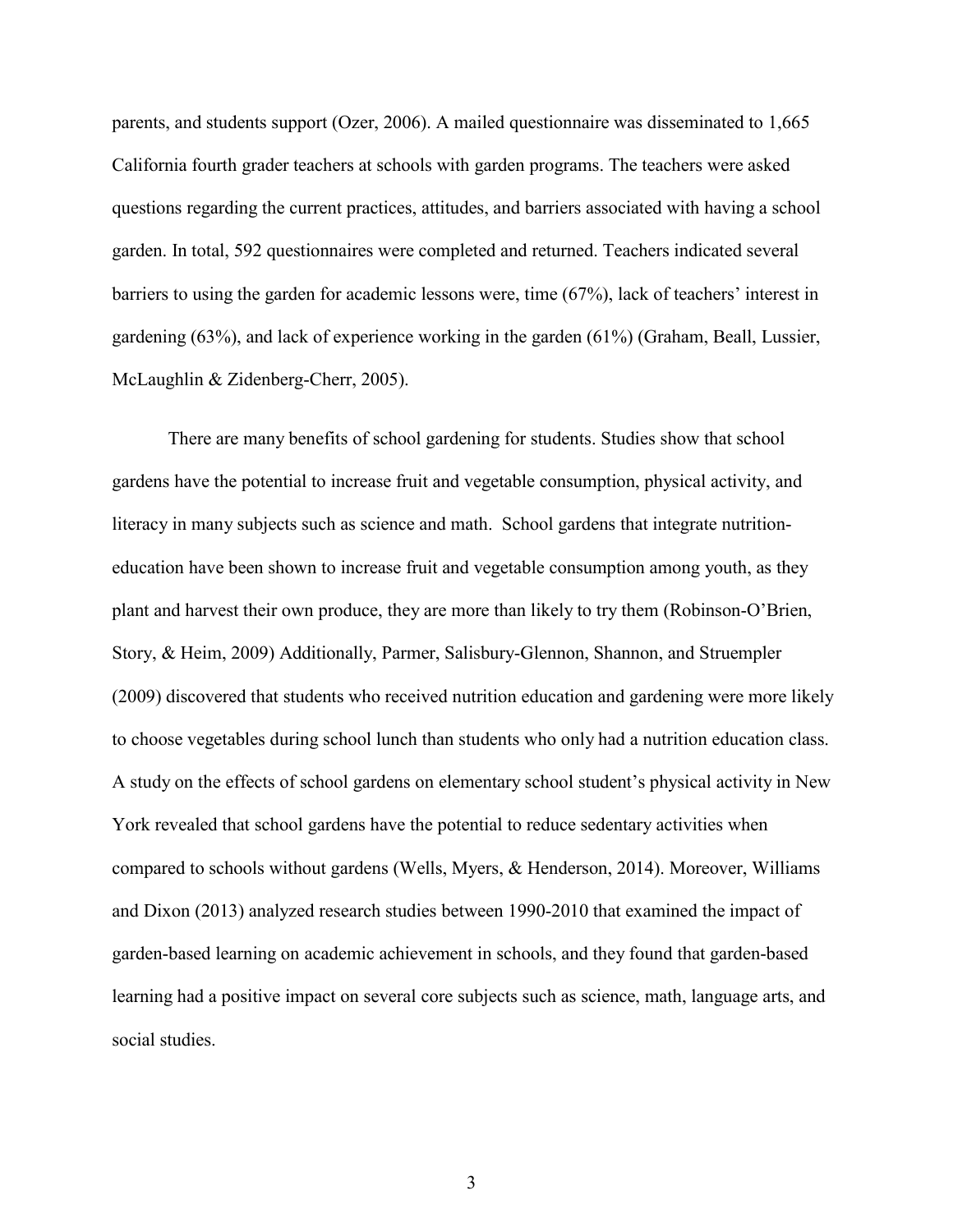parents, and students support (Ozer, 2006). A mailed questionnaire was disseminated to 1,665 California fourth grader teachers at schools with garden programs. The teachers were asked questions regarding the current practices, attitudes, and barriers associated with having a school garden. In total, 592 questionnaires were completed and returned. Teachers indicated several barriers to using the garden for academic lessons were, time (67%), lack of teachers' interest in gardening (63%), and lack of experience working in the garden (61%) (Graham, Beall, Lussier, McLaughlin & Zidenberg-Cherr, 2005).

There are many benefits of school gardening for students. Studies show that school gardens have the potential to increase fruit and vegetable consumption, physical activity, and literacy in many subjects such as science and math. School gardens that integrate nutrition-education have been shown to increase fruit and vegetable consumption among youth, as they plant and harvest their own produce, they are more than likely to try them (Robinson-O'Brien, Story, & Heim, 2009) Additionally, Parmer, Salisbury-Glennon, Shannon, and Struempler (2009) discovered that students who received nutrition education and gardening were more likely to choose vegetables during school lunch than students who only had a nutrition education class. A study on the effects of school gardens on elementary school student's physical activity in New York revealed that school gardens have the potential to reduce sedentary activities when compared to schools without gardens (Wells, Myers, & Henderson, 2014). Moreover, Williams and Dixon (2013) analyzed research studies between 1990-2010 that examined the impact of garden-based learning on academic achievement in schools, and they found that garden-based learning had a positive impact on several core subjects such as science, math, language arts, and social studies.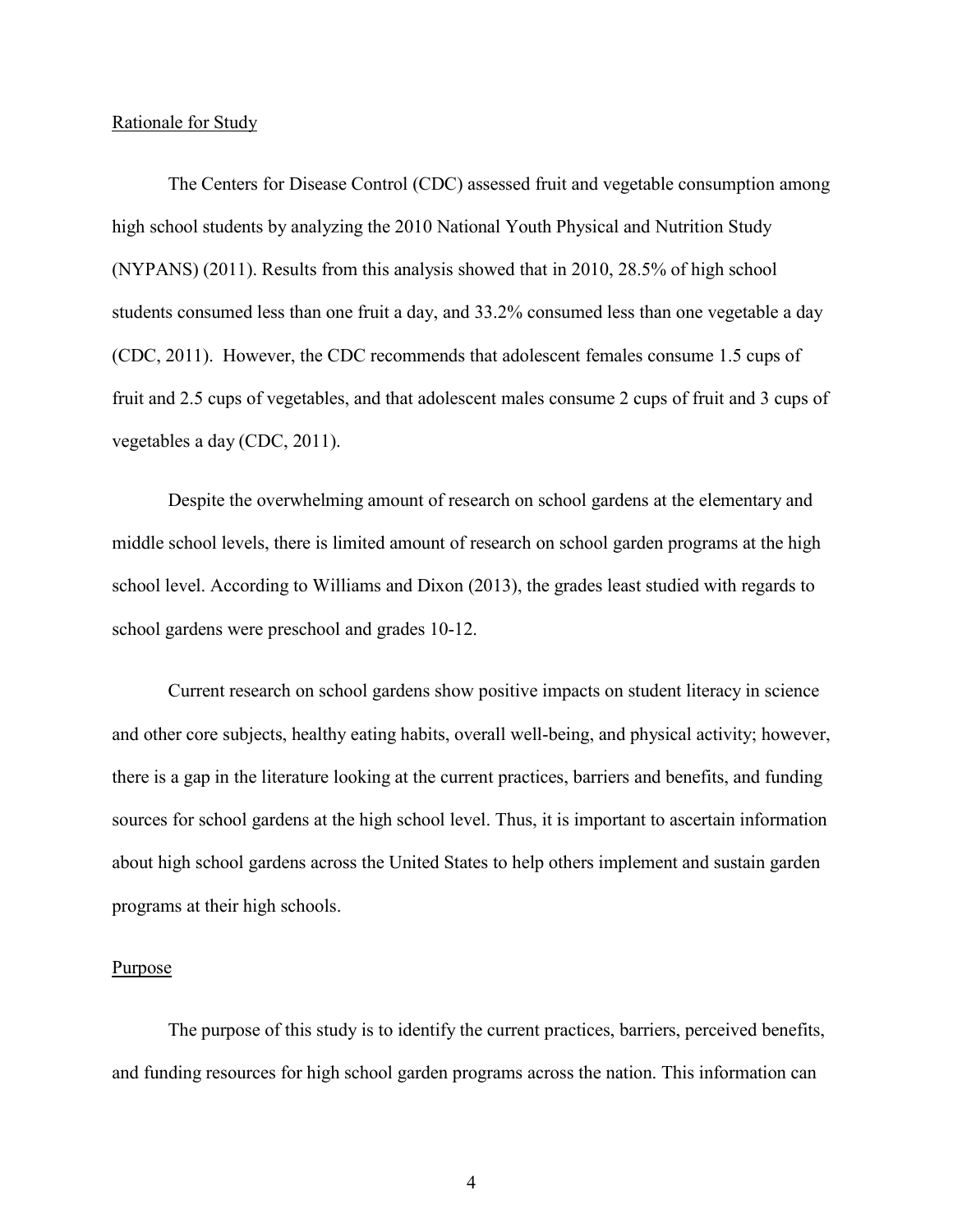## Rationale for Study

The Centers for Disease Control (CDC) assessed fruit and vegetable consumption among high school students by analyzing the 2010 National Youth Physical and Nutrition Study (NYPANS) (2011). Results from this analysis showed that in 2010, 28.5% of high school students consumed less than one fruit a day, and 33.2% consumed less than one vegetable a day (CDC, 2011). However, the CDC recommends that adolescent females consume 1.5 cups of fruit and 2.5 cups of vegetables, and that adolescent males consume 2 cups of fruit and 3 cups of vegetables a day (CDC, 2011).

Despite the overwhelming amount of research on school gardens at the elementary and middle school levels, there is limited amount of research on school garden programs at the high school level. According to Williams and Dixon (2013), the grades least studied with regards to school gardens were preschool and grades 10-12.

Current research on school gardens show positive impacts on student literacy in science and other core subjects, healthy eating habits, overall well-being, and physical activity; however, there is a gap in the literature looking at the current practices, barriers and benefits, and funding sources for school gardens at the high school level. Thus, it is important to ascertain information about high school gardens across the United States to help others implement and sustain garden programs at their high schools.

## Purpose

The purpose of this study is to identify the current practices, barriers, perceived benefits, and funding resources for high school garden programs across the nation. This information can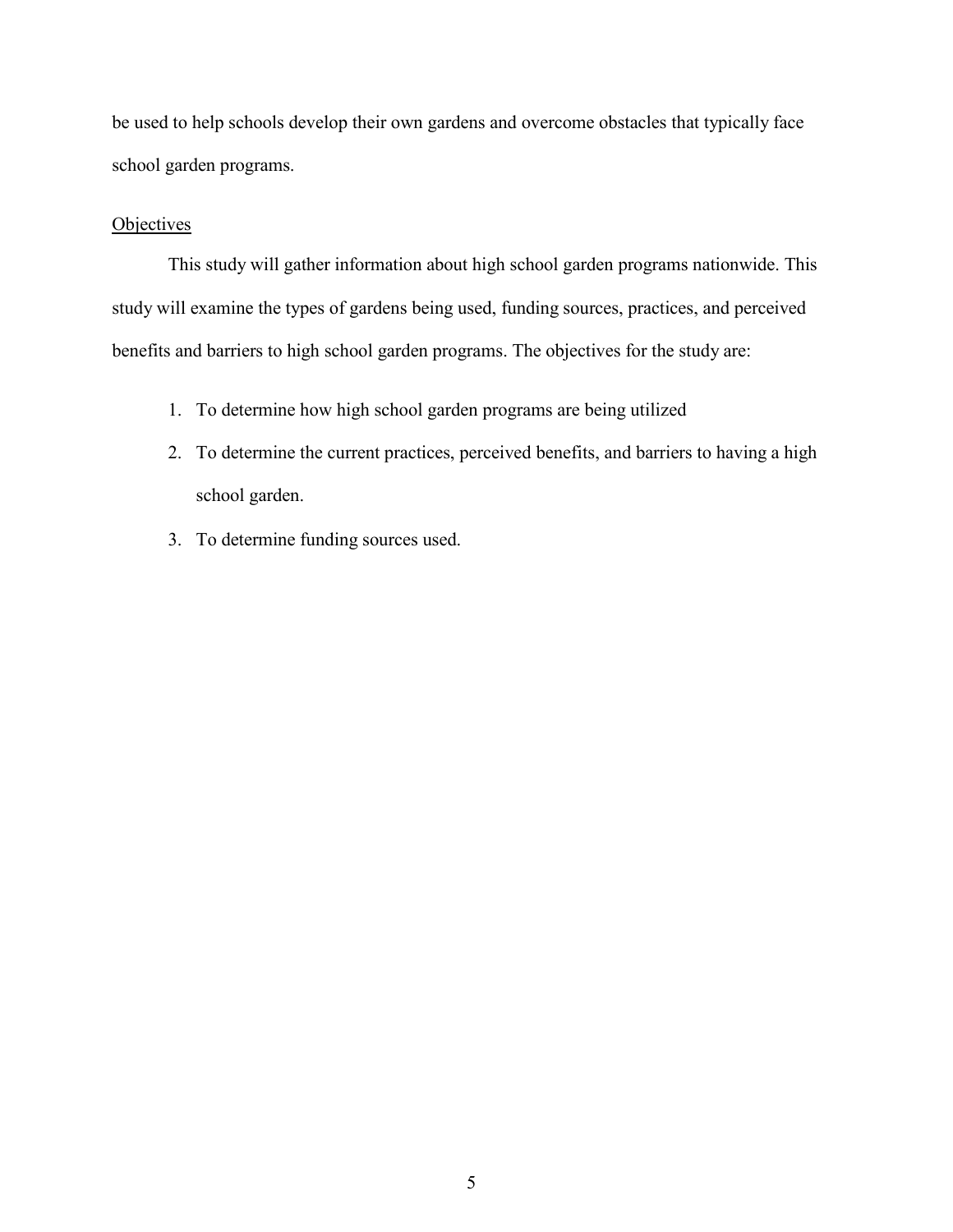be used to help schools develop their own gardens and overcome obstacles that typically face school garden programs.

## Objectives

This study will gather information about high school garden programs nationwide. This study will examine the types of gardens being used, funding sources, practices, and perceived benefits and barriers to high school garden programs. The objectives for the study are:

1. To determine how high school garden programs are being utilized
2. To determine the current practices, perceived benefits, and barriers to having a high school garden.
3. To determine funding sources used.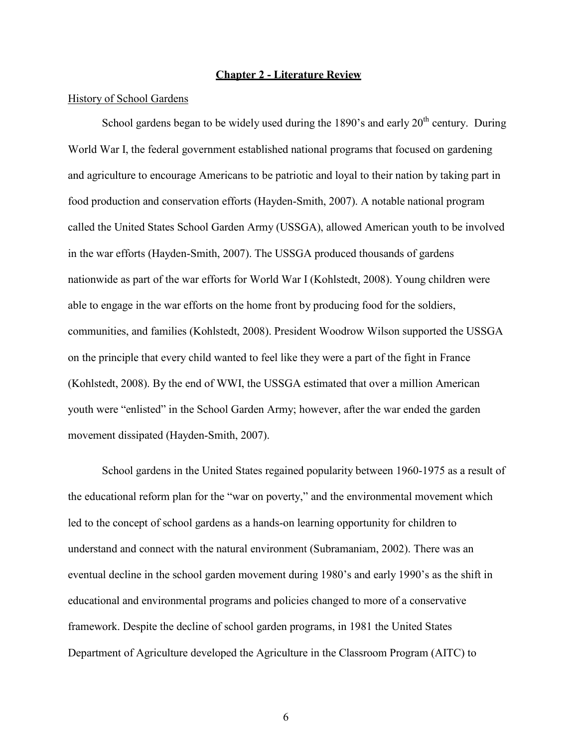## Chapter 2 - Literature Review

History of School Gardens

School gardens began to be widely used during the 1890's and early 20th century. During World War I, the federal government established national programs that focused on gardening and agriculture to encourage Americans to be patriotic and loyal to their nation by taking part in food production and conservation efforts (Hayden-Smith, 2007). A notable national program called the United States School Garden Army (USSGA), allowed American youth to be involved in the war efforts (Hayden-Smith, 2007). The USSGA produced thousands of gardens nationwide as part of the war efforts for World War I (Kohlstedt, 2008). Young children were able to engage in the war efforts on the home front by producing food for the soldiers, communities, and families (Kohlstedt, 2008). President Woodrow Wilson supported the USSGA on the principle that every child wanted to feel like they were a part of the fight in France (Kohlstedt, 2008). By the end of WWI, the USSGA estimated that over a million American youth were "enlisted" in the School Garden Army; however, after the war ended the garden movement dissipated (Hayden-Smith, 2007).

School gardens in the United States regained popularity between 1960-1975 as a result of the educational reform plan for the "war on poverty," and the environmental movement which led to the concept of school gardens as a hands-on learning opportunity for children to understand and connect with the natural environment (Subramaniam, 2002). There was an eventual decline in the school garden movement during 1980's and early 1990's as the shift in educational and environmental programs and policies changed to more of a conservative framework. Despite the decline of school garden programs, in 1981 the United States Department of Agriculture developed the Agriculture in the Classroom Program (AITC) to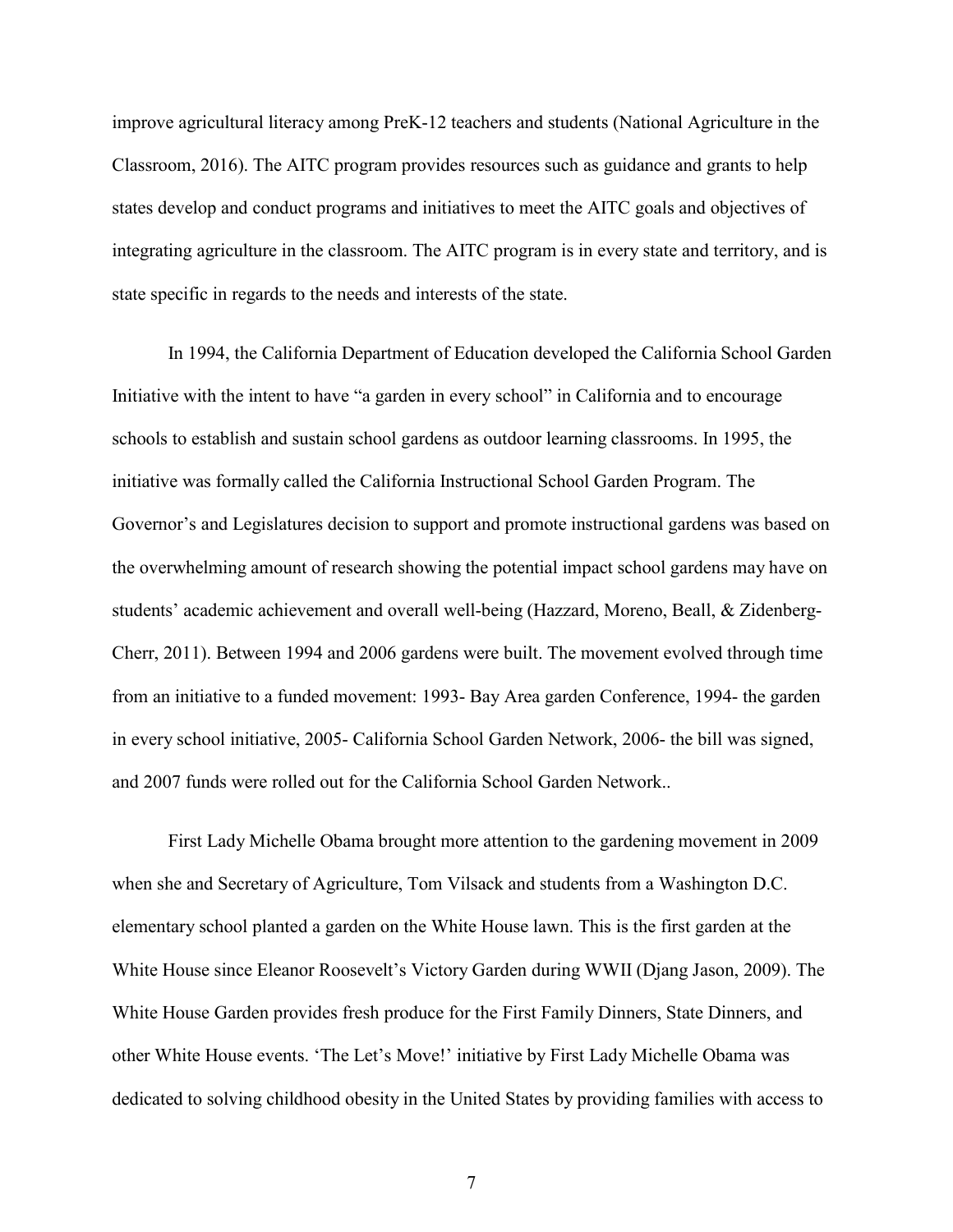improve agricultural literacy among PreK-12 teachers and students (National Agriculture in the Classroom, 2016). The AITC program provides resources such as guidance and grants to help states develop and conduct programs and initiatives to meet the AITC goals and objectives of integrating agriculture in the classroom. The AITC program is in every state and territory, and is state specific in regards to the needs and interests of the state.

In 1994, the California Department of Education developed the California School Garden Initiative with the intent to have "a garden in every school" in California and to encourage schools to establish and sustain school gardens as outdoor learning classrooms. In 1995, the initiative was formally called the California Instructional School Garden Program. The Governor's and Legislatures decision to support and promote instructional gardens was based on the overwhelming amount of research showing the potential impact school gardens may have on students' academic achievement and overall well-being (Hazzard, Moreno, Beall, & Zidenberg-Cherr, 2011). Between 1994 and 2006 gardens were built. The movement evolved through time from an initiative to a funded movement: 1993- Bay Area garden Conference, 1994- the garden in every school initiative, 2005- California School Garden Network, 2006- the bill was signed, and 2007 funds were rolled out for the California School Garden Network..

First Lady Michelle Obama brought more attention to the gardening movement in 2009 when she and Secretary of Agriculture, Tom Vilsack and students from a Washington D.C. elementary school planted a garden on the White House lawn. This is the first garden at the White House since Eleanor Roosevelt's Victory Garden during WWII (Djang Jason, 2009). The White House Garden provides fresh produce for the First Family Dinners, State Dinners, and other White House events. 'The Let's Move!' initiative by First Lady Michelle Obama was dedicated to solving childhood obesity in the United States by providing families with access to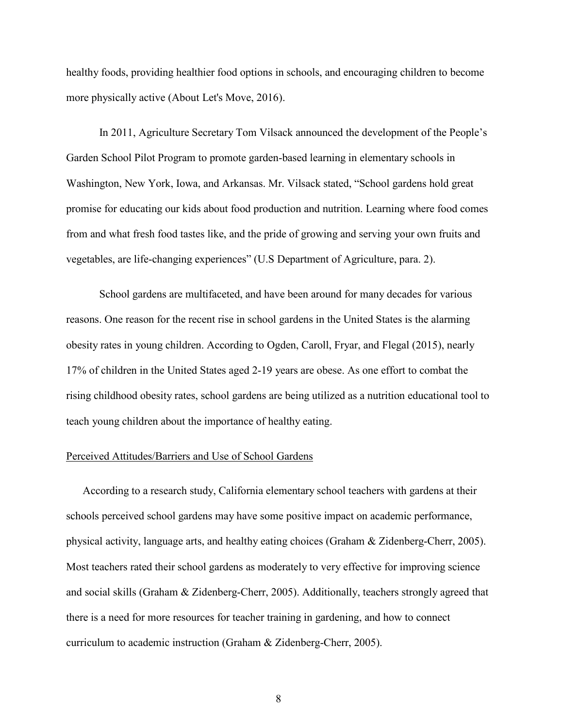healthy foods, providing healthier food options in schools, and encouraging children to become more physically active (About Let's Move, 2016).

In 2011, Agriculture Secretary Tom Vilsack announced the development of the People's Garden School Pilot Program to promote garden-based learning in elementary schools in Washington, New York, Iowa, and Arkansas. Mr. Vilsack stated, "School gardens hold great promise for educating our kids about food production and nutrition. Learning where food comes from and what fresh food tastes like, and the pride of growing and serving your own fruits and vegetables, are life-changing experiences" (U.S Department of Agriculture, para. 2).

School gardens are multifaceted, and have been around for many decades for various reasons. One reason for the recent rise in school gardens in the United States is the alarming obesity rates in young children. According to Ogden, Caroll, Fryar, and Flegal (2015), nearly 17% of children in the United States aged 2-19 years are obese. As one effort to combat the rising childhood obesity rates, school gardens are being utilized as a nutrition educational tool to teach young children about the importance of healthy eating.

<u>Perceived Attitudes/Barriers and Use of School Gardens</u>

According to a research study, California elementary school teachers with gardens at their schools perceived school gardens may have some positive impact on academic performance, physical activity, language arts, and healthy eating choices (Graham & Zidenberg-Cherr, 2005). Most teachers rated their school gardens as moderately to very effective for improving science and social skills (Graham & Zidenberg-Cherr, 2005). Additionally, teachers strongly agreed that there is a need for more resources for teacher training in gardening, and how to connect curriculum to academic instruction (Graham & Zidenberg-Cherr, 2005).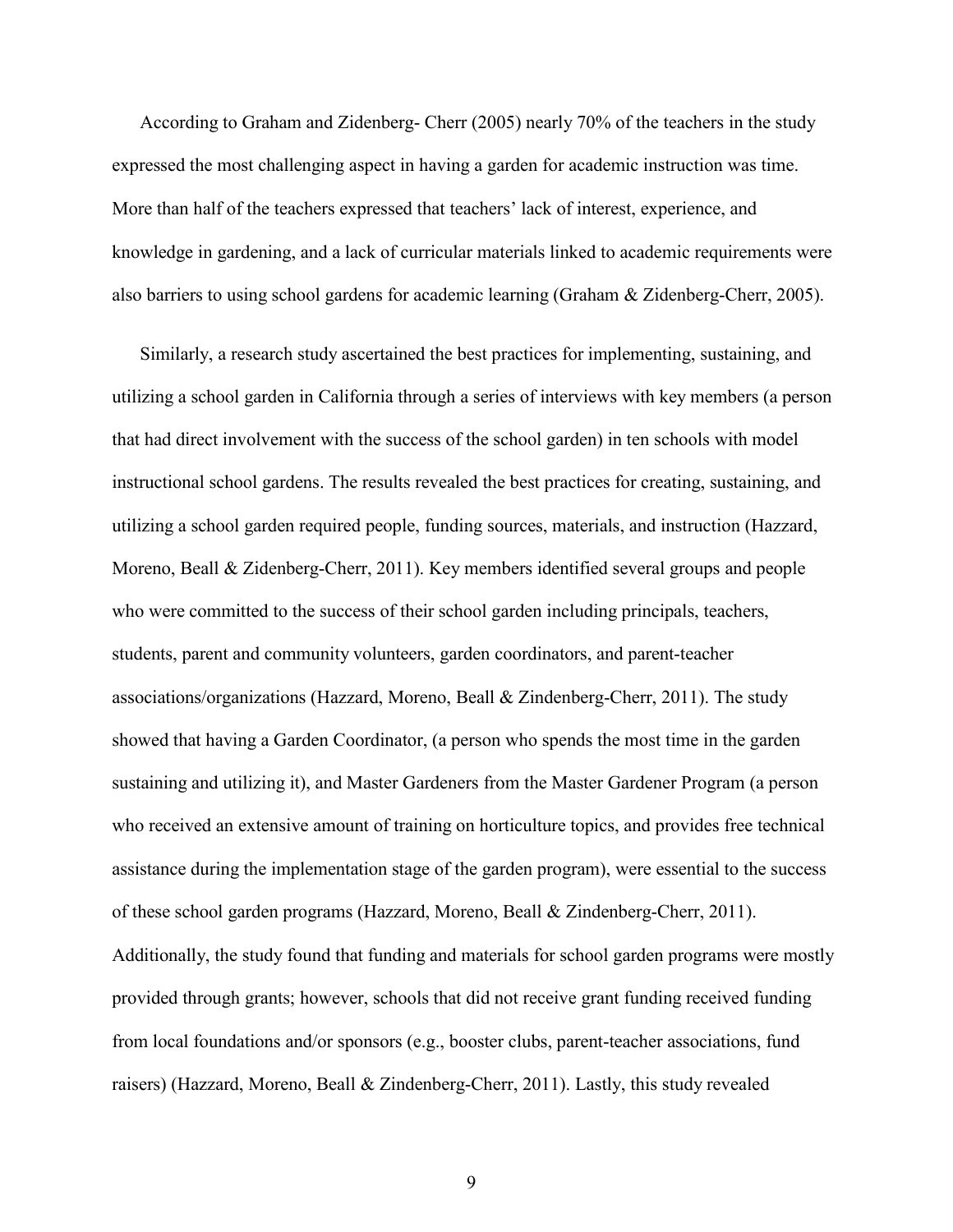According to Graham and Zidenberg- Cherr (2005) nearly 70% of the teachers in the study expressed the most challenging aspect in having a garden for academic instruction was time. More than half of the teachers expressed that teachers' lack of interest, experience, and knowledge in gardening, and a lack of curricular materials linked to academic requirements were also barriers to using school gardens for academic learning (Graham & Zidenberg-Cherr, 2005).

Similarly, a research study ascertained the best practices for implementing, sustaining, and utilizing a school garden in California through a series of interviews with key members (a person that had direct involvement with the success of the school garden) in ten schools with model instructional school gardens. The results revealed the best practices for creating, sustaining, and utilizing a school garden required people, funding sources, materials, and instruction (Hazzard, Moreno, Beall & Zidenberg-Cherr, 2011). Key members identified several groups and people who were committed to the success of their school garden including principals, teachers, students, parent and community volunteers, garden coordinators, and parent-teacher associations/organizations (Hazzard, Moreno, Beall & Zindenberg-Cherr, 2011). The study showed that having a Garden Coordinator, (a person who spends the most time in the garden sustaining and utilizing it), and Master Gardeners from the Master Gardener Program (a person who received an extensive amount of training on horticulture topics, and provides free technical assistance during the implementation stage of the garden program), were essential to the success of these school garden programs (Hazzard, Moreno, Beall & Zindenberg-Cherr, 2011). Additionally, the study found that funding and materials for school garden programs were mostly provided through grants; however, schools that did not receive grant funding received funding from local foundations and/or sponsors (e.g., booster clubs, parent-teacher associations, fund raisers) (Hazzard, Moreno, Beall & Zindenberg-Cherr, 2011). Lastly, this study revealed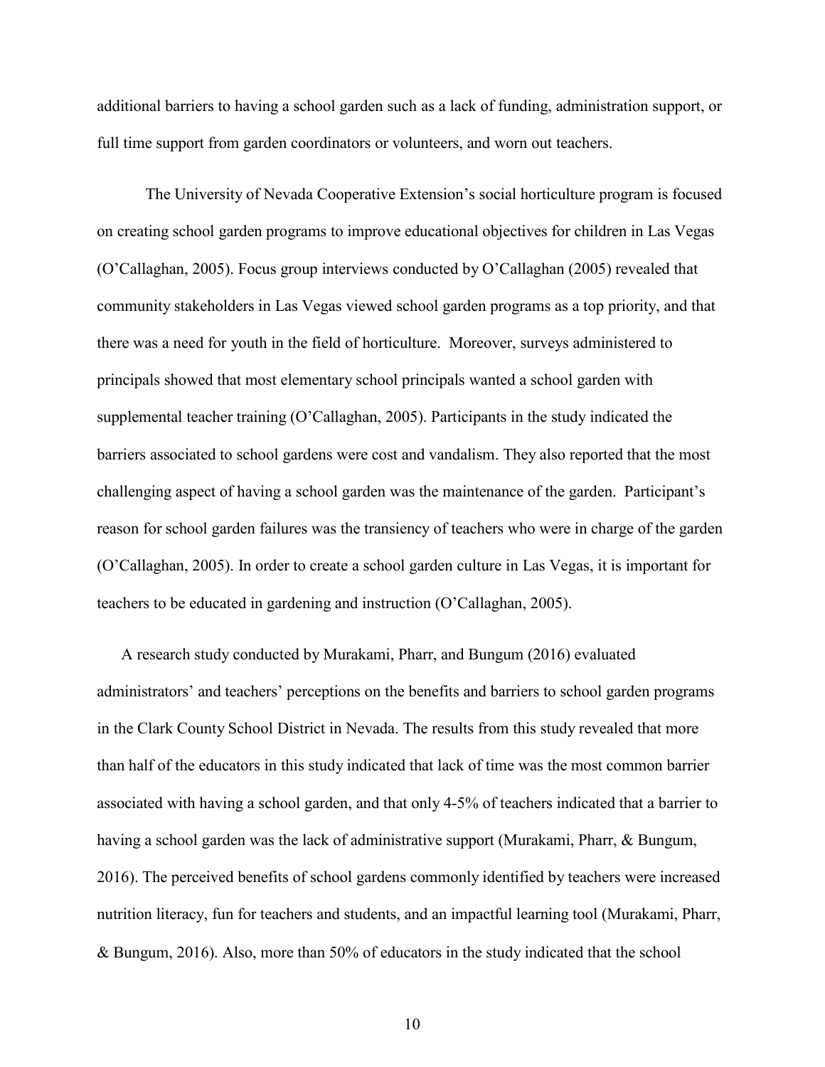additional barriers to having a school garden such as a lack of funding, administration support, or full time support from garden coordinators or volunteers, and worn out teachers.

The University of Nevada Cooperative Extension's social horticulture program is focused on creating school garden programs to improve educational objectives for children in Las Vegas (O'Callaghan, 2005). Focus group interviews conducted by O'Callaghan (2005) revealed that community stakeholders in Las Vegas viewed school garden programs as a top priority, and that there was a need for youth in the field of horticulture. Moreover, surveys administered to principals showed that most elementary school principals wanted a school garden with supplemental teacher training (O'Callaghan, 2005). Participants in the study indicated the barriers associated to school gardens were cost and vandalism. They also reported that the most challenging aspect of having a school garden was the maintenance of the garden. Participant's reason for school garden failures was the transiency of teachers who were in charge of the garden (O'Callaghan, 2005). In order to create a school garden culture in Las Vegas, it is important for teachers to be educated in gardening and instruction (O'Callaghan, 2005).

A research study conducted by Murakami, Pharr, and Bungum (2016) evaluated administrators' and teachers' perceptions on the benefits and barriers to school garden programs in the Clark County School District in Nevada. The results from this study revealed that more than half of the educators in this study indicated that lack of time was the most common barrier associated with having a school garden, and that only 4-5% of teachers indicated that a barrier to having a school garden was the lack of administrative support (Murakami, Pharr, & Bungum, 2016). The perceived benefits of school gardens commonly identified by teachers were increased nutrition literacy, fun for teachers and students, and an impactful learning tool (Murakami, Pharr, & Bungum, 2016). Also, more than 50% of educators in the study indicated that the school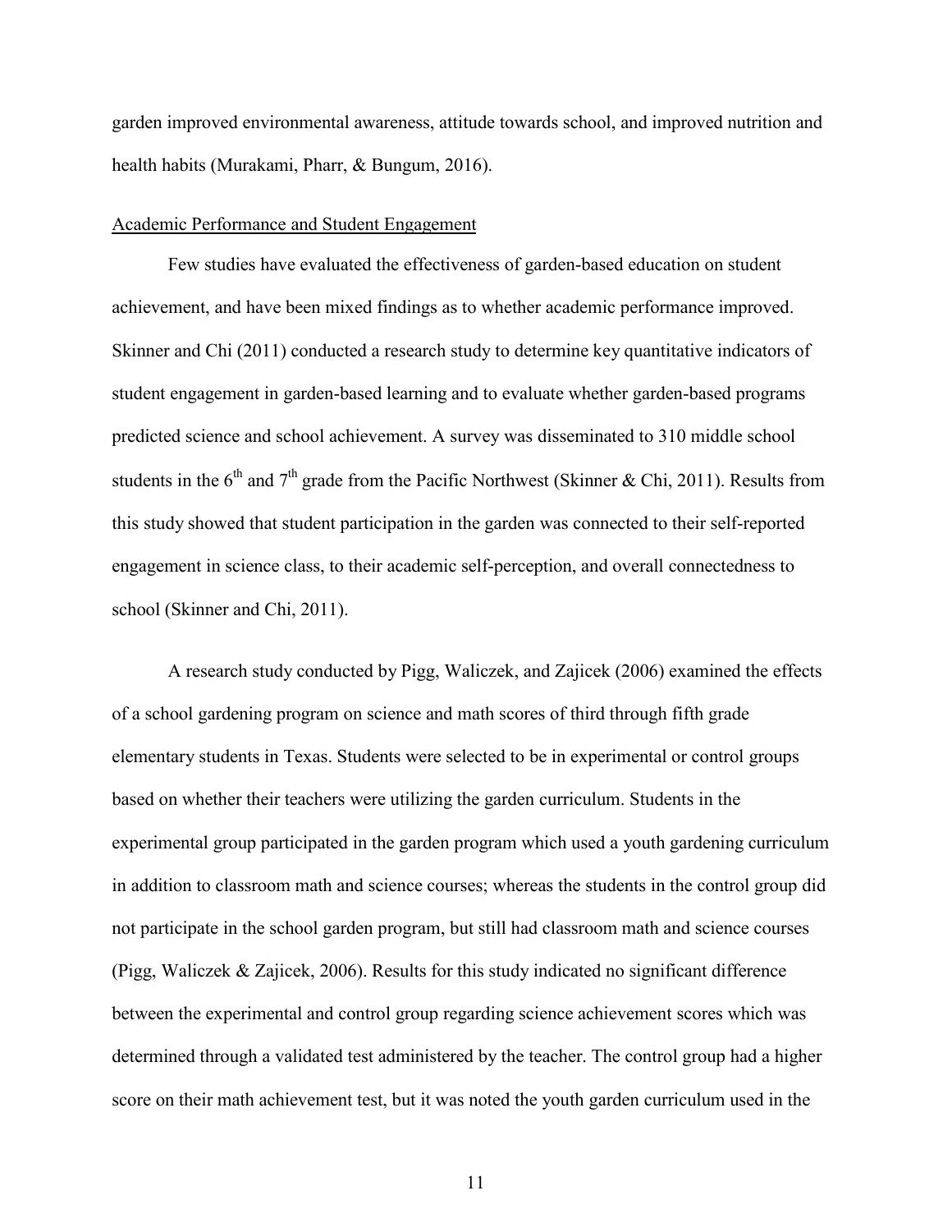garden improved environmental awareness, attitude towards school, and improved nutrition and health habits (Murakami, Pharr, & Bungum, 2016).

<u>Academic Performance and Student Engagement</u>

Few studies have evaluated the effectiveness of garden-based education on student achievement, and have been mixed findings as to whether academic performance improved. Skinner and Chi (2011) conducted a research study to determine key quantitative indicators of student engagement in garden-based learning and to evaluate whether garden-based programs predicted science and school achievement. A survey was disseminated to 310 middle school students in the 6th and 7th grade from the Pacific Northwest (Skinner & Chi, 2011). Results from this study showed that student participation in the garden was connected to their self-reported engagement in science class, to their academic self-perception, and overall connectedness to school (Skinner and Chi, 2011).

A research study conducted by Pigg, Waliczek, and Zajicek (2006) examined the effects of a school gardening program on science and math scores of third through fifth grade elementary students in Texas. Students were selected to be in experimental or control groups based on whether their teachers were utilizing the garden curriculum. Students in the experimental group participated in the garden program which used a youth gardening curriculum in addition to classroom math and science courses; whereas the students in the control group did not participate in the school garden program, but still had classroom math and science courses (Pigg, Waliczek & Zajicek, 2006). Results for this study indicated no significant difference between the experimental and control group regarding science achievement scores which was determined through a validated test administered by the teacher. The control group had a higher score on their math achievement test, but it was noted the youth garden curriculum used in the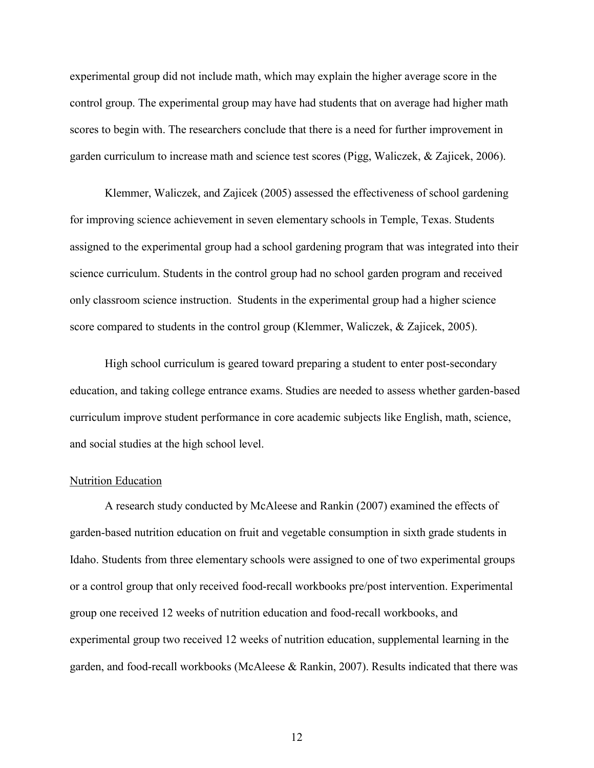experimental group did not include math, which may explain the higher average score in the control group. The experimental group may have had students that on average had higher math scores to begin with. The researchers conclude that there is a need for further improvement in garden curriculum to increase math and science test scores (Pigg, Waliczek, & Zajicek, 2006).

Klemmer, Waliczek, and Zajicek (2005) assessed the effectiveness of school gardening for improving science achievement in seven elementary schools in Temple, Texas. Students assigned to the experimental group had a school gardening program that was integrated into their science curriculum. Students in the control group had no school garden program and received only classroom science instruction. Students in the experimental group had a higher science score compared to students in the control group (Klemmer, Waliczek, & Zajicek, 2005).

High school curriculum is geared toward preparing a student to enter post-secondary education, and taking college entrance exams. Studies are needed to assess whether garden-based curriculum improve student performance in core academic subjects like English, math, science, and social studies at the high school level.

<u>Nutrition Education</u>

A research study conducted by McAleese and Rankin (2007) examined the effects of garden-based nutrition education on fruit and vegetable consumption in sixth grade students in Idaho. Students from three elementary schools were assigned to one of two experimental groups or a control group that only received food-recall workbooks pre/post intervention. Experimental group one received 12 weeks of nutrition education and food-recall workbooks, and experimental group two received 12 weeks of nutrition education, supplemental learning in the garden, and food-recall workbooks (McAleese & Rankin, 2007). Results indicated that there was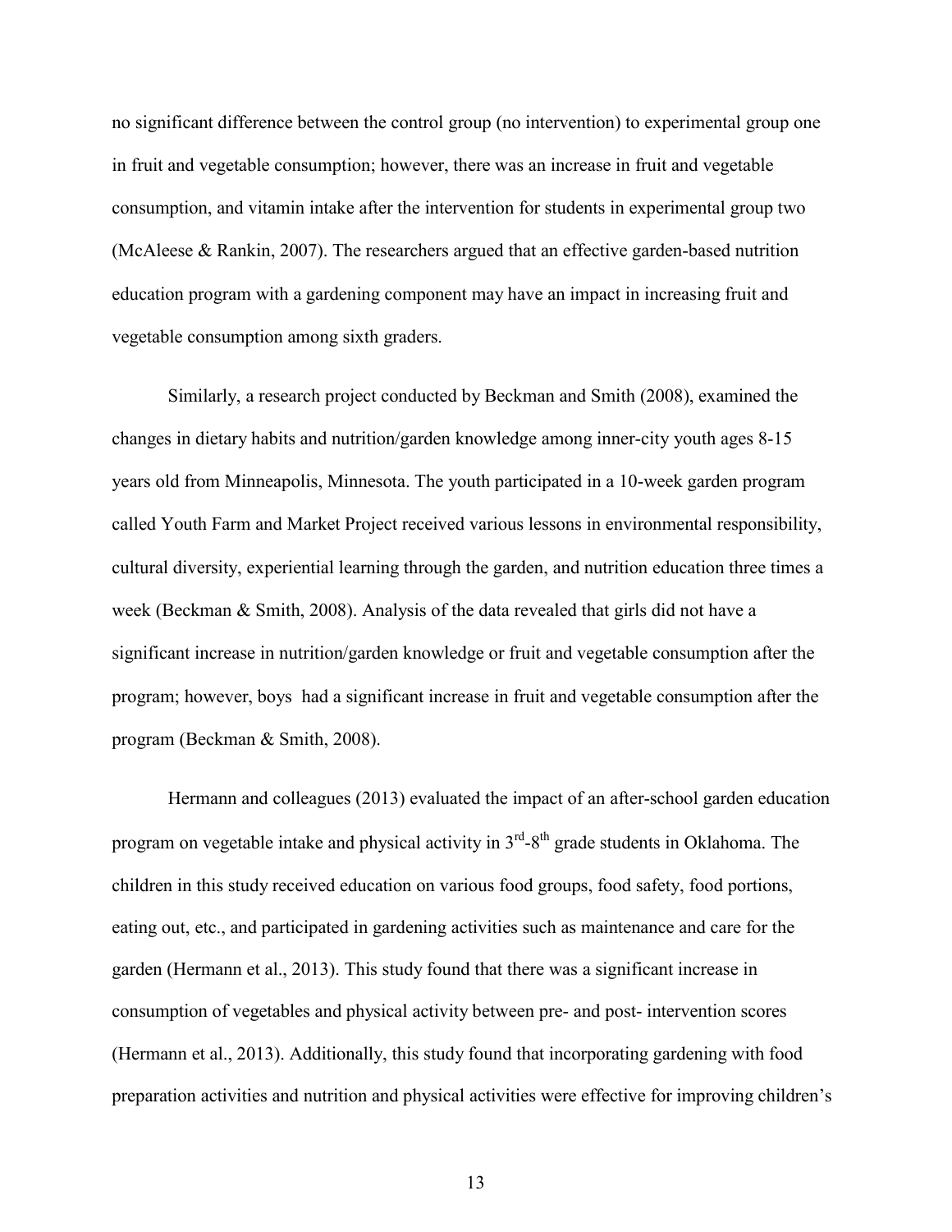no significant difference between the control group (no intervention) to experimental group one in fruit and vegetable consumption; however, there was an increase in fruit and vegetable consumption, and vitamin intake after the intervention for students in experimental group two (McAleese & Rankin, 2007). The researchers argued that an effective garden-based nutrition education program with a gardening component may have an impact in increasing fruit and vegetable consumption among sixth graders.

Similarly, a research project conducted by Beckman and Smith (2008), examined the changes in dietary habits and nutrition/garden knowledge among inner-city youth ages 8-15 years old from Minneapolis, Minnesota. The youth participated in a 10-week garden program called Youth Farm and Market Project received various lessons in environmental responsibility, cultural diversity, experiential learning through the garden, and nutrition education three times a week (Beckman & Smith, 2008). Analysis of the data revealed that girls did not have a significant increase in nutrition/garden knowledge or fruit and vegetable consumption after the program; however, boys had a significant increase in fruit and vegetable consumption after the program (Beckman & Smith, 2008).

Hermann and colleagues (2013) evaluated the impact of an after-school garden education program on vegetable intake and physical activity in 3rd-8th grade students in Oklahoma. The children in this study received education on various food groups, food safety, food portions, eating out, etc., and participated in gardening activities such as maintenance and care for the garden (Hermann et al., 2013). This study found that there was a significant increase in consumption of vegetables and physical activity between pre- and post- intervention scores (Hermann et al., 2013). Additionally, this study found that incorporating gardening with food preparation activities and nutrition and physical activities were effective for improving children's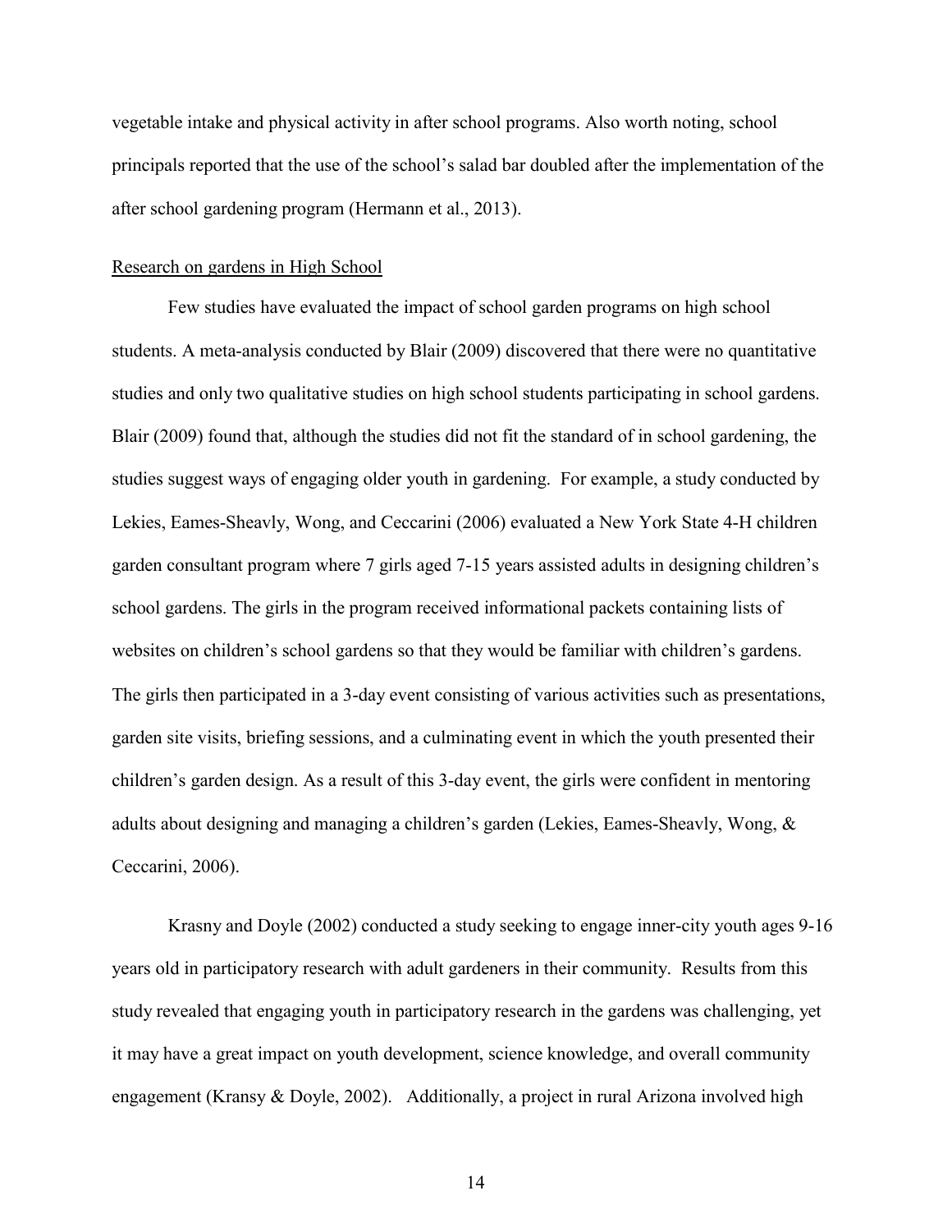vegetable intake and physical activity in after school programs. Also worth noting, school principals reported that the use of the school's salad bar doubled after the implementation of the after school gardening program (Hermann et al., 2013).

Research on gardens in High School

Few studies have evaluated the impact of school garden programs on high school students. A meta-analysis conducted by Blair (2009) discovered that there were no quantitative studies and only two qualitative studies on high school students participating in school gardens. Blair (2009) found that, although the studies did not fit the standard of in school gardening, the studies suggest ways of engaging older youth in gardening. For example, a study conducted by Lekies, Eames-Sheavly, Wong, and Ceccarini (2006) evaluated a New York State 4-H children garden consultant program where 7 girls aged 7-15 years assisted adults in designing children's school gardens. The girls in the program received informational packets containing lists of websites on children's school gardens so that they would be familiar with children's gardens. The girls then participated in a 3-day event consisting of various activities such as presentations, garden site visits, briefing sessions, and a culminating event in which the youth presented their children's garden design. As a result of this 3-day event, the girls were confident in mentoring adults about designing and managing a children's garden (Lekies, Eames-Sheavly, Wong, & Ceccarini, 2006).

Krasny and Doyle (2002) conducted a study seeking to engage inner-city youth ages 9-16 years old in participatory research with adult gardeners in their community. Results from this study revealed that engaging youth in participatory research in the gardens was challenging, yet it may have a great impact on youth development, science knowledge, and overall community engagement (Kransy & Doyle, 2002). Additionally, a project in rural Arizona involved high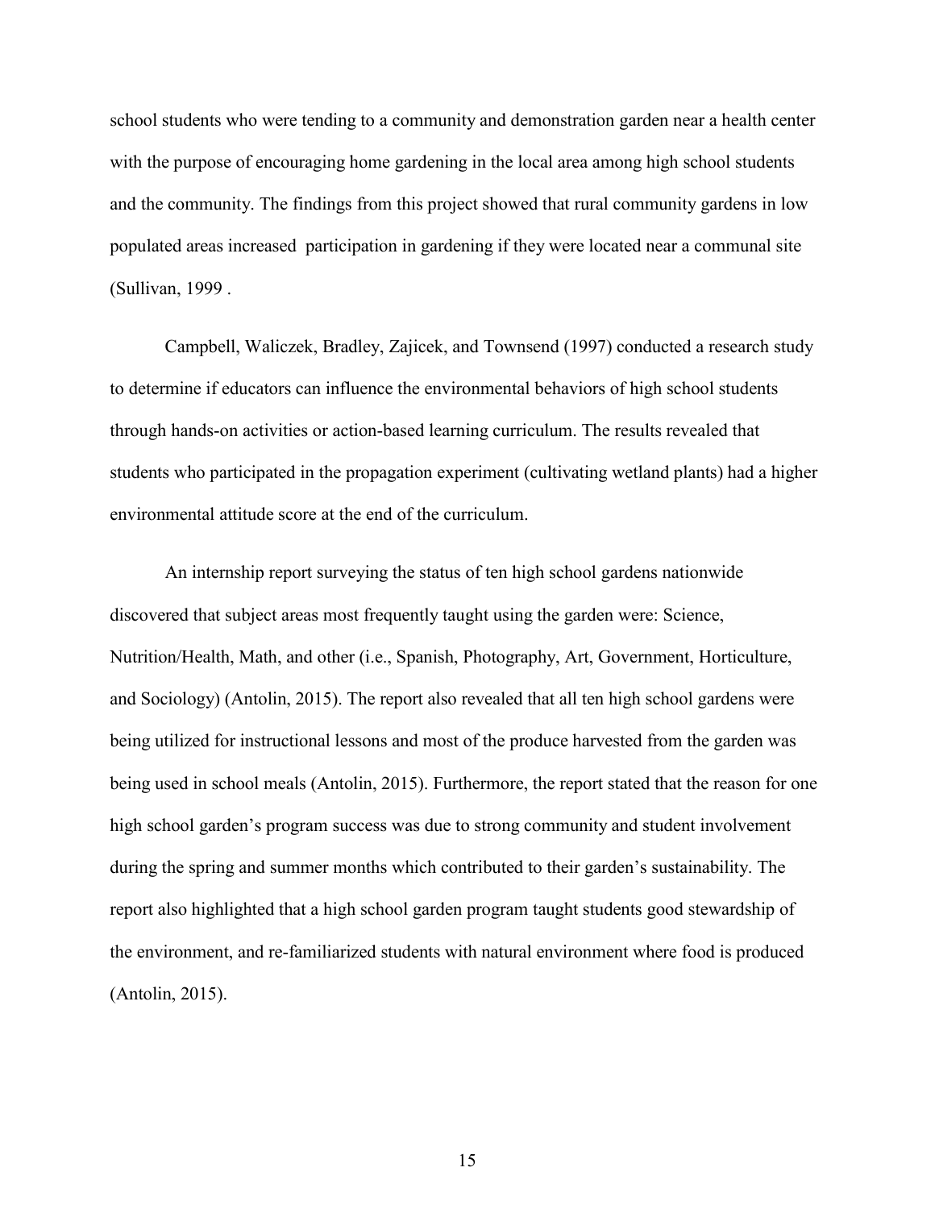school students who were tending to a community and demonstration garden near a health center with the purpose of encouraging home gardening in the local area among high school students and the community. The findings from this project showed that rural community gardens in low populated areas increased participation in gardening if they were located near a communal site (Sullivan, 1999 .

Campbell, Waliczek, Bradley, Zajicek, and Townsend (1997) conducted a research study to determine if educators can influence the environmental behaviors of high school students through hands-on activities or action-based learning curriculum. The results revealed that students who participated in the propagation experiment (cultivating wetland plants) had a higher environmental attitude score at the end of the curriculum.

An internship report surveying the status of ten high school gardens nationwide discovered that subject areas most frequently taught using the garden were: Science, Nutrition/Health, Math, and other (i.e., Spanish, Photography, Art, Government, Horticulture, and Sociology) (Antolin, 2015). The report also revealed that all ten high school gardens were being utilized for instructional lessons and most of the produce harvested from the garden was being used in school meals (Antolin, 2015). Furthermore, the report stated that the reason for one high school garden's program success was due to strong community and student involvement during the spring and summer months which contributed to their garden's sustainability. The report also highlighted that a high school garden program taught students good stewardship of the environment, and re-familiarized students with natural environment where food is produced (Antolin, 2015).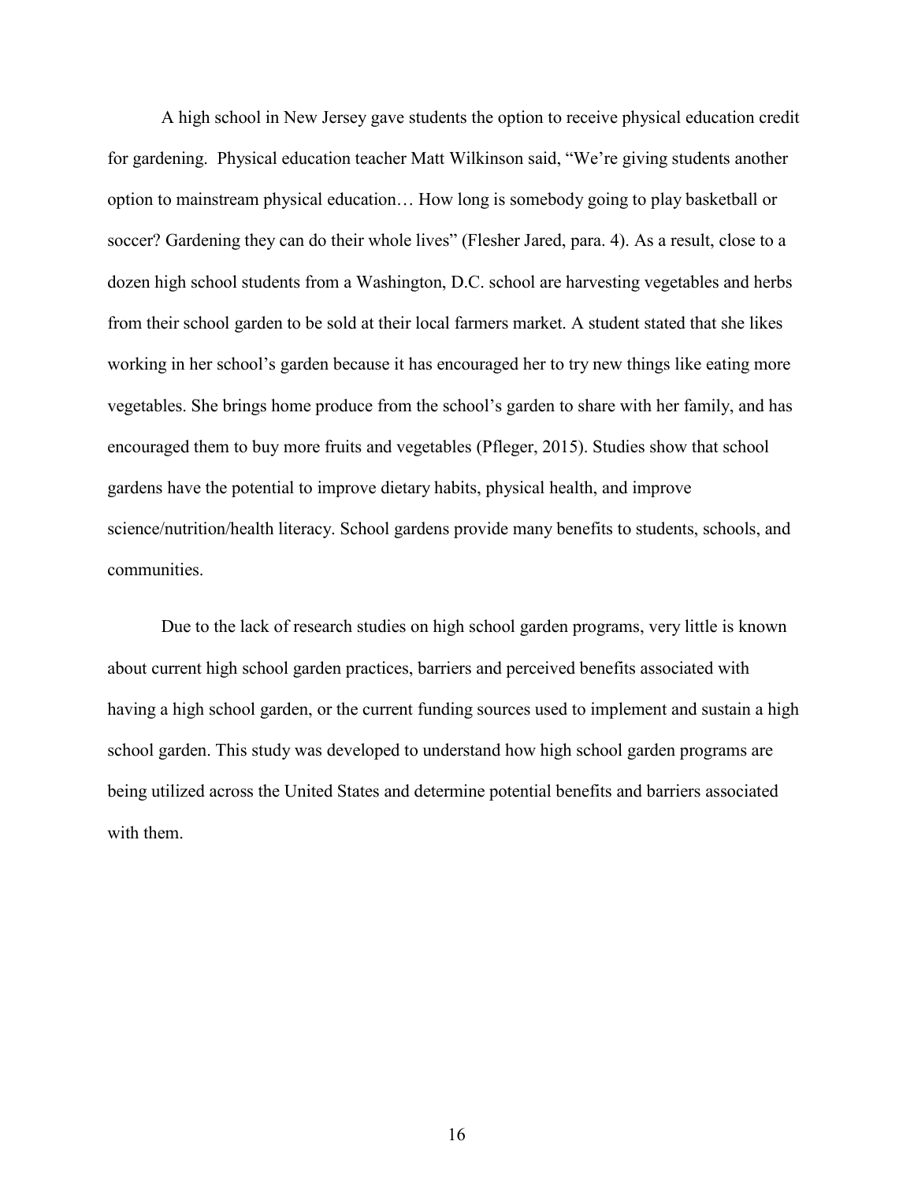A high school in New Jersey gave students the option to receive physical education credit for gardening. Physical education teacher Matt Wilkinson said, "We're giving students another option to mainstream physical education… How long is somebody going to play basketball or soccer? Gardening they can do their whole lives" (Flesher Jared, para. 4). As a result, close to a dozen high school students from a Washington, D.C. school are harvesting vegetables and herbs from their school garden to be sold at their local farmers market. A student stated that she likes working in her school's garden because it has encouraged her to try new things like eating more vegetables. She brings home produce from the school's garden to share with her family, and has encouraged them to buy more fruits and vegetables (Pfleger, 2015). Studies show that school gardens have the potential to improve dietary habits, physical health, and improve science/nutrition/health literacy. School gardens provide many benefits to students, schools, and communities.

Due to the lack of research studies on high school garden programs, very little is known about current high school garden practices, barriers and perceived benefits associated with having a high school garden, or the current funding sources used to implement and sustain a high school garden. This study was developed to understand how high school garden programs are being utilized across the United States and determine potential benefits and barriers associated with them.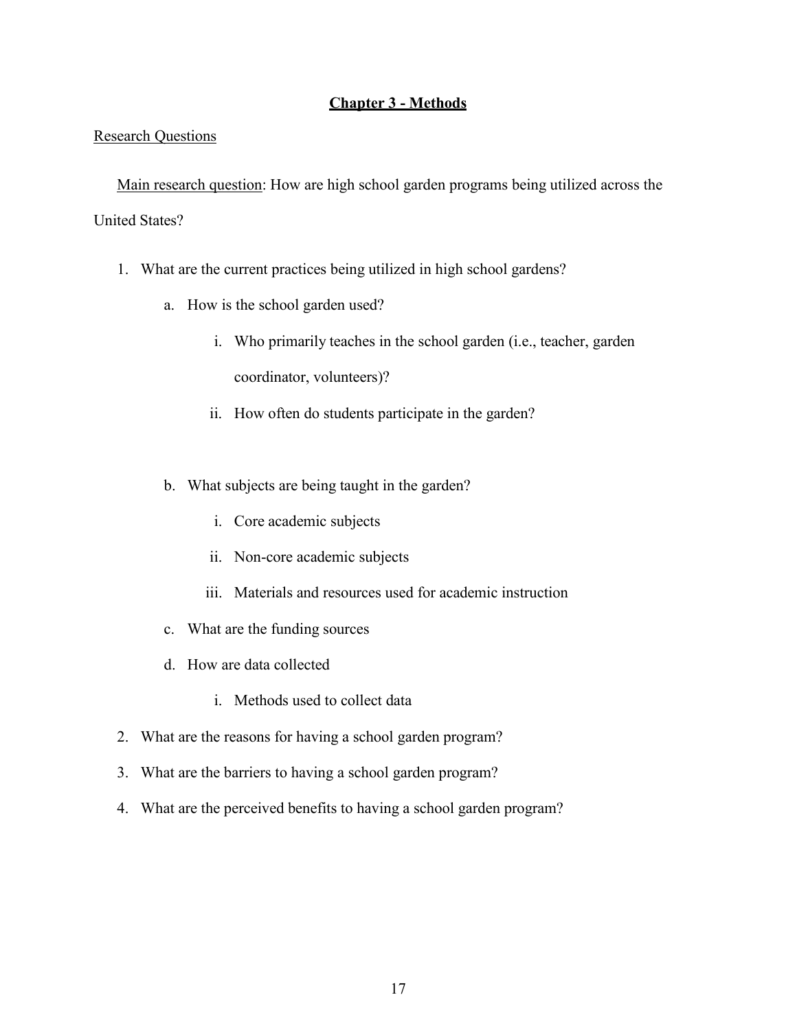# **Chapter 3 - Methods**

Research Questions

Main research question: How are high school garden programs being utilized across the United States?

1. What are the current practices being utilized in high school gardens?
    a. How is the school garden used?
        i. Who primarily teaches in the school garden (i.e., teacher, garden coordinator, volunteers)?
        ii. How often do students participate in the garden?
    b. What subjects are being taught in the garden?
        i. Core academic subjects
        ii. Non-core academic subjects
        iii. Materials and resources used for academic instruction
    c. What are the funding sources
    d. How are data collected
        i. Methods used to collect data
2. What are the reasons for having a school garden program?
3. What are the barriers to having a school garden program?
4. What are the perceived benefits to having a school garden program?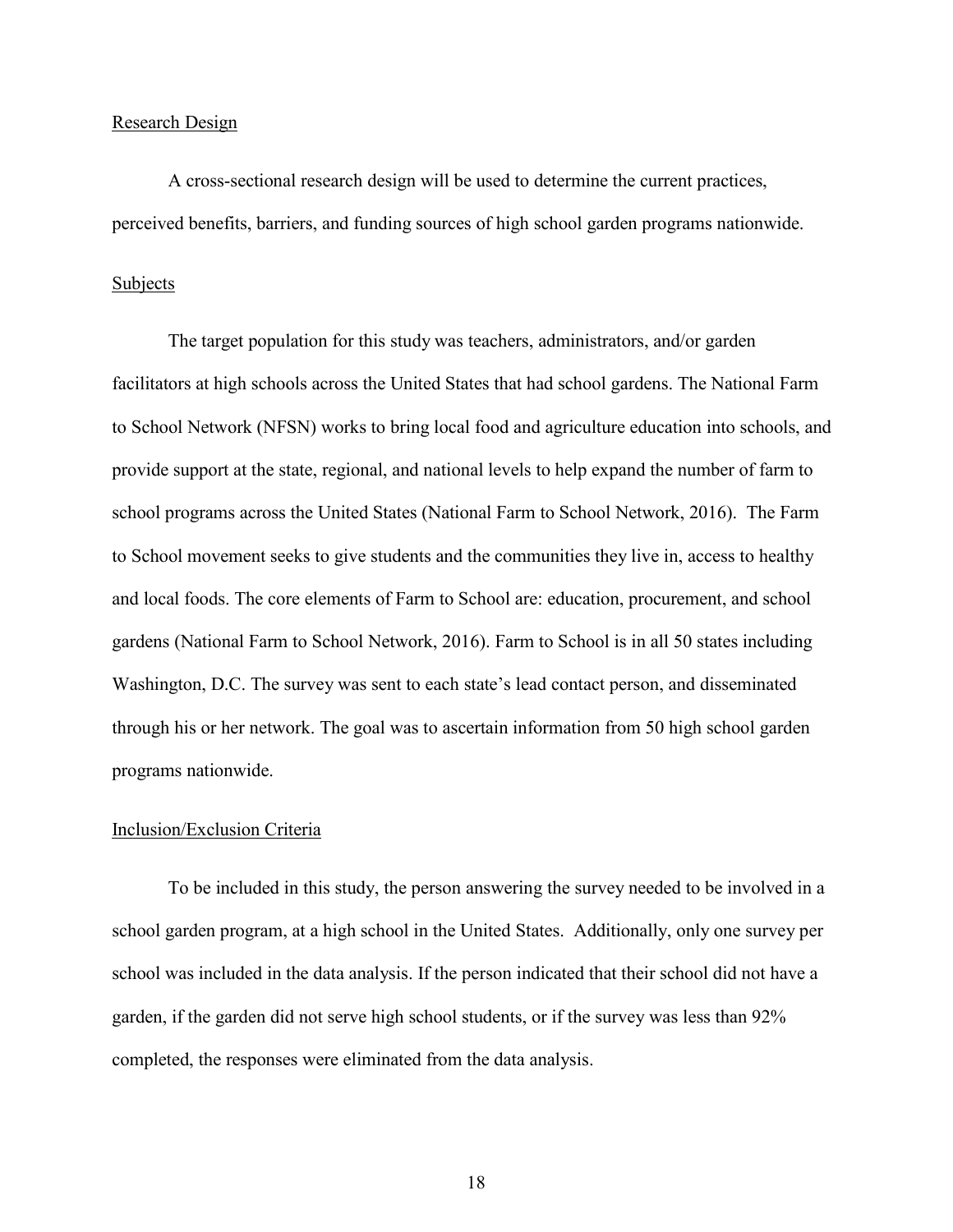## Research Design

A cross-sectional research design will be used to determine the current practices, perceived benefits, barriers, and funding sources of high school garden programs nationwide.

## Subjects

The target population for this study was teachers, administrators, and/or garden facilitators at high schools across the United States that had school gardens. The National Farm to School Network (NFSN) works to bring local food and agriculture education into schools, and provide support at the state, regional, and national levels to help expand the number of farm to school programs across the United States (National Farm to School Network, 2016). The Farm to School movement seeks to give students and the communities they live in, access to healthy and local foods. The core elements of Farm to School are: education, procurement, and school gardens (National Farm to School Network, 2016). Farm to School is in all 50 states including Washington, D.C. The survey was sent to each state's lead contact person, and disseminated through his or her network. The goal was to ascertain information from 50 high school garden programs nationwide.

## Inclusion/Exclusion Criteria

To be included in this study, the person answering the survey needed to be involved in a school garden program, at a high school in the United States. Additionally, only one survey per school was included in the data analysis. If the person indicated that their school did not have a garden, if the garden did not serve high school students, or if the survey was less than 92% completed, the responses were eliminated from the data analysis.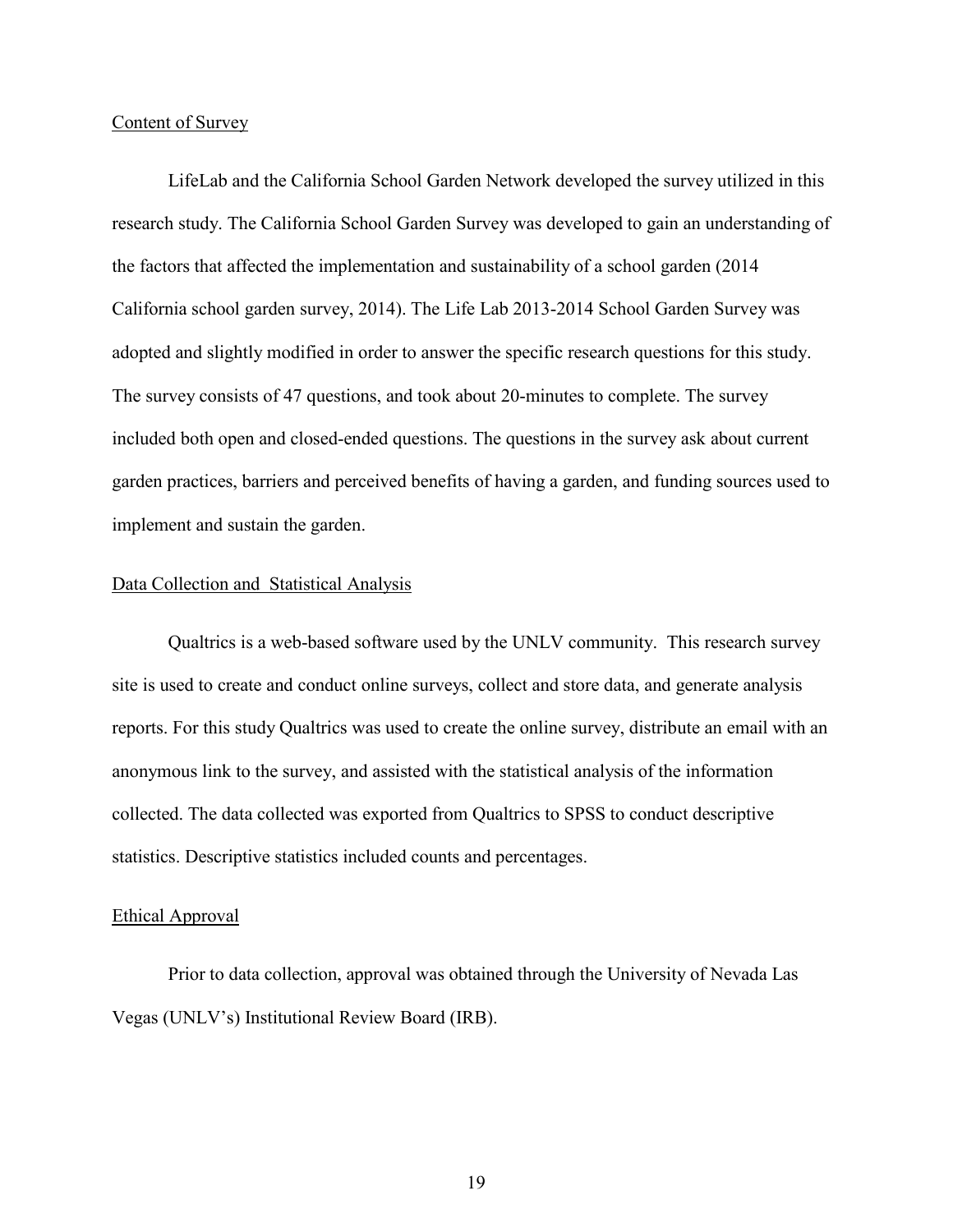Content of Survey

LifeLab and the California School Garden Network developed the survey utilized in this research study. The California School Garden Survey was developed to gain an understanding of the factors that affected the implementation and sustainability of a school garden (2014 California school garden survey, 2014). The Life Lab 2013-2014 School Garden Survey was adopted and slightly modified in order to answer the specific research questions for this study. The survey consists of 47 questions, and took about 20-minutes to complete. The survey included both open and closed-ended questions. The questions in the survey ask about current garden practices, barriers and perceived benefits of having a garden, and funding sources used to implement and sustain the garden.

Data Collection and Statistical Analysis

Qualtrics is a web-based software used by the UNLV community. This research survey site is used to create and conduct online surveys, collect and store data, and generate analysis reports. For this study Qualtrics was used to create the online survey, distribute an email with an anonymous link to the survey, and assisted with the statistical analysis of the information collected. The data collected was exported from Qualtrics to SPSS to conduct descriptive statistics. Descriptive statistics included counts and percentages.

Ethical Approval

Prior to data collection, approval was obtained through the University of Nevada Las Vegas (UNLV's) Institutional Review Board (IRB).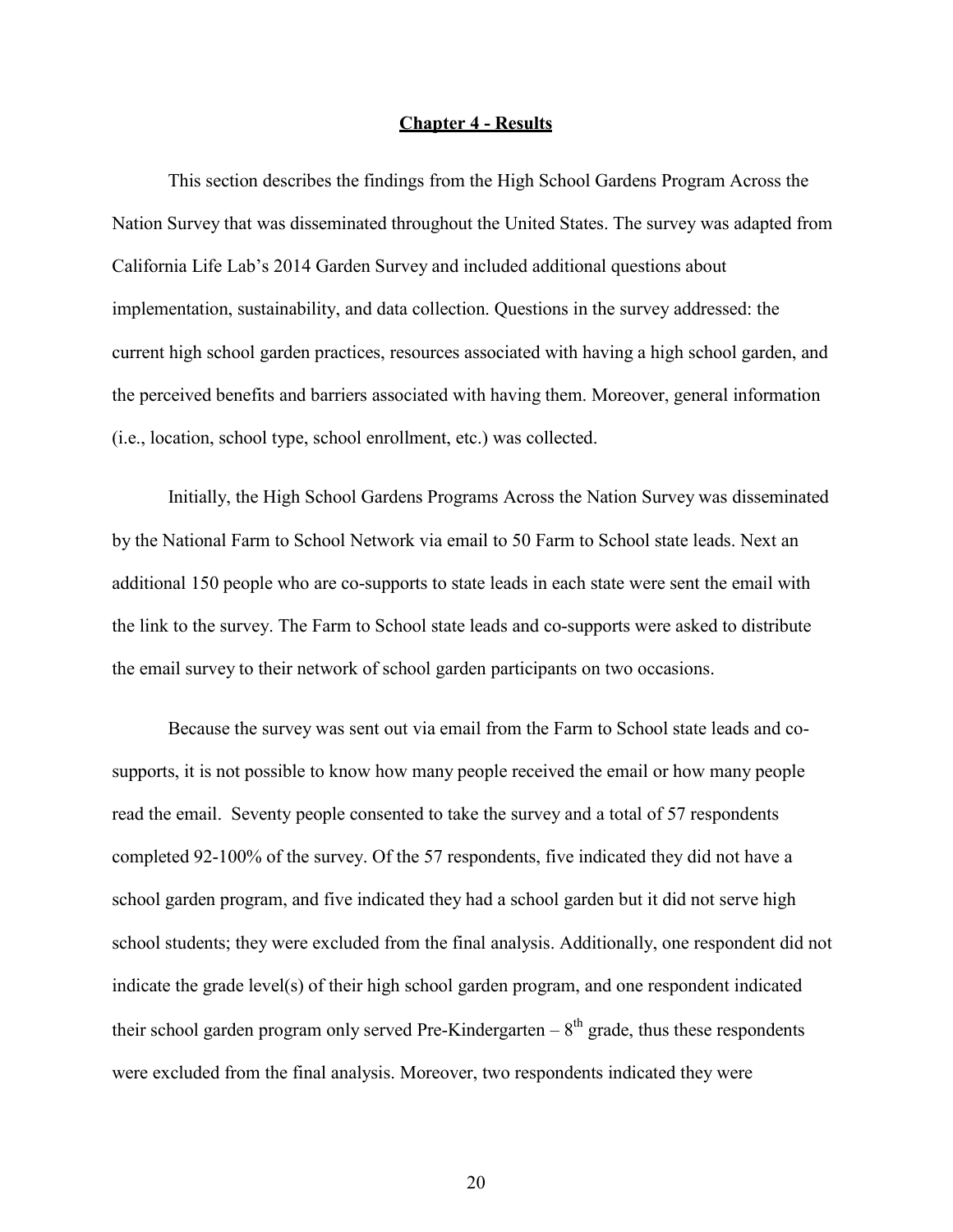# Chapter 4 - Results

This section describes the findings from the High School Gardens Program Across the Nation Survey that was disseminated throughout the United States. The survey was adapted from California Life Lab's 2014 Garden Survey and included additional questions about implementation, sustainability, and data collection. Questions in the survey addressed: the current high school garden practices, resources associated with having a high school garden, and the perceived benefits and barriers associated with having them. Moreover, general information (i.e., location, school type, school enrollment, etc.) was collected.

Initially, the High School Gardens Programs Across the Nation Survey was disseminated by the National Farm to School Network via email to 50 Farm to School state leads. Next an additional 150 people who are co-supports to state leads in each state were sent the email with the link to the survey. The Farm to School state leads and co-supports were asked to distribute the email survey to their network of school garden participants on two occasions.

Because the survey was sent out via email from the Farm to School state leads and co-supports, it is not possible to know how many people received the email or how many people read the email. Seventy people consented to take the survey and a total of 57 respondents completed 92-100% of the survey. Of the 57 respondents, five indicated they did not have a school garden program, and five indicated they had a school garden but it did not serve high school students; they were excluded from the final analysis. Additionally, one respondent did not indicate the grade level(s) of their high school garden program, and one respondent indicated their school garden program only served Pre-Kindergarten – 8th grade, thus these respondents were excluded from the final analysis. Moreover, two respondents indicated they were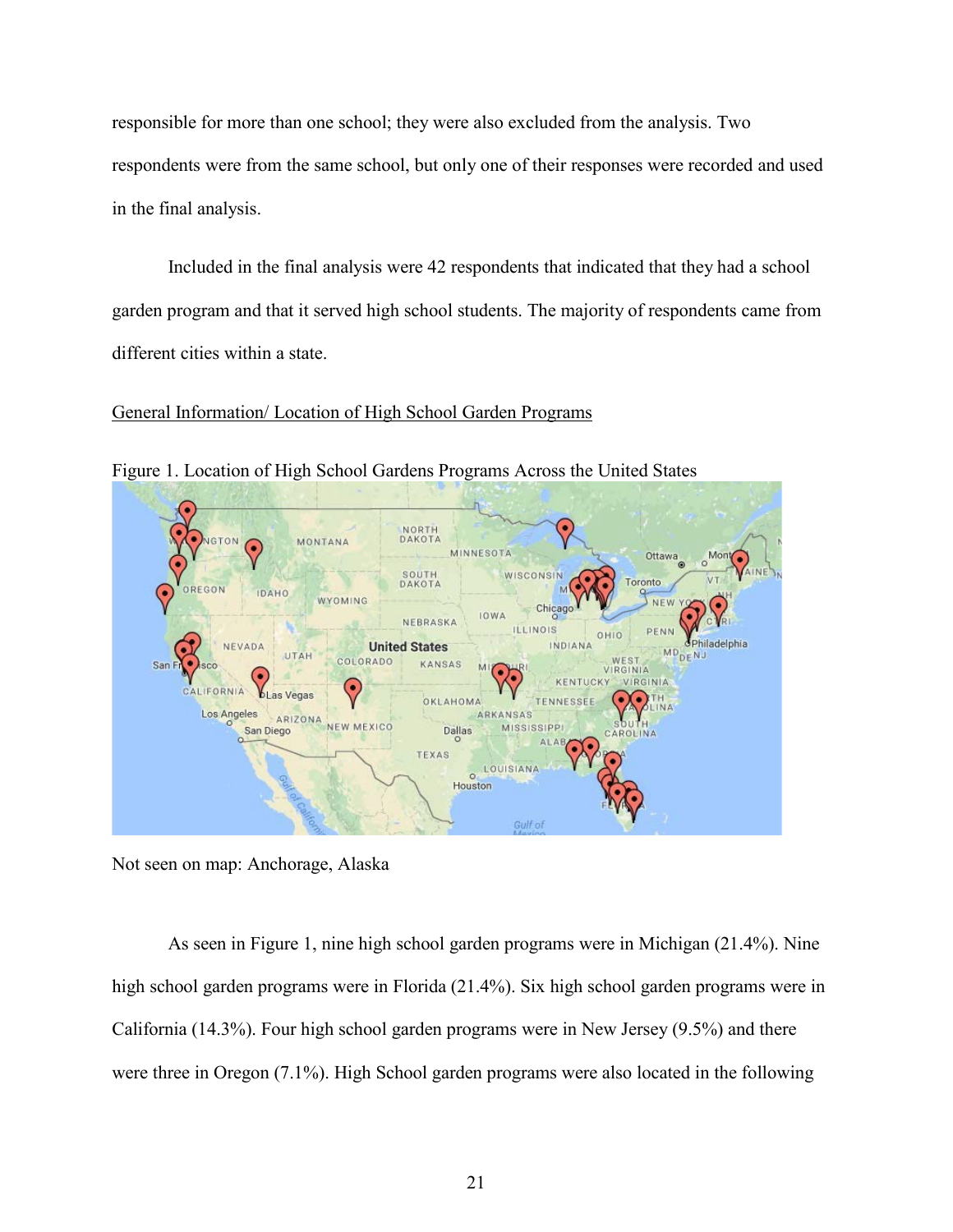responsible for more than one school; they were also excluded from the analysis. Two respondents were from the same school, but only one of their responses were recorded and used in the final analysis.

Included in the final analysis were 42 respondents that indicated that they had a school garden program and that it served high school students. The majority of respondents came from different cities within a state.

General Information/ Location of High School Garden Programs

Figure 1. Location of High School Gardens Programs Across the United States

Not seen on map: Anchorage, Alaska

As seen in Figure 1, nine high school garden programs were in Michigan (21.4%). Nine high school garden programs were in Florida (21.4%). Six high school garden programs were in California (14.3%). Four high school garden programs were in New Jersey (9.5%) and there were three in Oregon (7.1%). High School garden programs were also located in the following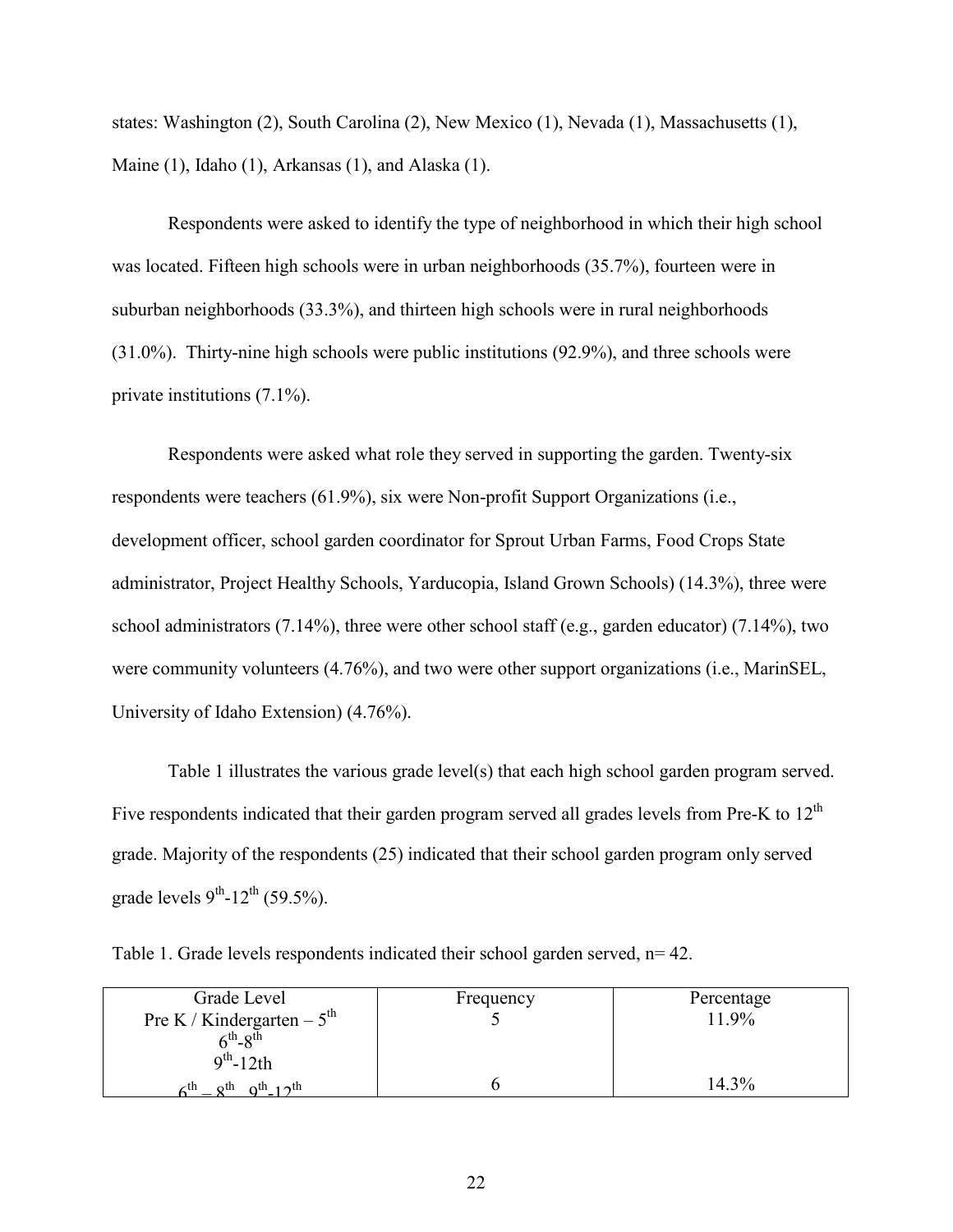states: Washington (2), South Carolina (2), New Mexico (1), Nevada (1), Massachusetts (1), Maine (1), Idaho (1), Arkansas (1), and Alaska (1).

Respondents were asked to identify the type of neighborhood in which their high school was located. Fifteen high schools were in urban neighborhoods (35.7%), fourteen were in suburban neighborhoods (33.3%), and thirteen high schools were in rural neighborhoods (31.0%). Thirty-nine high schools were public institutions (92.9%), and three schools were private institutions (7.1%).

Respondents were asked what role they served in supporting the garden. Twenty-six respondents were teachers (61.9%), six were Non-profit Support Organizations (i.e., development officer, school garden coordinator for Sprout Urban Farms, Food Crops State administrator, Project Healthy Schools, Yarducopia, Island Grown Schools) (14.3%), three were school administrators (7.14%), three were other school staff (e.g., garden educator) (7.14%), two were community volunteers (4.76%), and two were other support organizations (i.e., MarinSEL, University of Idaho Extension) (4.76%).

Table 1 illustrates the various grade level(s) that each high school garden program served. Five respondents indicated that their garden program served all grades levels from Pre-K to 12th grade. Majority of the respondents (25) indicated that their school garden program only served grade levels 9th-12th (59.5%).

Table 1. Grade levels respondents indicated their school garden served, n= 42.

| Grade Level | Frequency | Percentage |
| --- | --- | --- |
| Pre K / Kindergarten – 5th<br>6th-8th<br>9th-12th | 5 | 11.9% |
| 6th – 8th, 9th-12th | 6 | 14.3% |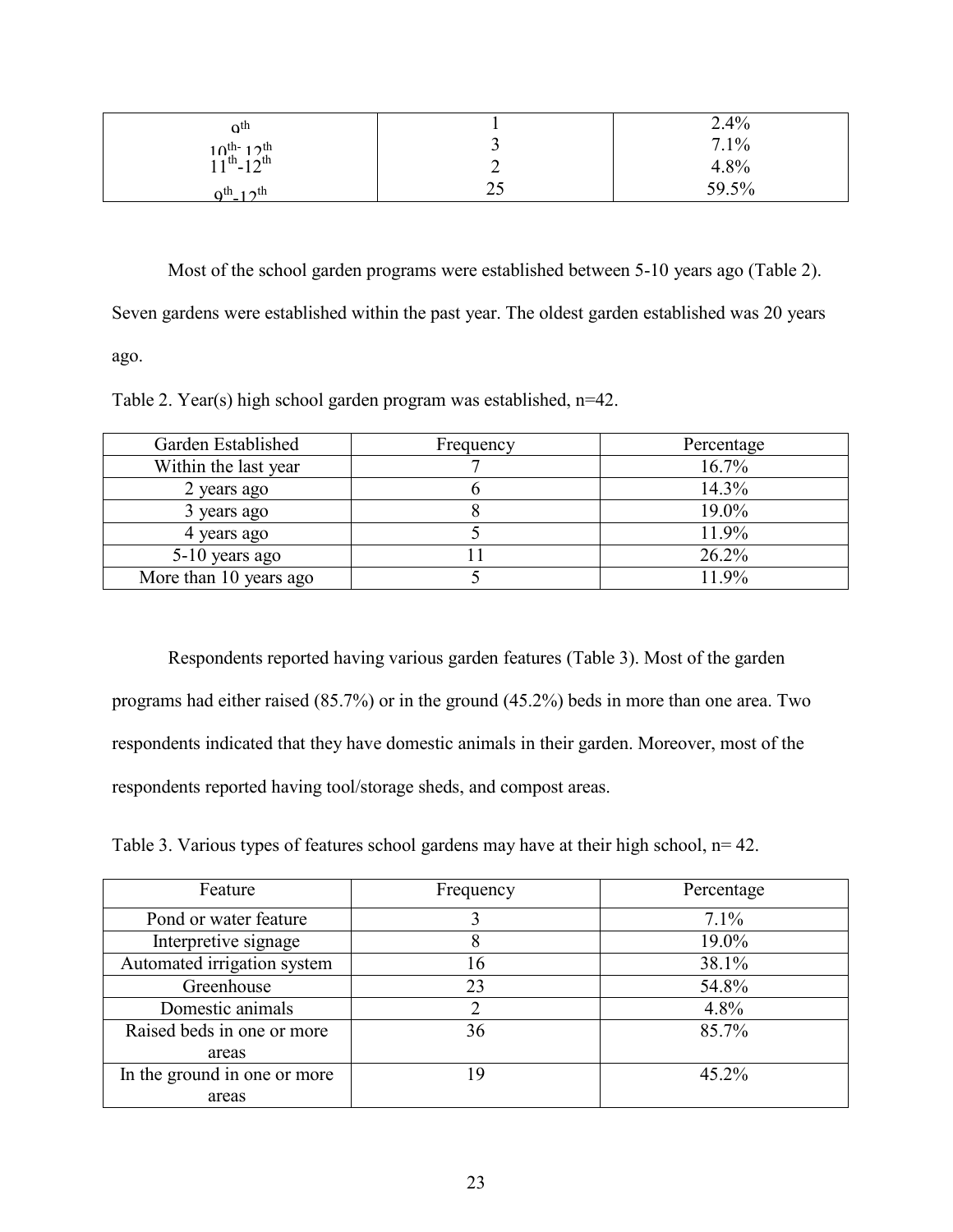| | | |
|---|---|---|
| 9th | 1 | 2.4% |
| 10th- 12th | 3 | 7.1% |
| 11th-12th | 2 | 4.8% |
| 9th-12th | 25 | 59.5% |

Most of the school garden programs were established between 5-10 years ago (Table 2). Seven gardens were established within the past year. The oldest garden established was 20 years ago.

Table 2. Year(s) high school garden program was established, n=42.

| Garden Established | Frequency | Percentage |
|---|---|---|
| Within the last year | 7 | 16.7% |
| 2 years ago | 6 | 14.3% |
| 3 years ago | 8 | 19.0% |
| 4 years ago | 5 | 11.9% |
| 5-10 years ago | 11 | 26.2% |
| More than 10 years ago | 5 | 11.9% |

Respondents reported having various garden features (Table 3). Most of the garden programs had either raised (85.7%) or in the ground (45.2%) beds in more than one area. Two respondents indicated that they have domestic animals in their garden. Moreover, most of the respondents reported having tool/storage sheds, and compost areas.

Table 3. Various types of features school gardens may have at their high school, n= 42.

| Feature | Frequency | Percentage |
|---|---|---|
| Pond or water feature | 3 | 7.1% |
| Interpretive signage | 8 | 19.0% |
| Automated irrigation system | 16 | 38.1% |
| Greenhouse | 23 | 54.8% |
| Domestic animals | 2 | 4.8% |
| Raised beds in one or more areas | 36 | 85.7% |
| In the ground in one or more areas | 19 | 45.2% |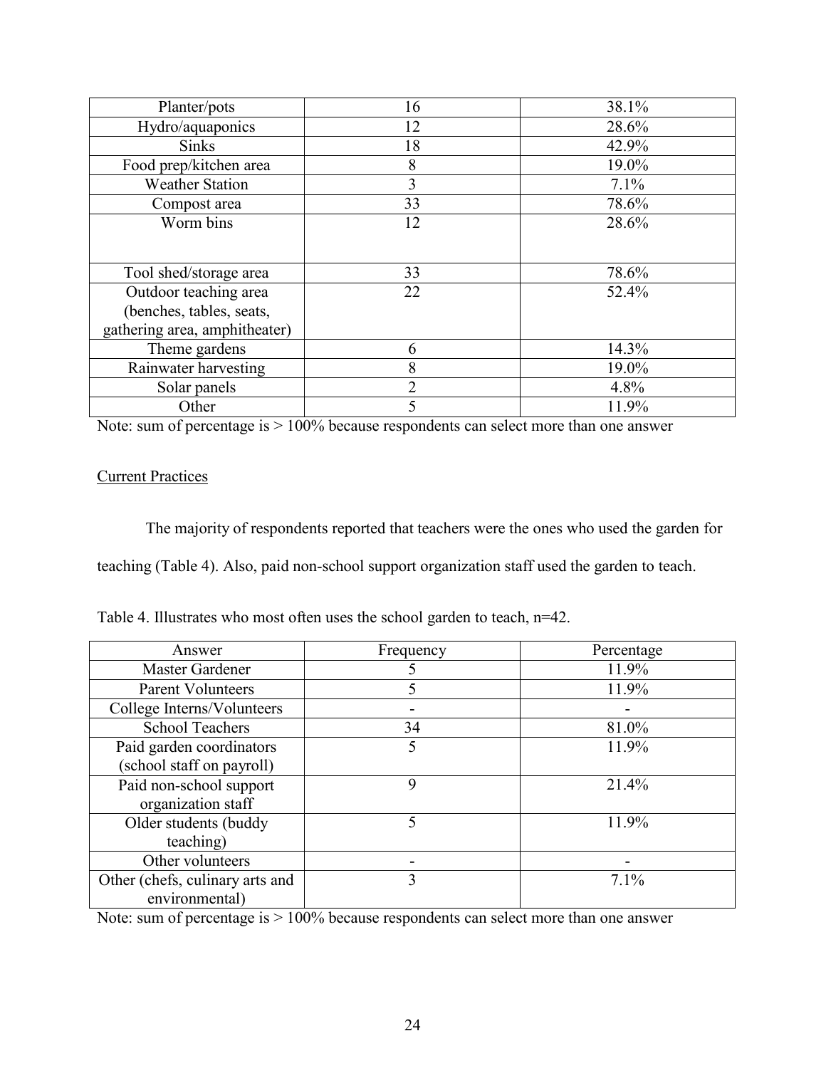| | | |
|---|---|---|
| Planter/pots | 16 | 38.1% |
| Hydro/aquaponics | 12 | 28.6% |
| Sinks | 18 | 42.9% |
| Food prep/kitchen area | 8 | 19.0% |
| Weather Station | 3 | 7.1% |
| Compost area | 33 | 78.6% |
| Worm bins | 12 | 28.6% |
| Tool shed/storage area | 33 | 78.6% |
| Outdoor teaching area (benches, tables, seats, gathering area, amphitheater) | 22 | 52.4% |
| Theme gardens | 6 | 14.3% |
| Rainwater harvesting | 8 | 19.0% |
| Solar panels | 2 | 4.8% |
| Other | 5 | 11.9% |

Note: sum of percentage is > 100% because respondents can select more than one answer

Current Practices

The majority of respondents reported that teachers were the ones who used the garden for teaching (Table 4). Also, paid non-school support organization staff used the garden to teach.

Table 4. Illustrates who most often uses the school garden to teach, n=42.

| Answer | Frequency | Percentage |
|---|---|---|
| Master Gardener | 5 | 11.9% |
| Parent Volunteers | 5 | 11.9% |
| College Interns/Volunteers | - | - |
| School Teachers | 34 | 81.0% |
| Paid garden coordinators (school staff on payroll) | 5 | 11.9% |
| Paid non-school support organization staff | 9 | 21.4% |
| Older students (buddy teaching) | 5 | 11.9% |
| Other volunteers | - | - |
| Other (chefs, culinary arts and environmental) | 3 | 7.1% |

Note: sum of percentage is > 100% because respondents can select more than one answer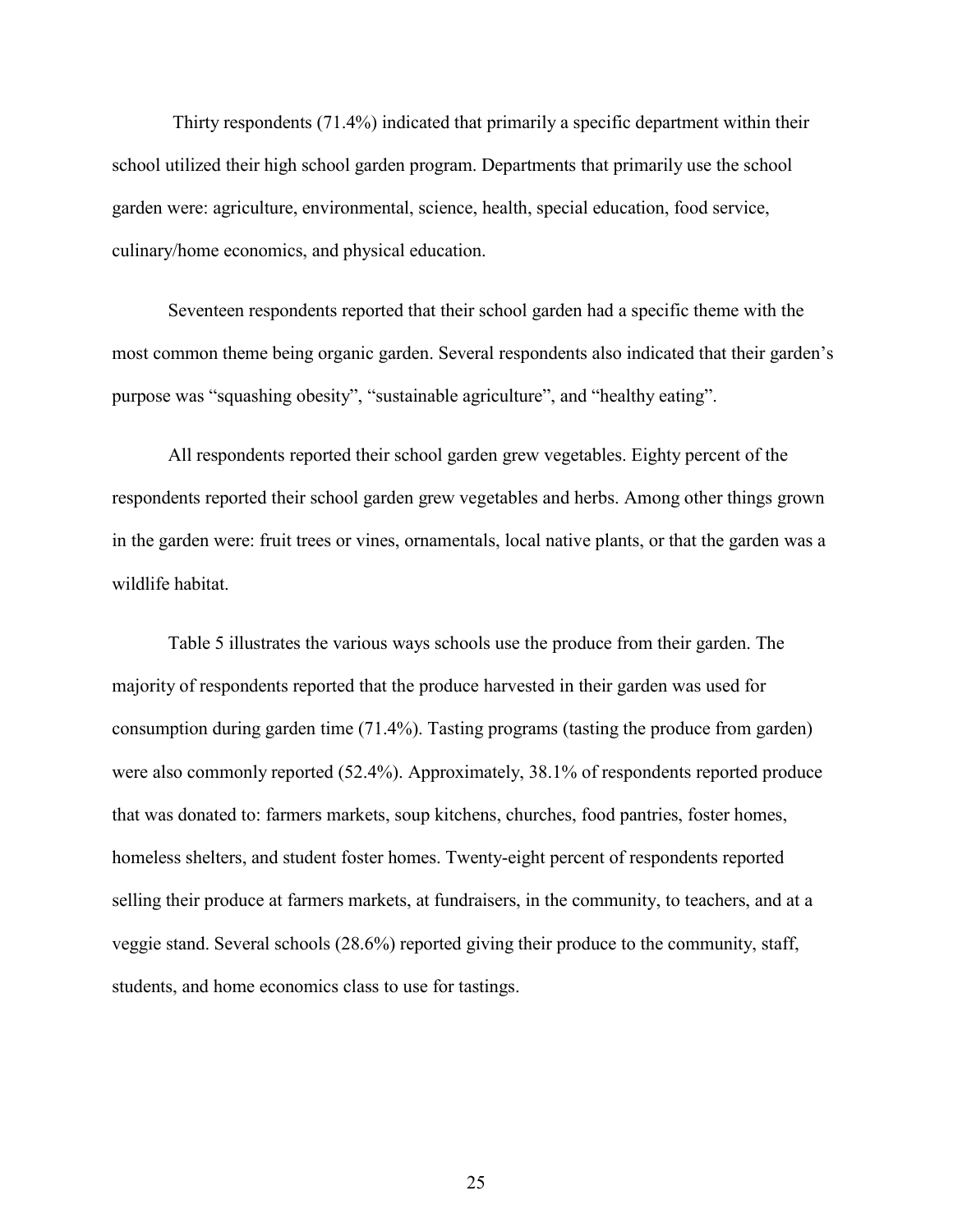Thirty respondents (71.4%) indicated that primarily a specific department within their school utilized their high school garden program. Departments that primarily use the school garden were: agriculture, environmental, science, health, special education, food service, culinary/home economics, and physical education.

Seventeen respondents reported that their school garden had a specific theme with the most common theme being organic garden. Several respondents also indicated that their garden's purpose was "squashing obesity", "sustainable agriculture", and "healthy eating".

All respondents reported their school garden grew vegetables. Eighty percent of the respondents reported their school garden grew vegetables and herbs. Among other things grown in the garden were: fruit trees or vines, ornamentals, local native plants, or that the garden was a wildlife habitat.

Table 5 illustrates the various ways schools use the produce from their garden. The majority of respondents reported that the produce harvested in their garden was used for consumption during garden time (71.4%). Tasting programs (tasting the produce from garden) were also commonly reported (52.4%). Approximately, 38.1% of respondents reported produce that was donated to: farmers markets, soup kitchens, churches, food pantries, foster homes, homeless shelters, and student foster homes. Twenty-eight percent of respondents reported selling their produce at farmers markets, at fundraisers, in the community, to teachers, and at a veggie stand. Several schools (28.6%) reported giving their produce to the community, staff, students, and home economics class to use for tastings.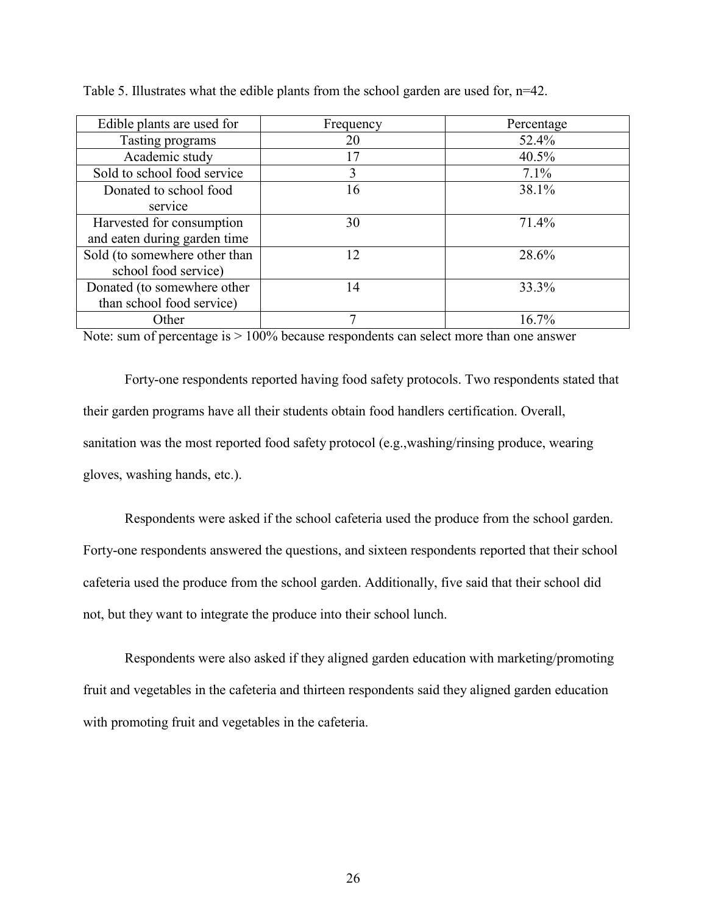Table 5. Illustrates what the edible plants from the school garden are used for, n=42.

| Edible plants are used for | Frequency | Percentage |
|---|---|---|
| Tasting programs | 20 | 52.4% |
| Academic study | 17 | 40.5% |
| Sold to school food service | 3 | 7.1% |
| Donated to school food service | 16 | 38.1% |
| Harvested for consumption and eaten during garden time | 30 | 71.4% |
| Sold (to somewhere other than school food service) | 12 | 28.6% |
| Donated (to somewhere other than school food service) | 14 | 33.3% |
| Other | 7 | 16.7% |

Note: sum of percentage is > 100% because respondents can select more than one answer

Forty-one respondents reported having food safety protocols. Two respondents stated that their garden programs have all their students obtain food handlers certification. Overall, sanitation was the most reported food safety protocol (e.g.,washing/rinsing produce, wearing gloves, washing hands, etc.).

Respondents were asked if the school cafeteria used the produce from the school garden. Forty-one respondents answered the questions, and sixteen respondents reported that their school cafeteria used the produce from the school garden. Additionally, five said that their school did not, but they want to integrate the produce into their school lunch.

Respondents were also asked if they aligned garden education with marketing/promoting fruit and vegetables in the cafeteria and thirteen respondents said they aligned garden education with promoting fruit and vegetables in the cafeteria.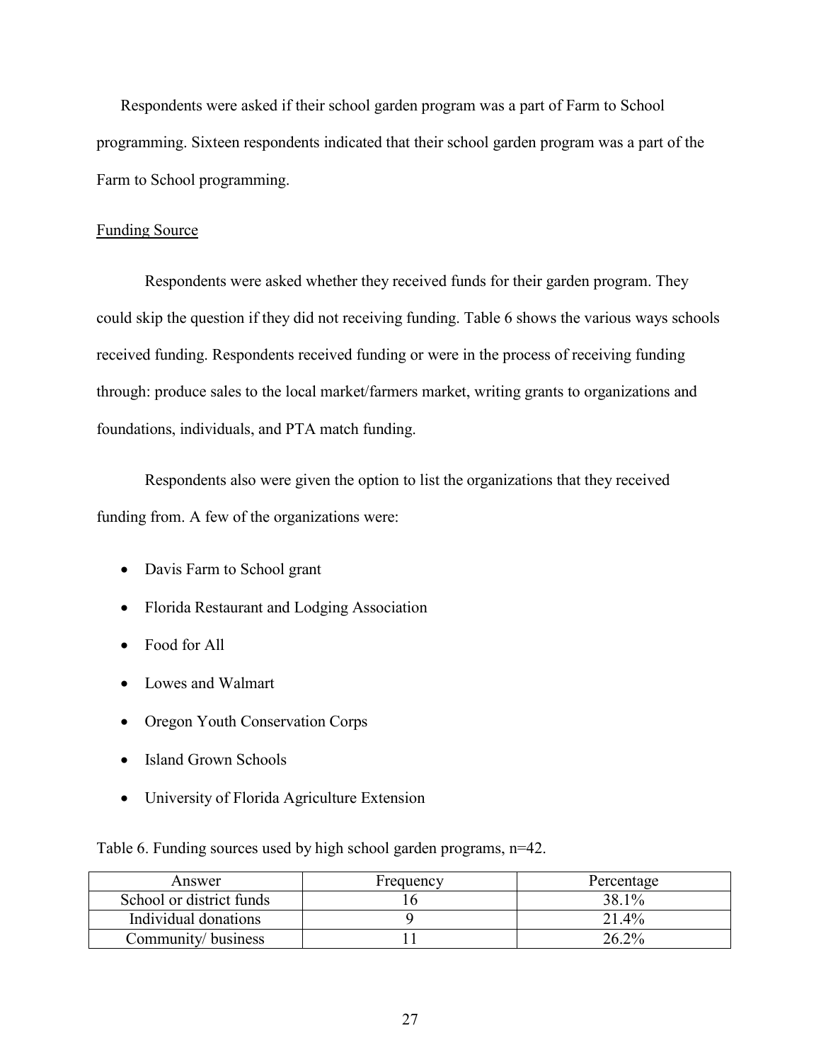Respondents were asked if their school garden program was a part of Farm to School programming. Sixteen respondents indicated that their school garden program was a part of the Farm to School programming.

### Funding Source

Respondents were asked whether they received funds for their garden program. They could skip the question if they did not receiving funding. Table 6 shows the various ways schools received funding. Respondents received funding or were in the process of receiving funding through: produce sales to the local market/farmers market, writing grants to organizations and foundations, individuals, and PTA match funding.

Respondents also were given the option to list the organizations that they received funding from. A few of the organizations were:

- Davis Farm to School grant
- Florida Restaurant and Lodging Association
- Food for All
- Lowes and Walmart
- Oregon Youth Conservation Corps
- Island Grown Schools
- University of Florida Agriculture Extension

Table 6. Funding sources used by high school garden programs, n=42.

| Answer | Frequency | Percentage |
|---|---|---|
| School or district funds | 16 | 38.1% |
| Individual donations | 9 | 21.4% |
| Community/ business | 11 | 26.2% |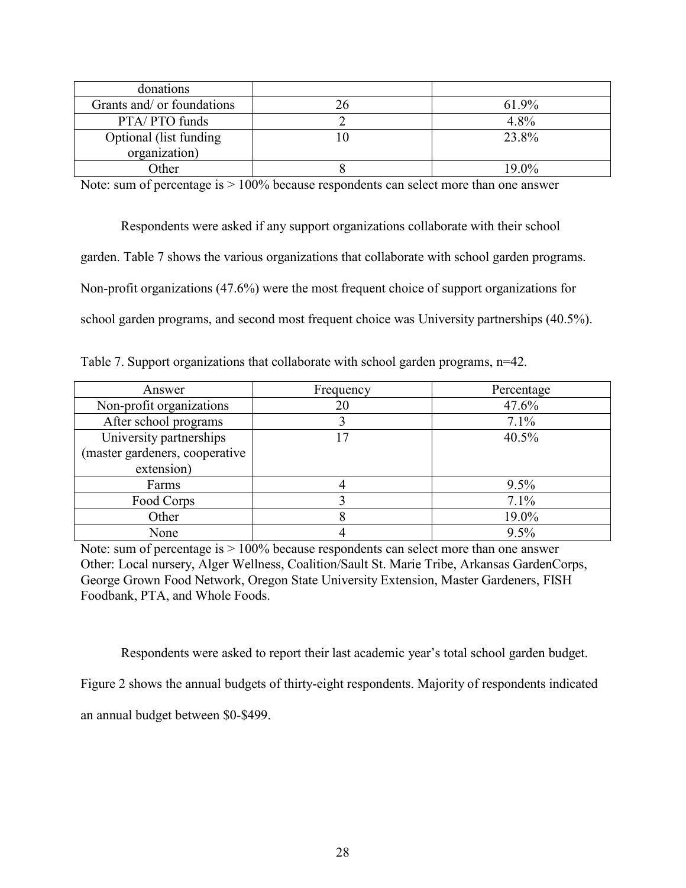| donations | | |
|---|---|---|
| Grants and/ or foundations | 26 | 61.9% |
| PTA/ PTO funds | 2 | 4.8% |
| Optional (list funding organization) | 10 | 23.8% |
| Other | 8 | 19.0% |

Note: sum of percentage is > 100% because respondents can select more than one answer

Respondents were asked if any support organizations collaborate with their school garden. Table 7 shows the various organizations that collaborate with school garden programs. Non-profit organizations (47.6%) were the most frequent choice of support organizations for school garden programs, and second most frequent choice was University partnerships (40.5%).

Table 7. Support organizations that collaborate with school garden programs, n=42.

| Answer | Frequency | Percentage |
|---|---|---|
| Non-profit organizations | 20 | 47.6% |
| After school programs | 3 | 7.1% |
| University partnerships (master gardeners, cooperative extension) | 17 | 40.5% |
| Farms | 4 | 9.5% |
| Food Corps | 3 | 7.1% |
| Other | 8 | 19.0% |
| None | 4 | 9.5% |

Note: sum of percentage is > 100% because respondents can select more than one answer
Other: Local nursery, Alger Wellness, Coalition/Sault St. Marie Tribe, Arkansas GardenCorps, George Grown Food Network, Oregon State University Extension, Master Gardeners, FISH Foodbank, PTA, and Whole Foods.

Respondents were asked to report their last academic year's total school garden budget. Figure 2 shows the annual budgets of thirty-eight respondents. Majority of respondents indicated an annual budget between $0-$499.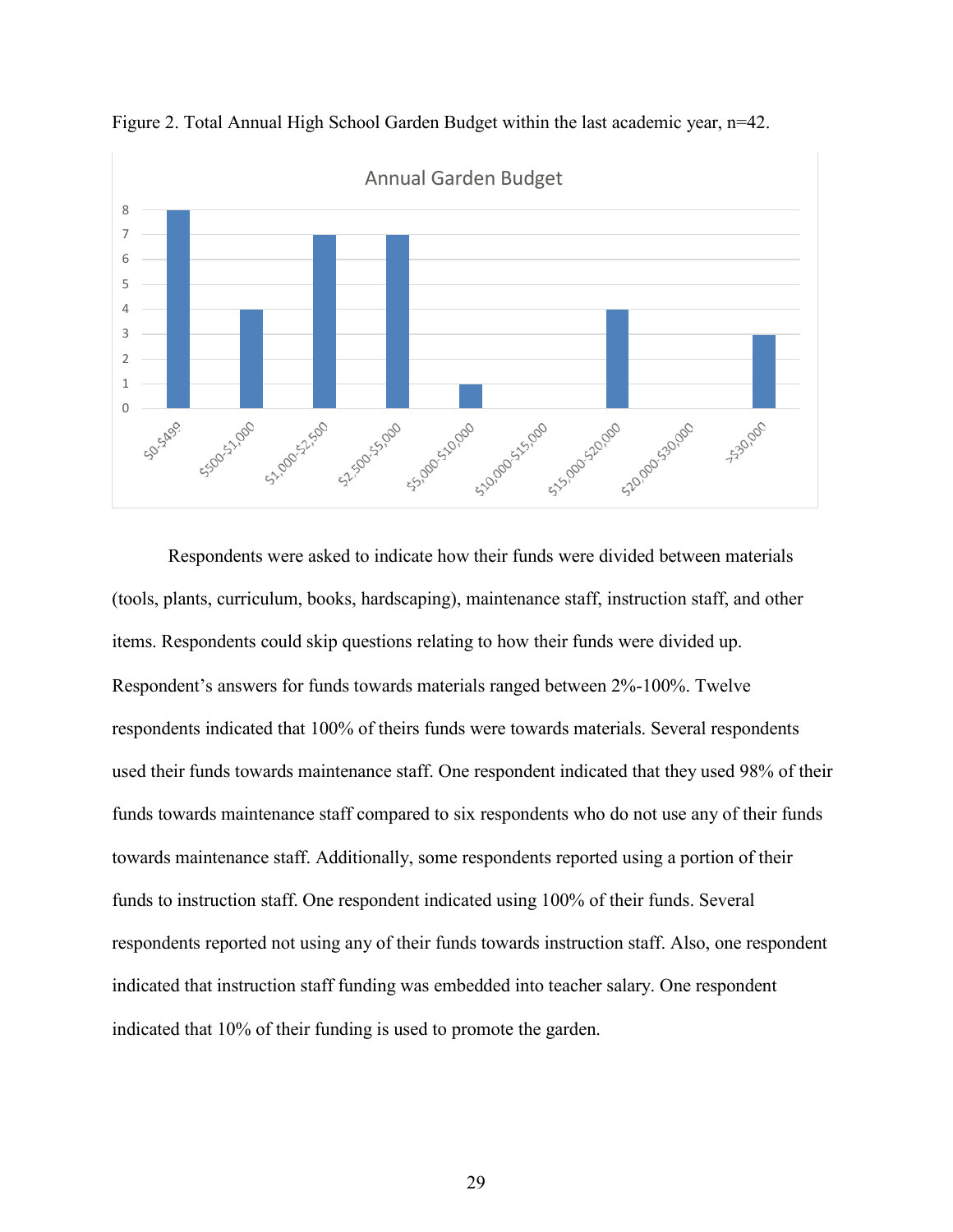Figure 2. Total Annual High School Garden Budget within the last academic year, n=42.

Respondents were asked to indicate how their funds were divided between materials (tools, plants, curriculum, books, hardscaping), maintenance staff, instruction staff, and other items. Respondents could skip questions relating to how their funds were divided up. Respondent's answers for funds towards materials ranged between 2%-100%. Twelve respondents indicated that 100% of theirs funds were towards materials. Several respondents used their funds towards maintenance staff. One respondent indicated that they used 98% of their funds towards maintenance staff compared to six respondents who do not use any of their funds towards maintenance staff. Additionally, some respondents reported using a portion of their funds to instruction staff. One respondent indicated using 100% of their funds. Several respondents reported not using any of their funds towards instruction staff. Also, one respondent indicated that instruction staff funding was embedded into teacher salary. One respondent indicated that 10% of their funding is used to promote the garden.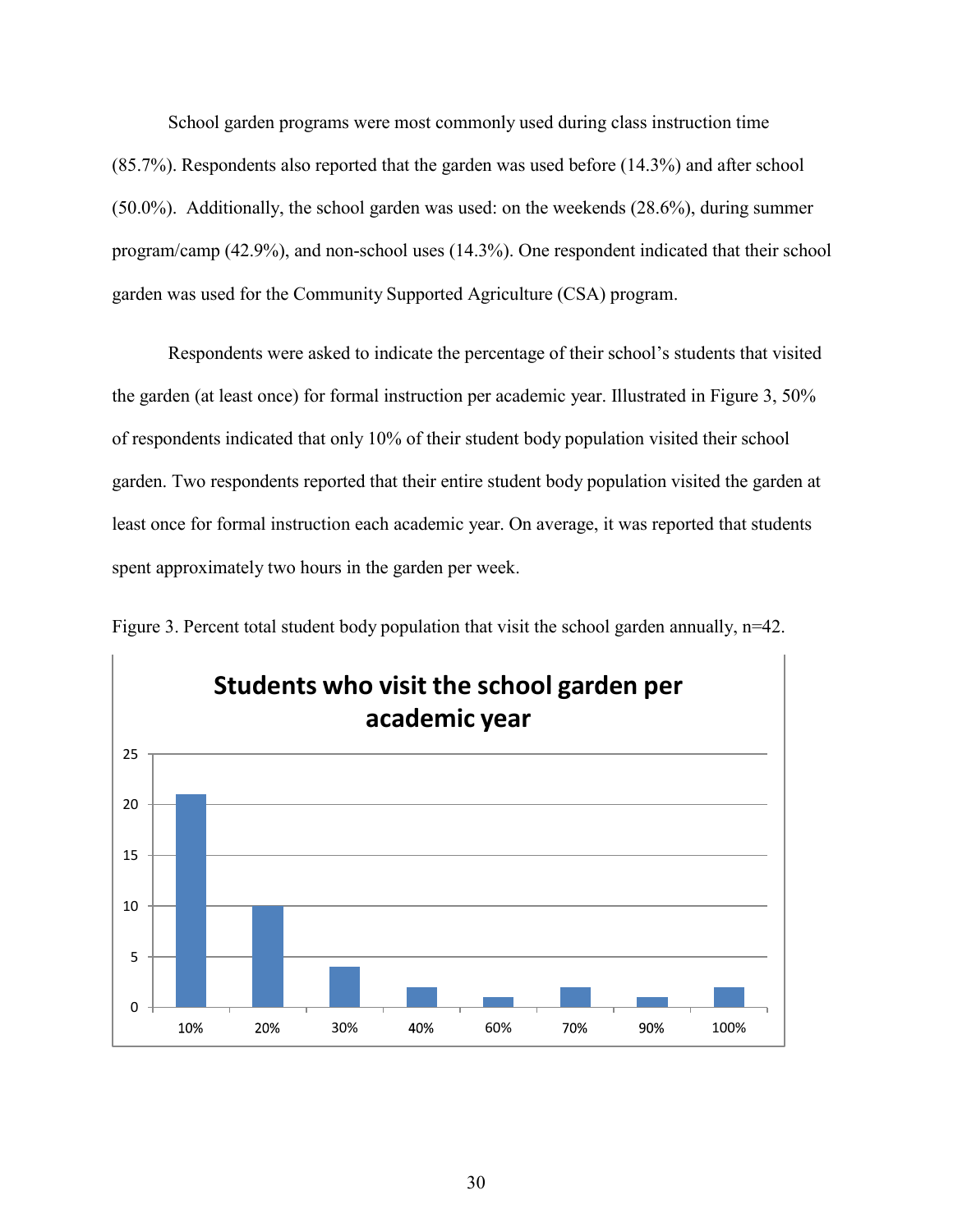School garden programs were most commonly used during class instruction time (85.7%). Respondents also reported that the garden was used before (14.3%) and after school (50.0%). Additionally, the school garden was used: on the weekends (28.6%), during summer program/camp (42.9%), and non-school uses (14.3%). One respondent indicated that their school garden was used for the Community Supported Agriculture (CSA) program.

Respondents were asked to indicate the percentage of their school's students that visited the garden (at least once) for formal instruction per academic year. Illustrated in Figure 3, 50% of respondents indicated that only 10% of their student body population visited their school garden. Two respondents reported that their entire student body population visited the garden at least once for formal instruction each academic year. On average, it was reported that students spent approximately two hours in the garden per week.

Figure 3. Percent total student body population that visit the school garden annually, n=42.

**Students who visit the school garden per academic year**

| Percent of student body | Number of respondents |
| --- | --- |
| 10% | 21 |
| 20% | 10 |
| 30% | 4 |
| 40% | 2 |
| 60% | 1 |
| 70% | 2 |
| 90% | 1 |
| 100% | 2 |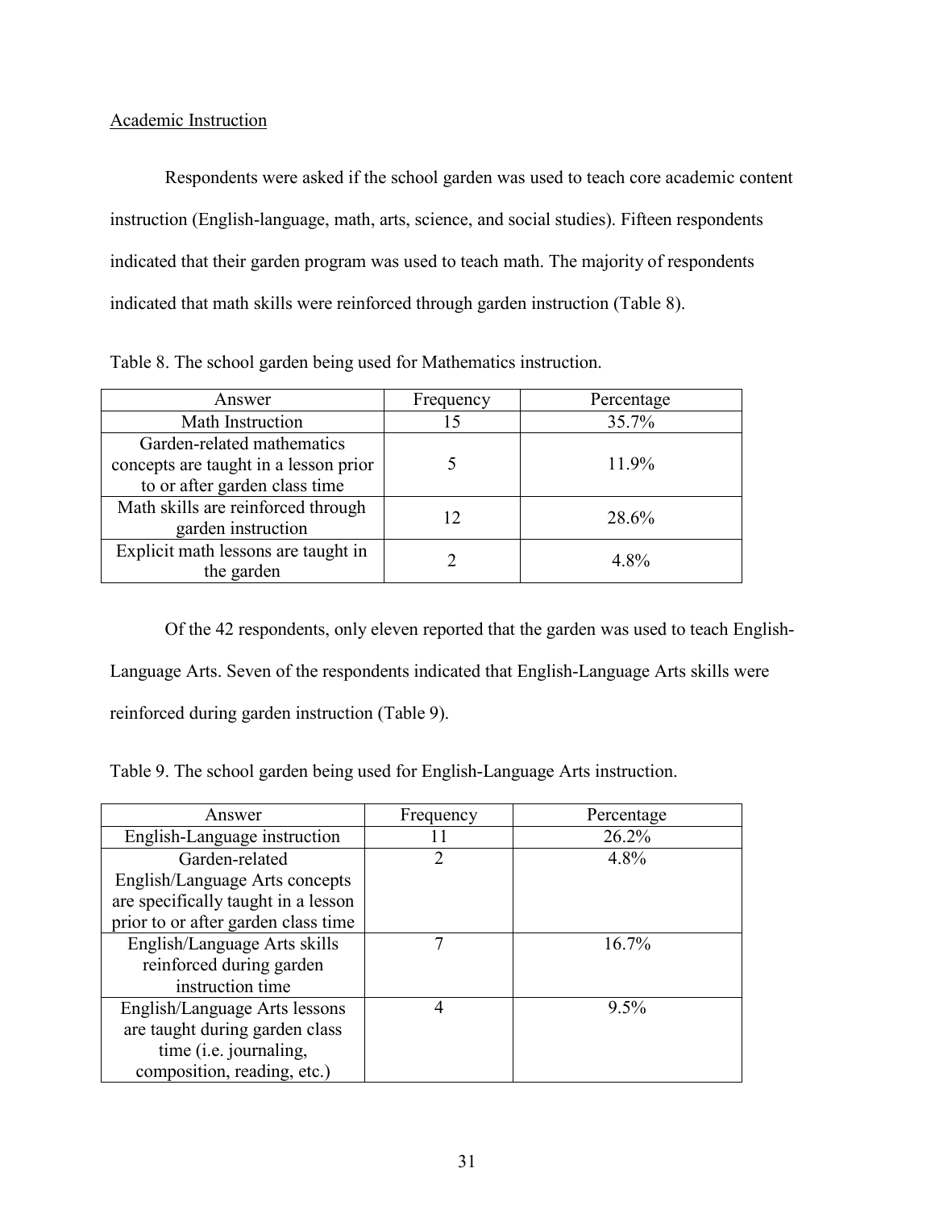Academic Instruction

Respondents were asked if the school garden was used to teach core academic content instruction (English-language, math, arts, science, and social studies). Fifteen respondents indicated that their garden program was used to teach math. The majority of respondents indicated that math skills were reinforced through garden instruction (Table 8).

Table 8. The school garden being used for Mathematics instruction.

| Answer | Frequency | Percentage |
| --- | --- | --- |
| Math Instruction | 15 | 35.7% |
| Garden-related mathematics concepts are taught in a lesson prior to or after garden class time | 5 | 11.9% |
| Math skills are reinforced through garden instruction | 12 | 28.6% |
| Explicit math lessons are taught in the garden | 2 | 4.8% |

Of the 42 respondents, only eleven reported that the garden was used to teach English-Language Arts. Seven of the respondents indicated that English-Language Arts skills were reinforced during garden instruction (Table 9).

Table 9. The school garden being used for English-Language Arts instruction.

| Answer | Frequency | Percentage |
| --- | --- | --- |
| English-Language instruction | 11 | 26.2% |
| Garden-related English/Language Arts concepts are specifically taught in a lesson prior to or after garden class time | 2 | 4.8% |
| English/Language Arts skills reinforced during garden instruction time | 7 | 16.7% |
| English/Language Arts lessons are taught during garden class time (i.e. journaling, composition, reading, etc.) | 4 | 9.5% |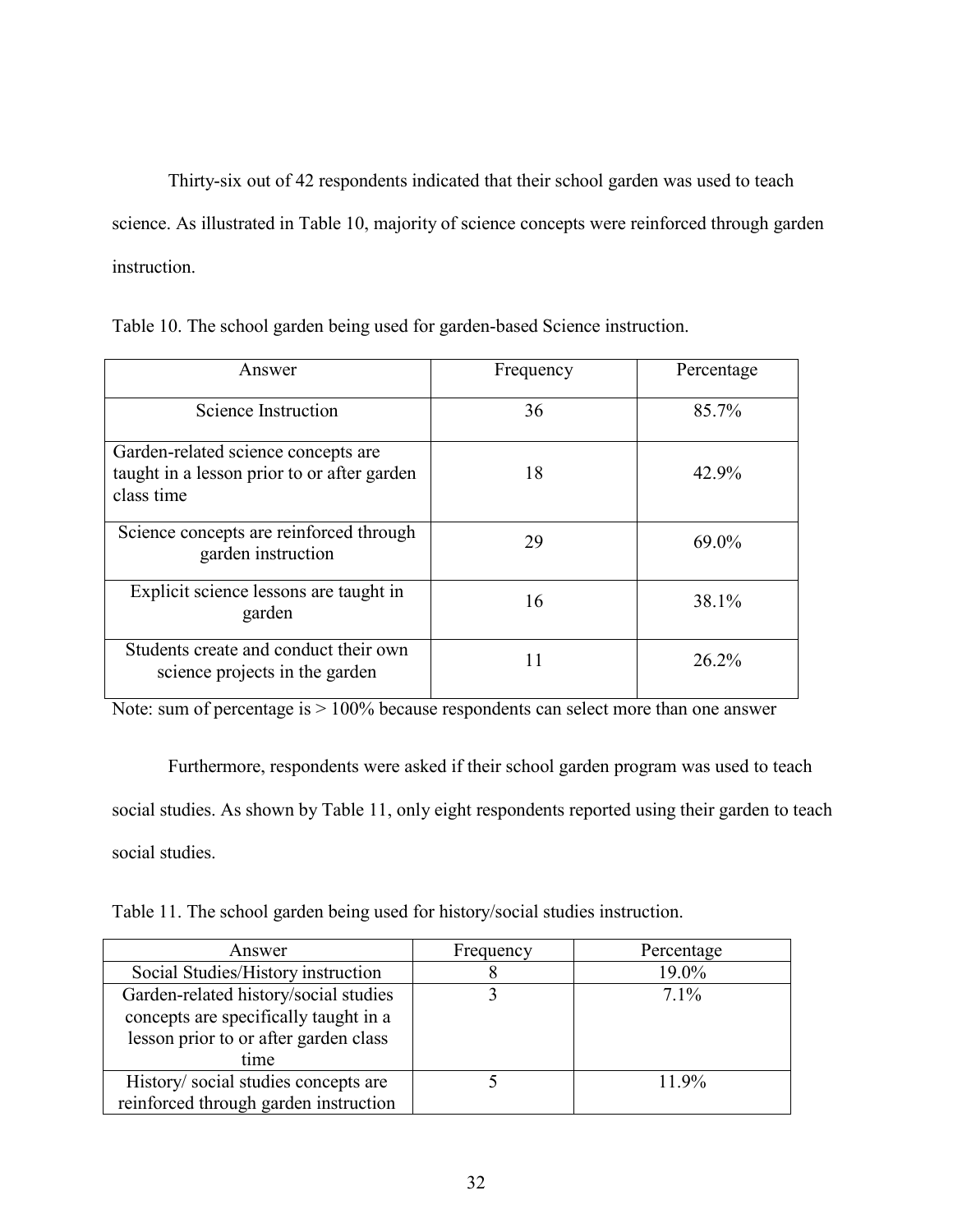Thirty-six out of 42 respondents indicated that their school garden was used to teach science. As illustrated in Table 10, majority of science concepts were reinforced through garden instruction.

Table 10. The school garden being used for garden-based Science instruction.

| Answer | Frequency | Percentage |
|---|---|---|
| Science Instruction | 36 | 85.7% |
| Garden-related science concepts are taught in a lesson prior to or after garden class time | 18 | 42.9% |
| Science concepts are reinforced through garden instruction | 29 | 69.0% |
| Explicit science lessons are taught in garden | 16 | 38.1% |
| Students create and conduct their own science projects in the garden | 11 | 26.2% |

Note: sum of percentage is > 100% because respondents can select more than one answer

Furthermore, respondents were asked if their school garden program was used to teach social studies. As shown by Table 11, only eight respondents reported using their garden to teach social studies.

Table 11. The school garden being used for history/social studies instruction.

| Answer | Frequency | Percentage |
|---|---|---|
| Social Studies/History instruction | 8 | 19.0% |
| Garden-related history/social studies concepts are specifically taught in a lesson prior to or after garden class time | 3 | 7.1% |
| History/ social studies concepts are reinforced through garden instruction | 5 | 11.9% |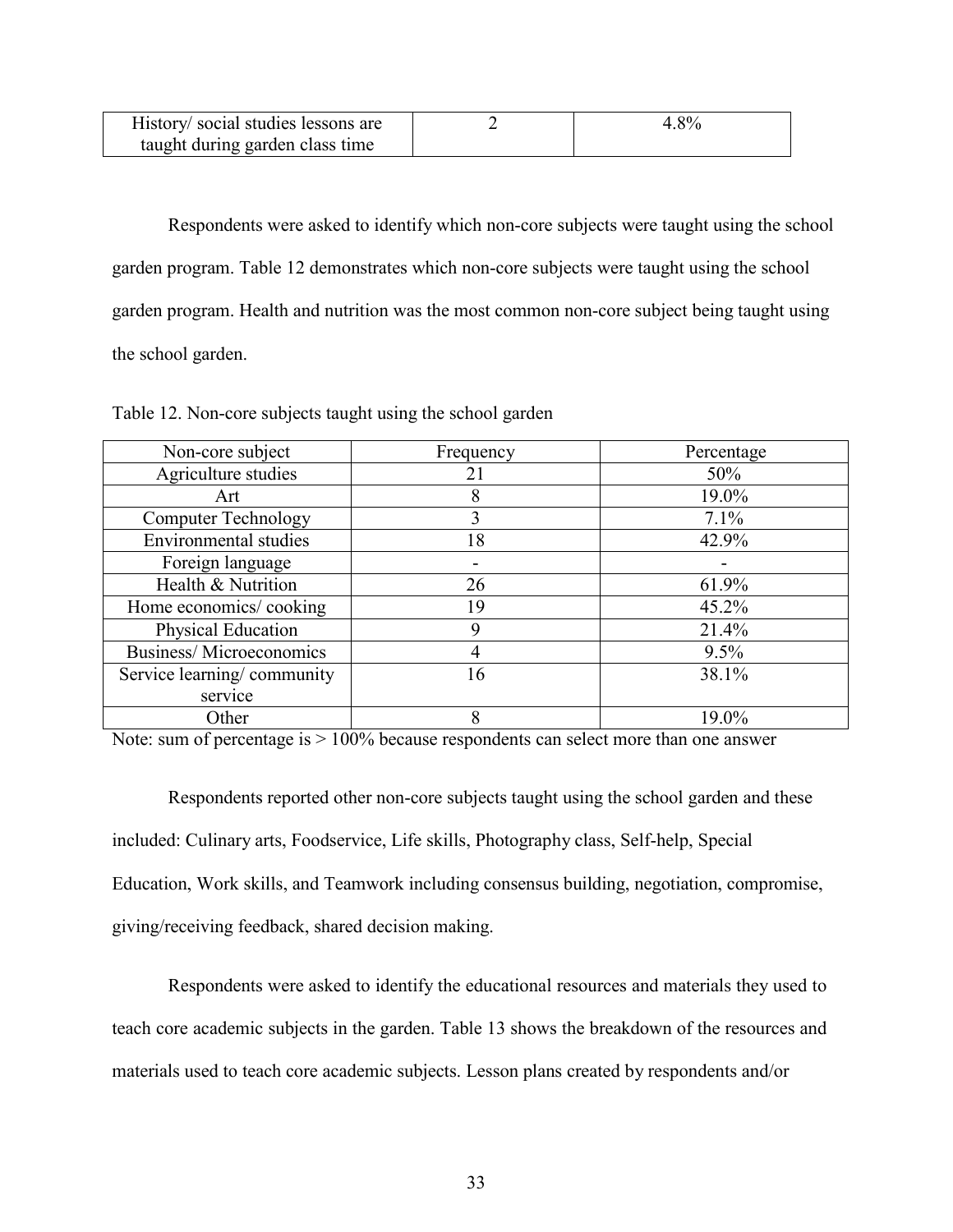| History/ social studies lessons are taught during garden class time | 2 | 4.8% |
|---|---|---|

Respondents were asked to identify which non-core subjects were taught using the school garden program. Table 12 demonstrates which non-core subjects were taught using the school garden program. Health and nutrition was the most common non-core subject being taught using the school garden.

Table 12. Non-core subjects taught using the school garden

| Non-core subject | Frequency | Percentage |
|---|---|---|
| Agriculture studies | 21 | 50% |
| Art | 8 | 19.0% |
| Computer Technology | 3 | 7.1% |
| Environmental studies | 18 | 42.9% |
| Foreign language | - | - |
| Health & Nutrition | 26 | 61.9% |
| Home economics/ cooking | 19 | 45.2% |
| Physical Education | 9 | 21.4% |
| Business/ Microeconomics | 4 | 9.5% |
| Service learning/ community service | 16 | 38.1% |
| Other | 8 | 19.0% |

Note: sum of percentage is > 100% because respondents can select more than one answer

Respondents reported other non-core subjects taught using the school garden and these included: Culinary arts, Foodservice, Life skills, Photography class, Self-help, Special Education, Work skills, and Teamwork including consensus building, negotiation, compromise, giving/receiving feedback, shared decision making.

Respondents were asked to identify the educational resources and materials they used to teach core academic subjects in the garden. Table 13 shows the breakdown of the resources and materials used to teach core academic subjects. Lesson plans created by respondents and/or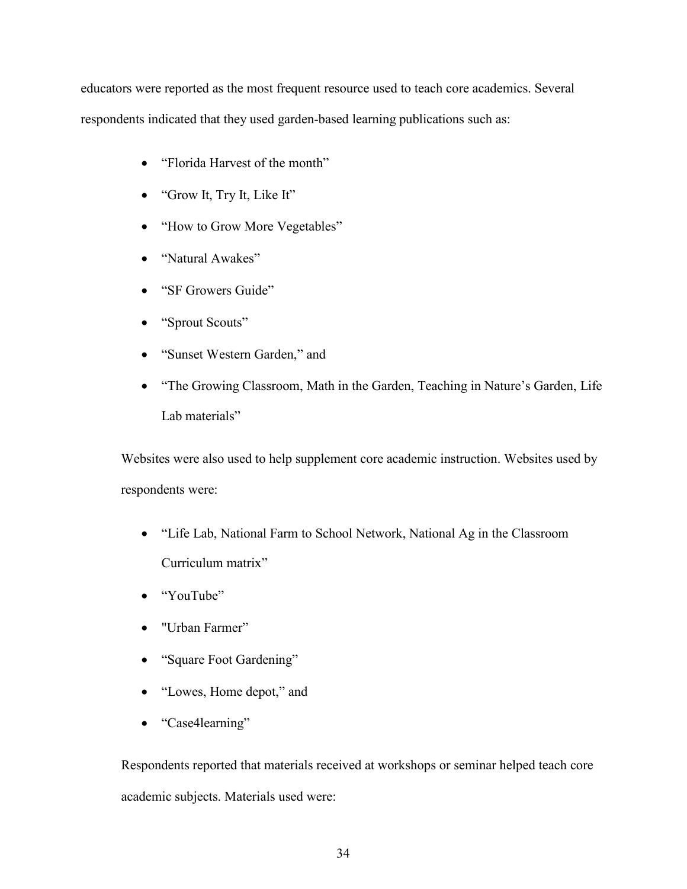educators were reported as the most frequent resource used to teach core academics. Several respondents indicated that they used garden-based learning publications such as:

- “Florida Harvest of the month”
- “Grow It, Try It, Like It”
- “How to Grow More Vegetables”
- “Natural Awakes”
- “SF Growers Guide”
- “Sprout Scouts”
- “Sunset Western Garden,” and
- “The Growing Classroom, Math in the Garden, Teaching in Nature’s Garden, Life Lab materials”

Websites were also used to help supplement core academic instruction. Websites used by respondents were:

- “Life Lab, National Farm to School Network, National Ag in the Classroom Curriculum matrix”
- “YouTube”
- "Urban Farmer”
- “Square Foot Gardening”
- “Lowes, Home depot,” and
- “Case4learning”

Respondents reported that materials received at workshops or seminar helped teach core academic subjects. Materials used were: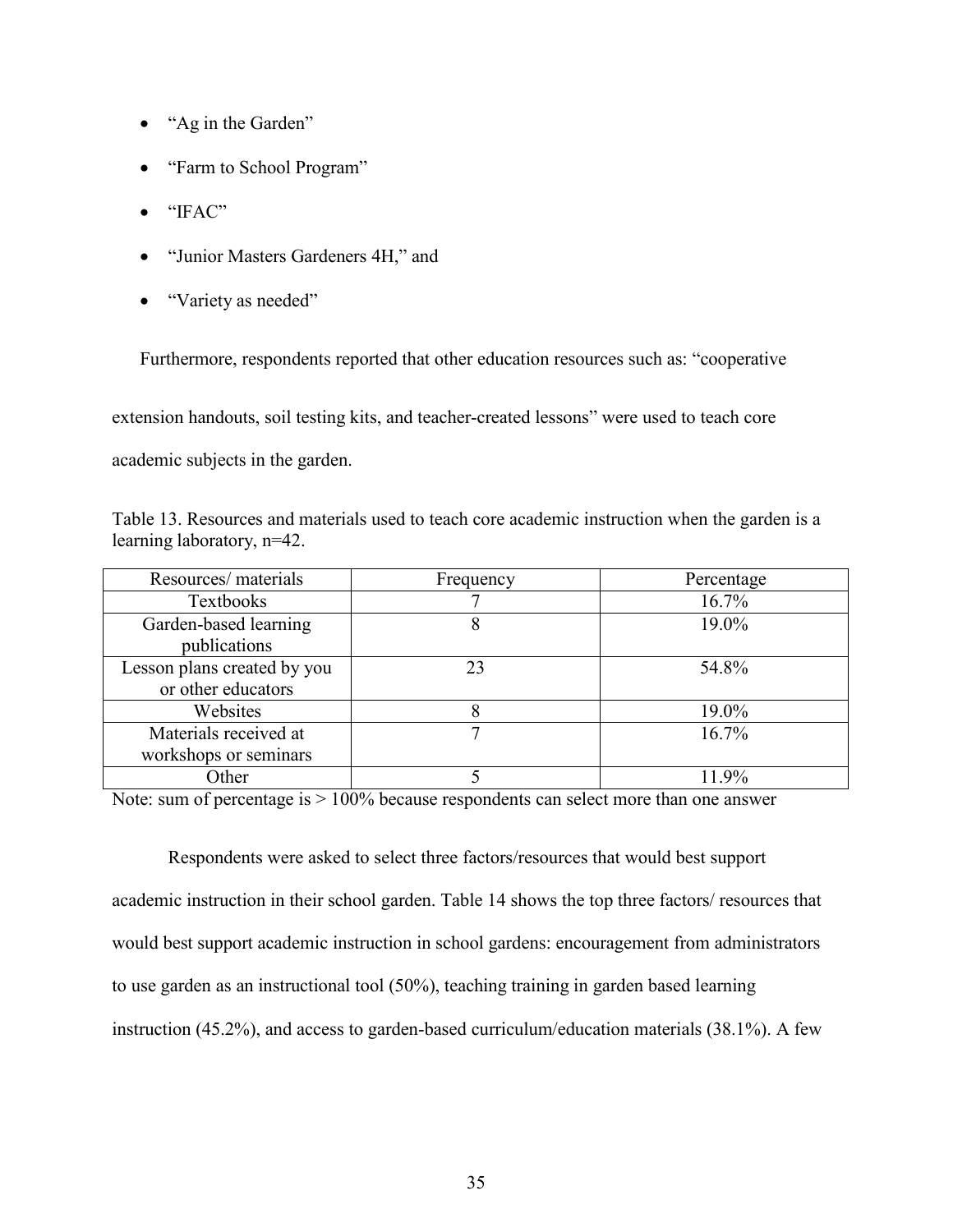- "Ag in the Garden"
- "Farm to School Program"
- "IFAC"
- "Junior Masters Gardeners 4H," and
- "Variety as needed"

Furthermore, respondents reported that other education resources such as: "cooperative extension handouts, soil testing kits, and teacher-created lessons" were used to teach core academic subjects in the garden.

Table 13. Resources and materials used to teach core academic instruction when the garden is a learning laboratory, n=42.

| Resources/ materials | Frequency | Percentage |
|---|---|---|
| Textbooks | 7 | 16.7% |
| Garden-based learning publications | 8 | 19.0% |
| Lesson plans created by you or other educators | 23 | 54.8% |
| Websites | 8 | 19.0% |
| Materials received at workshops or seminars | 7 | 16.7% |
| Other | 5 | 11.9% |

Note: sum of percentage is > 100% because respondents can select more than one answer

Respondents were asked to select three factors/resources that would best support academic instruction in their school garden. Table 14 shows the top three factors/ resources that would best support academic instruction in school gardens: encouragement from administrators to use garden as an instructional tool (50%), teaching training in garden based learning instruction (45.2%), and access to garden-based curriculum/education materials (38.1%). A few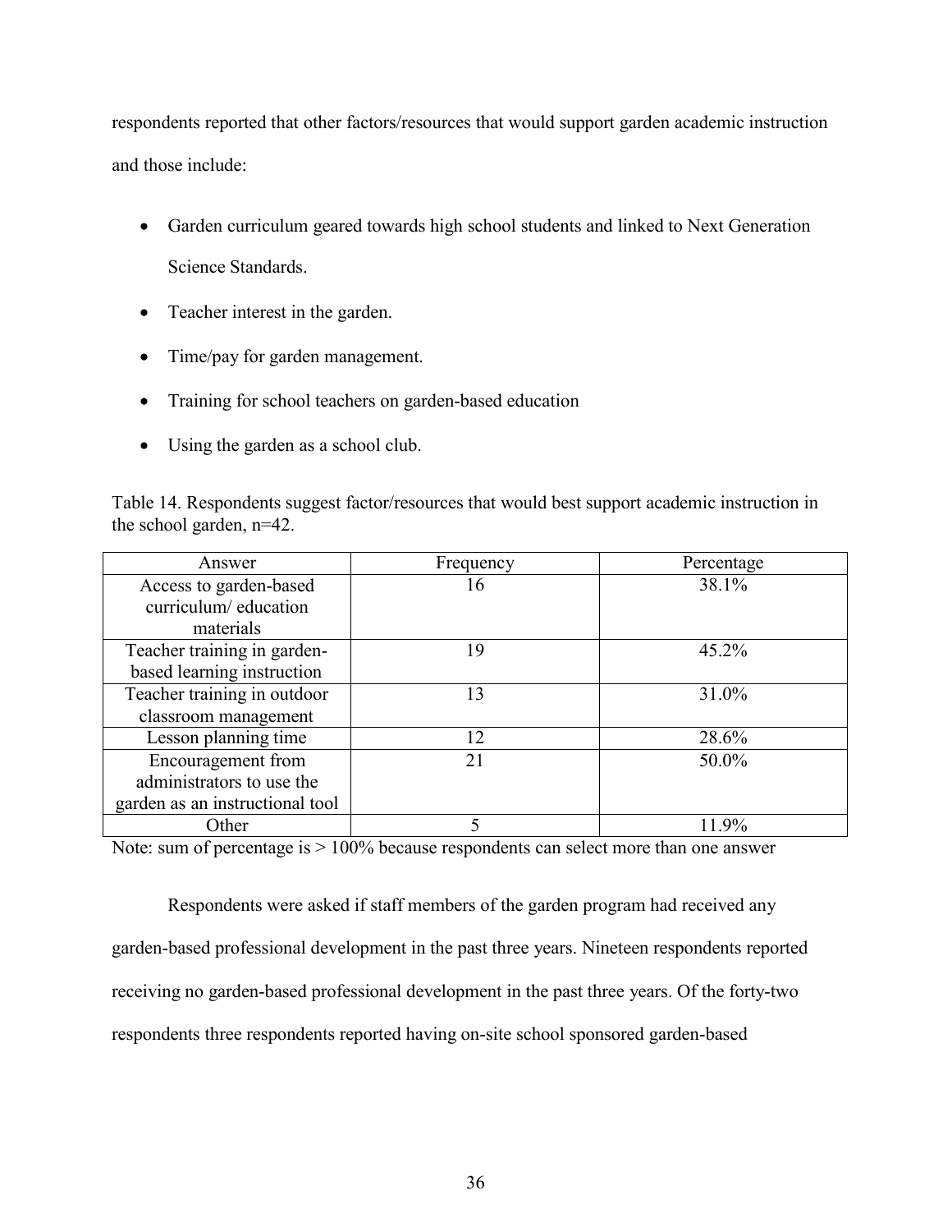respondents reported that other factors/resources that would support garden academic instruction and those include:

- Garden curriculum geared towards high school students and linked to Next Generation Science Standards.
- Teacher interest in the garden.
- Time/pay for garden management.
- Training for school teachers on garden-based education
- Using the garden as a school club.

Table 14. Respondents suggest factor/resources that would best support academic instruction in the school garden, n=42.

| Answer | Frequency | Percentage |
| --- | --- | --- |
| Access to garden-based curriculum/ education materials | 16 | 38.1% |
| Teacher training in garden-based learning instruction | 19 | 45.2% |
| Teacher training in outdoor classroom management | 13 | 31.0% |
| Lesson planning time | 12 | 28.6% |
| Encouragement from administrators to use the garden as an instructional tool | 21 | 50.0% |
| Other | 5 | 11.9% |

Note: sum of percentage is > 100% because respondents can select more than one answer

Respondents were asked if staff members of the garden program had received any garden-based professional development in the past three years. Nineteen respondents reported receiving no garden-based professional development in the past three years. Of the forty-two respondents three respondents reported having on-site school sponsored garden-based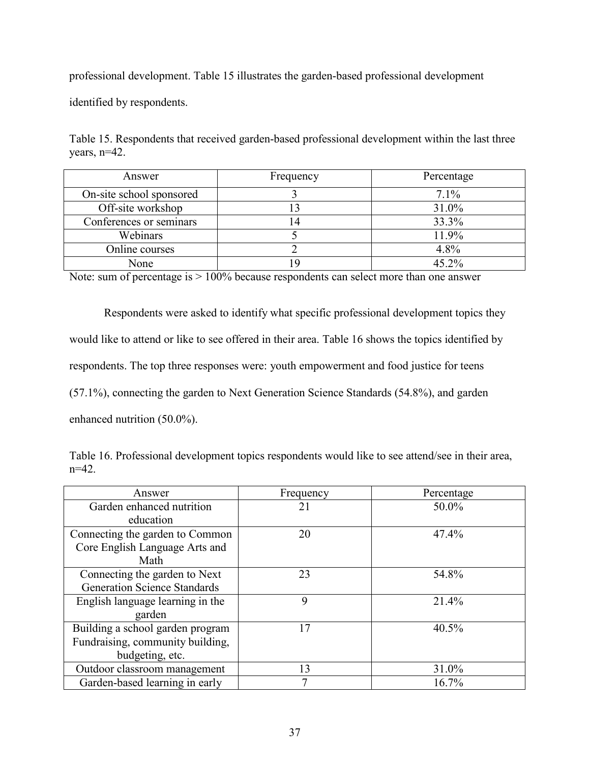professional development. Table 15 illustrates the garden-based professional development identified by respondents.

Table 15. Respondents that received garden-based professional development within the last three years, n=42.

| Answer | Frequency | Percentage |
|---|---|---|
| On-site school sponsored | 3 | 7.1% |
| Off-site workshop | 13 | 31.0% |
| Conferences or seminars | 14 | 33.3% |
| Webinars | 5 | 11.9% |
| Online courses | 2 | 4.8% |
| None | 19 | 45.2% |

Note: sum of percentage is > 100% because respondents can select more than one answer

Respondents were asked to identify what specific professional development topics they would like to attend or like to see offered in their area. Table 16 shows the topics identified by respondents. The top three responses were: youth empowerment and food justice for teens (57.1%), connecting the garden to Next Generation Science Standards (54.8%), and garden enhanced nutrition (50.0%).

Table 16. Professional development topics respondents would like to see attend/see in their area, n=42.

| Answer | Frequency | Percentage |
|---|---|---|
| Garden enhanced nutrition education | 21 | 50.0% |
| Connecting the garden to Common Core English Language Arts and Math | 20 | 47.4% |
| Connecting the garden to Next Generation Science Standards | 23 | 54.8% |
| English language learning in the garden | 9 | 21.4% |
| Building a school garden program Fundraising, community building, budgeting, etc. | 17 | 40.5% |
| Outdoor classroom management | 13 | 31.0% |
| Garden-based learning in early | 7 | 16.7% |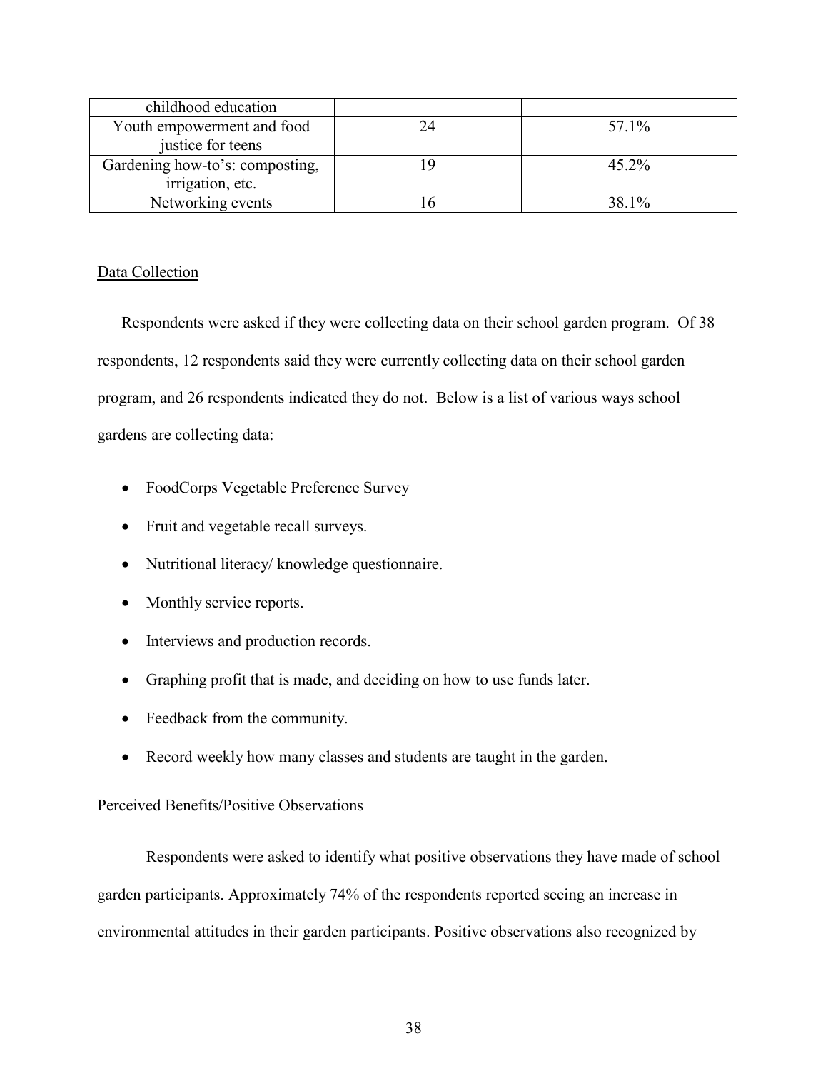| childhood education | | |
|---|---|---|
| Youth empowerment and food justice for teens | 24 | 57.1% |
| Gardening how-to's: composting, irrigation, etc. | 19 | 45.2% |
| Networking events | 16 | 38.1% |

Data Collection

Respondents were asked if they were collecting data on their school garden program. Of 38 respondents, 12 respondents said they were currently collecting data on their school garden program, and 26 respondents indicated they do not. Below is a list of various ways school gardens are collecting data:

- FoodCorps Vegetable Preference Survey
- Fruit and vegetable recall surveys.
- Nutritional literacy/ knowledge questionnaire.
- Monthly service reports.
- Interviews and production records.
- Graphing profit that is made, and deciding on how to use funds later.
- Feedback from the community.
- Record weekly how many classes and students are taught in the garden.

Perceived Benefits/Positive Observations

Respondents were asked to identify what positive observations they have made of school garden participants. Approximately 74% of the respondents reported seeing an increase in environmental attitudes in their garden participants. Positive observations also recognized by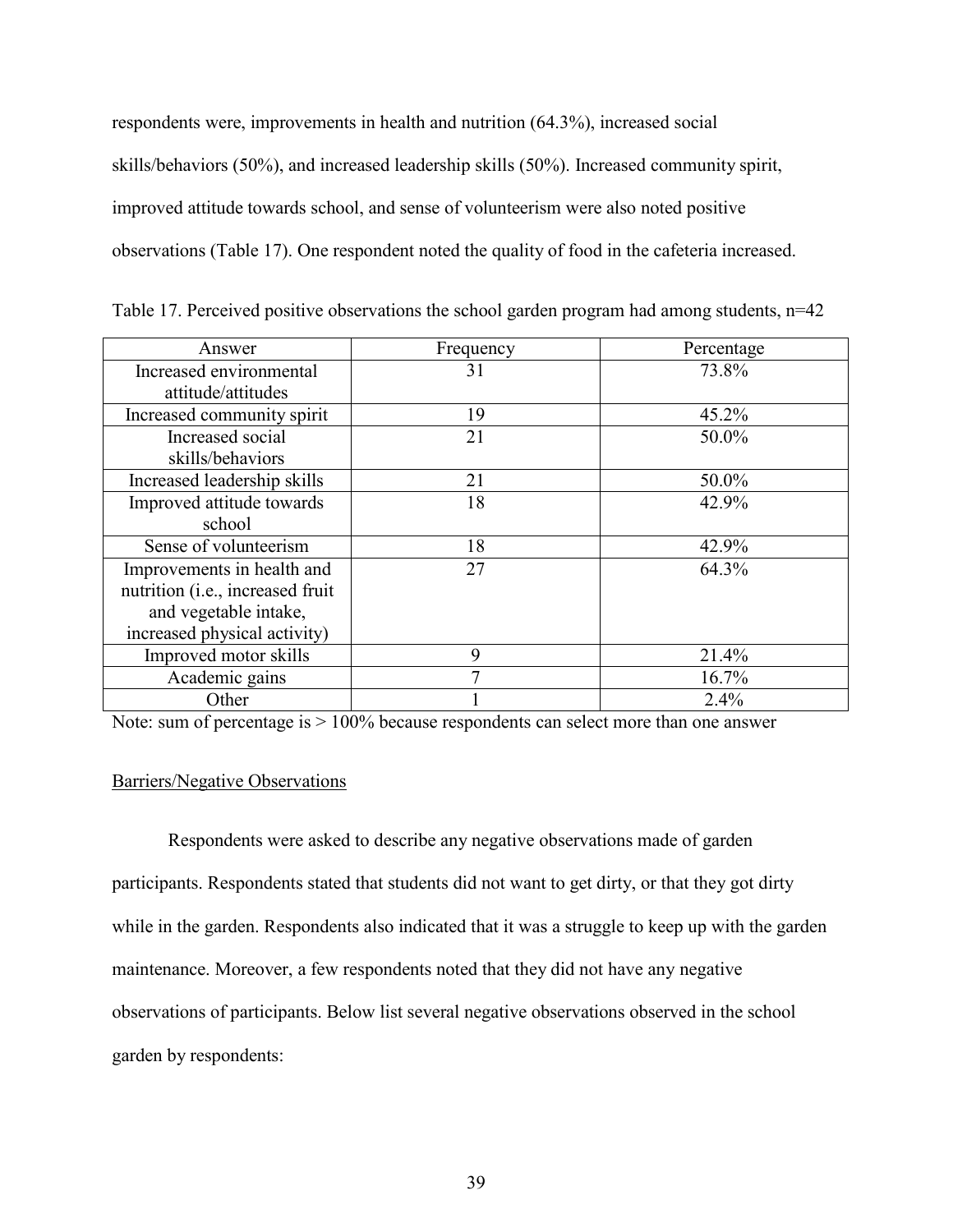respondents were, improvements in health and nutrition (64.3%), increased social skills/behaviors (50%), and increased leadership skills (50%). Increased community spirit, improved attitude towards school, and sense of volunteerism were also noted positive observations (Table 17). One respondent noted the quality of food in the cafeteria increased.

Table 17. Perceived positive observations the school garden program had among students, n=42

| Answer | Frequency | Percentage |
|---|---|---|
| Increased environmental attitude/attitudes | 31 | 73.8% |
| Increased community spirit | 19 | 45.2% |
| Increased social skills/behaviors | 21 | 50.0% |
| Increased leadership skills | 21 | 50.0% |
| Improved attitude towards school | 18 | 42.9% |
| Sense of volunteerism | 18 | 42.9% |
| Improvements in health and nutrition (i.e., increased fruit and vegetable intake, increased physical activity) | 27 | 64.3% |
| Improved motor skills | 9 | 21.4% |
| Academic gains | 7 | 16.7% |
| Other | 1 | 2.4% |

Note: sum of percentage is > 100% because respondents can select more than one answer

Barriers/Negative Observations

Respondents were asked to describe any negative observations made of garden participants. Respondents stated that students did not want to get dirty, or that they got dirty while in the garden. Respondents also indicated that it was a struggle to keep up with the garden maintenance. Moreover, a few respondents noted that they did not have any negative observations of participants. Below list several negative observations observed in the school garden by respondents: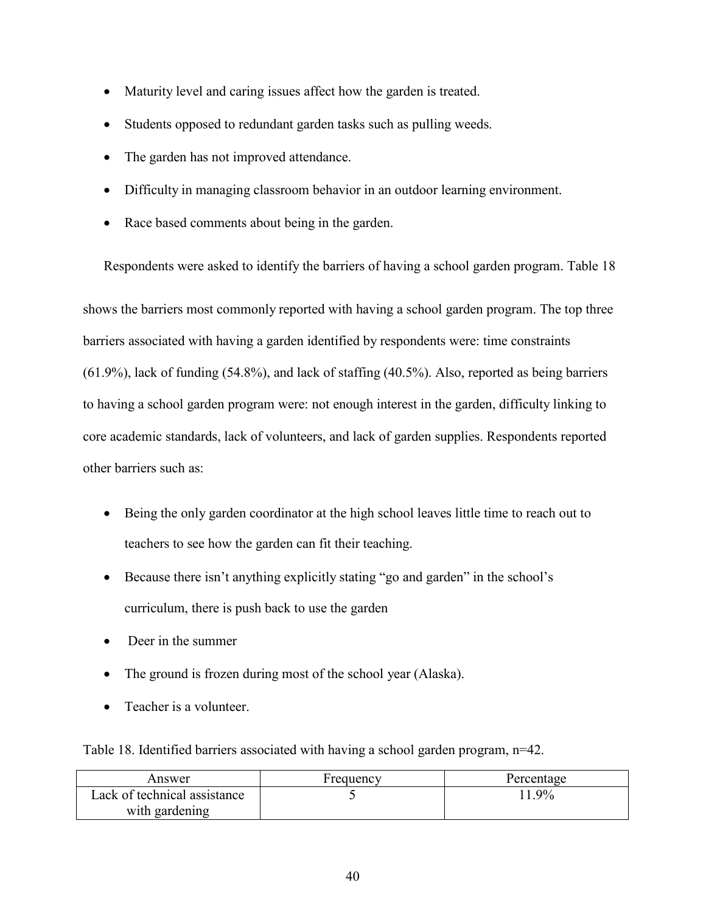- Maturity level and caring issues affect how the garden is treated.
- Students opposed to redundant garden tasks such as pulling weeds.
- The garden has not improved attendance.
- Difficulty in managing classroom behavior in an outdoor learning environment.
- Race based comments about being in the garden.

Respondents were asked to identify the barriers of having a school garden program. Table 18 shows the barriers most commonly reported with having a school garden program. The top three barriers associated with having a garden identified by respondents were: time constraints (61.9%), lack of funding (54.8%), and lack of staffing (40.5%). Also, reported as being barriers to having a school garden program were: not enough interest in the garden, difficulty linking to core academic standards, lack of volunteers, and lack of garden supplies. Respondents reported other barriers such as:

- Being the only garden coordinator at the high school leaves little time to reach out to teachers to see how the garden can fit their teaching.
- Because there isn't anything explicitly stating "go and garden" in the school's curriculum, there is push back to use the garden
- Deer in the summer
- The ground is frozen during most of the school year (Alaska).
- Teacher is a volunteer.

Table 18. Identified barriers associated with having a school garden program, n=42.

| Answer | Frequency | Percentage |
|---|---|---|
| Lack of technical assistance with gardening | 5 | 11.9% |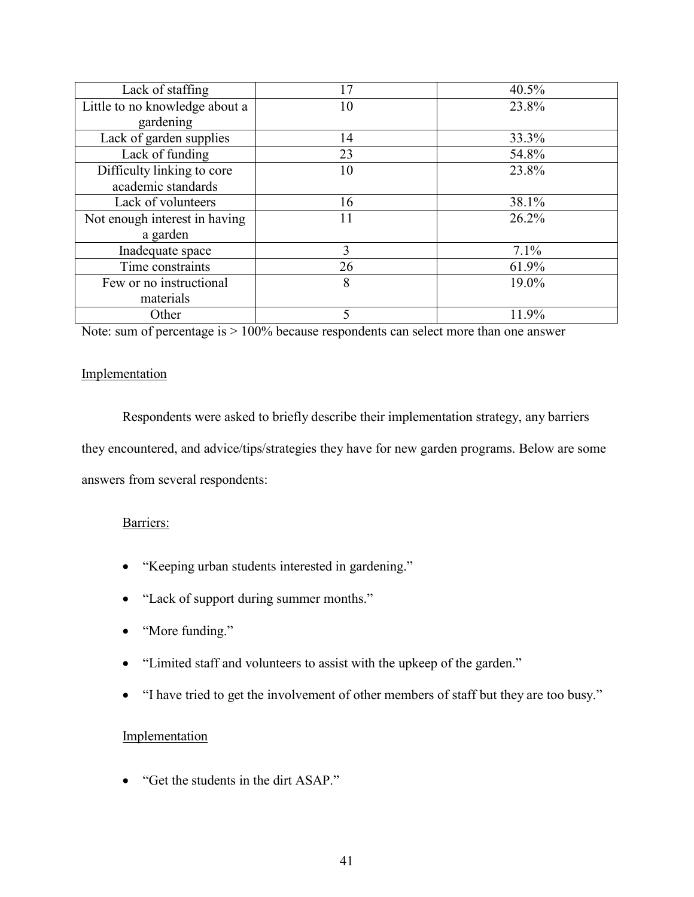| | | |
|---|---|---|
| Lack of staffing | 17 | 40.5% |
| Little to no knowledge about a gardening | 10 | 23.8% |
| Lack of garden supplies | 14 | 33.3% |
| Lack of funding | 23 | 54.8% |
| Difficulty linking to core academic standards | 10 | 23.8% |
| Lack of volunteers | 16 | 38.1% |
| Not enough interest in having a garden | 11 | 26.2% |
| Inadequate space | 3 | 7.1% |
| Time constraints | 26 | 61.9% |
| Few or no instructional materials | 8 | 19.0% |
| Other | 5 | 11.9% |

Note: sum of percentage is > 100% because respondents can select more than one answer

Implementation

Respondents were asked to briefly describe their implementation strategy, any barriers they encountered, and advice/tips/strategies they have for new garden programs. Below are some answers from several respondents:

Barriers:

- "Keeping urban students interested in gardening."
- "Lack of support during summer months."
- "More funding."
- "Limited staff and volunteers to assist with the upkeep of the garden."
- "I have tried to get the involvement of other members of staff but they are too busy."

Implementation

- "Get the students in the dirt ASAP."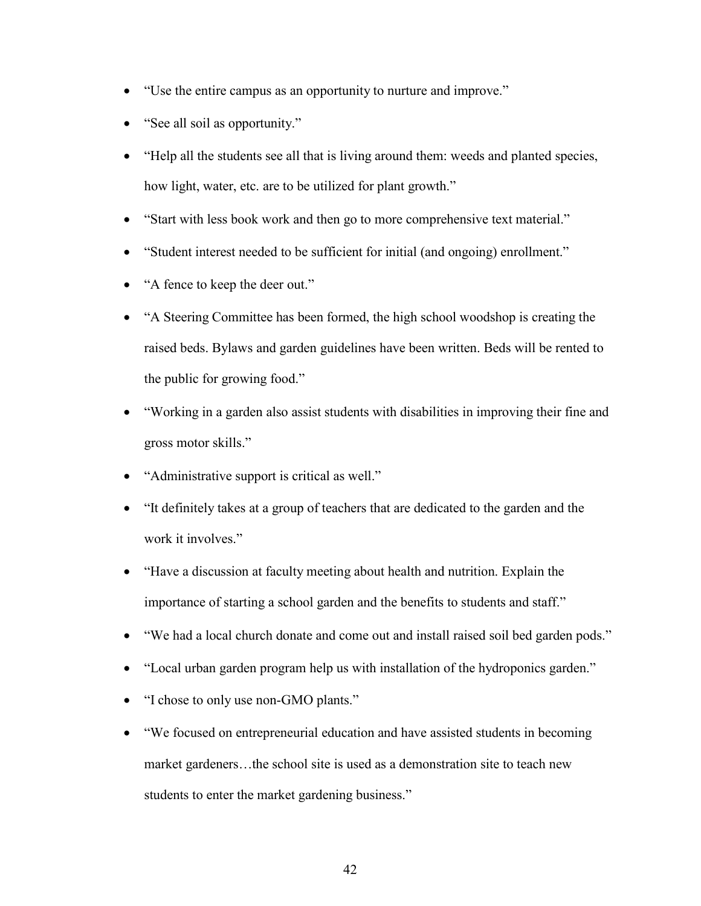- "Use the entire campus as an opportunity to nurture and improve."
- "See all soil as opportunity."
- "Help all the students see all that is living around them: weeds and planted species, how light, water, etc. are to be utilized for plant growth."
- "Start with less book work and then go to more comprehensive text material."
- "Student interest needed to be sufficient for initial (and ongoing) enrollment."
- "A fence to keep the deer out."
- "A Steering Committee has been formed, the high school woodshop is creating the raised beds. Bylaws and garden guidelines have been written. Beds will be rented to the public for growing food."
- "Working in a garden also assist students with disabilities in improving their fine and gross motor skills."
- "Administrative support is critical as well."
- "It definitely takes at a group of teachers that are dedicated to the garden and the work it involves."
- "Have a discussion at faculty meeting about health and nutrition. Explain the importance of starting a school garden and the benefits to students and staff."
- "We had a local church donate and come out and install raised soil bed garden pods."
- "Local urban garden program help us with installation of the hydroponics garden."
- "I chose to only use non-GMO plants."
- "We focused on entrepreneurial education and have assisted students in becoming market gardeners…the school site is used as a demonstration site to teach new students to enter the market gardening business."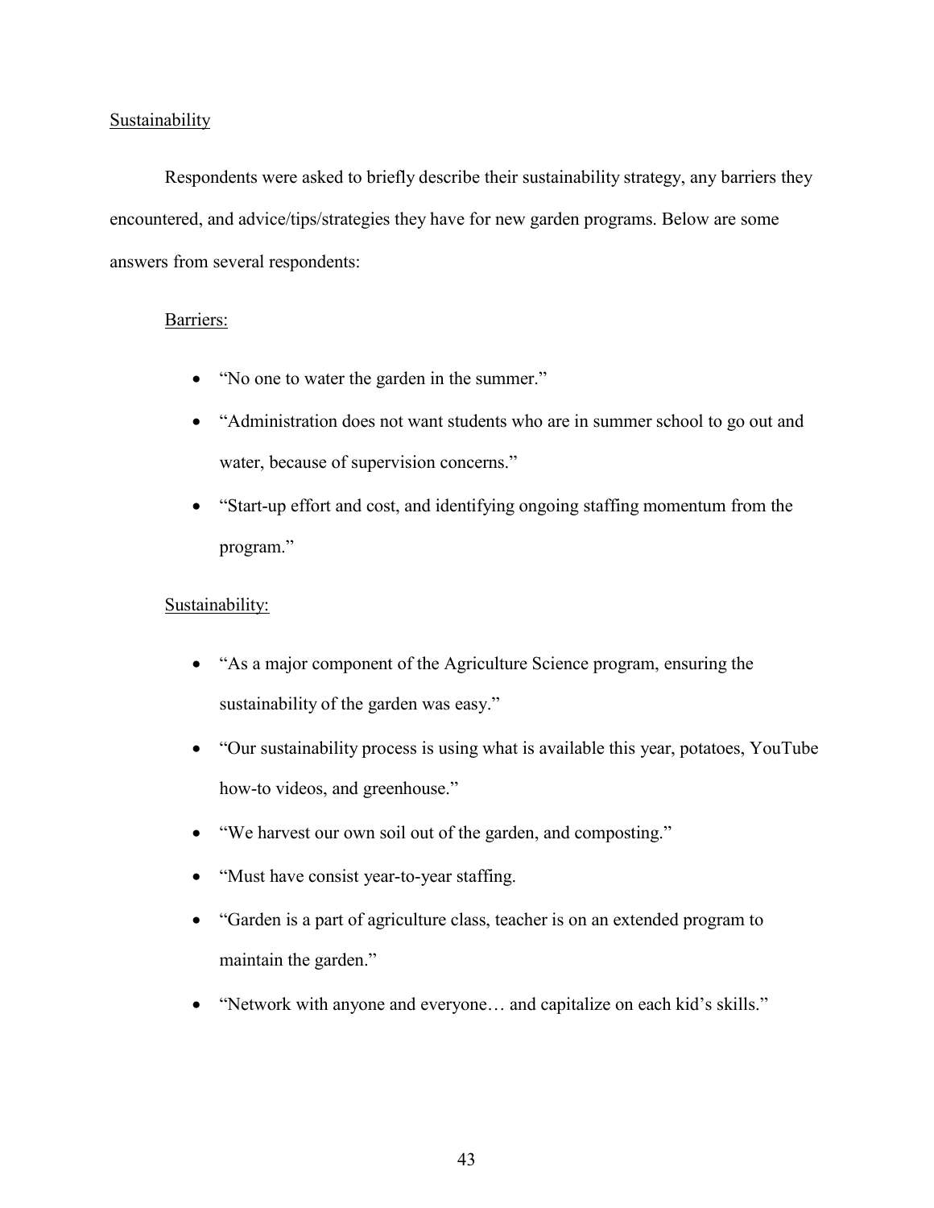## Sustainability

Respondents were asked to briefly describe their sustainability strategy, any barriers they encountered, and advice/tips/strategies they have for new garden programs. Below are some answers from several respondents:

### Barriers:

- "No one to water the garden in the summer."
- "Administration does not want students who are in summer school to go out and water, because of supervision concerns."
- "Start-up effort and cost, and identifying ongoing staffing momentum from the program."

### Sustainability:

- "As a major component of the Agriculture Science program, ensuring the sustainability of the garden was easy."
- "Our sustainability process is using what is available this year, potatoes, YouTube how-to videos, and greenhouse."
- "We harvest our own soil out of the garden, and composting."
- "Must have consist year-to-year staffing.
- "Garden is a part of agriculture class, teacher is on an extended program to maintain the garden."
- "Network with anyone and everyone… and capitalize on each kid's skills."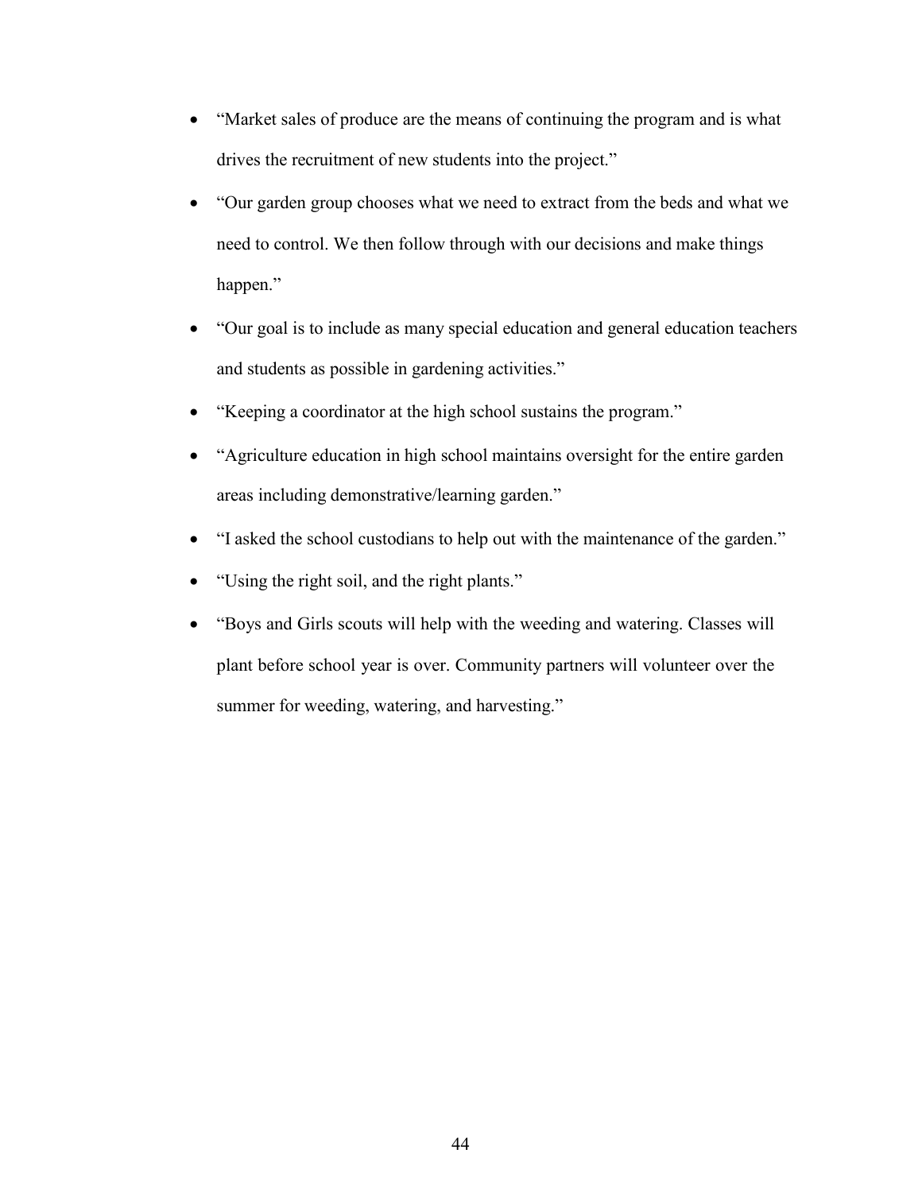- “Market sales of produce are the means of continuing the program and is what drives the recruitment of new students into the project.”
- “Our garden group chooses what we need to extract from the beds and what we need to control. We then follow through with our decisions and make things happen.”
- “Our goal is to include as many special education and general education teachers and students as possible in gardening activities.”
- “Keeping a coordinator at the high school sustains the program.”
- “Agriculture education in high school maintains oversight for the entire garden areas including demonstrative/learning garden.”
- “I asked the school custodians to help out with the maintenance of the garden.”
- “Using the right soil, and the right plants.”
- “Boys and Girls scouts will help with the weeding and watering. Classes will plant before school year is over. Community partners will volunteer over the summer for weeding, watering, and harvesting.”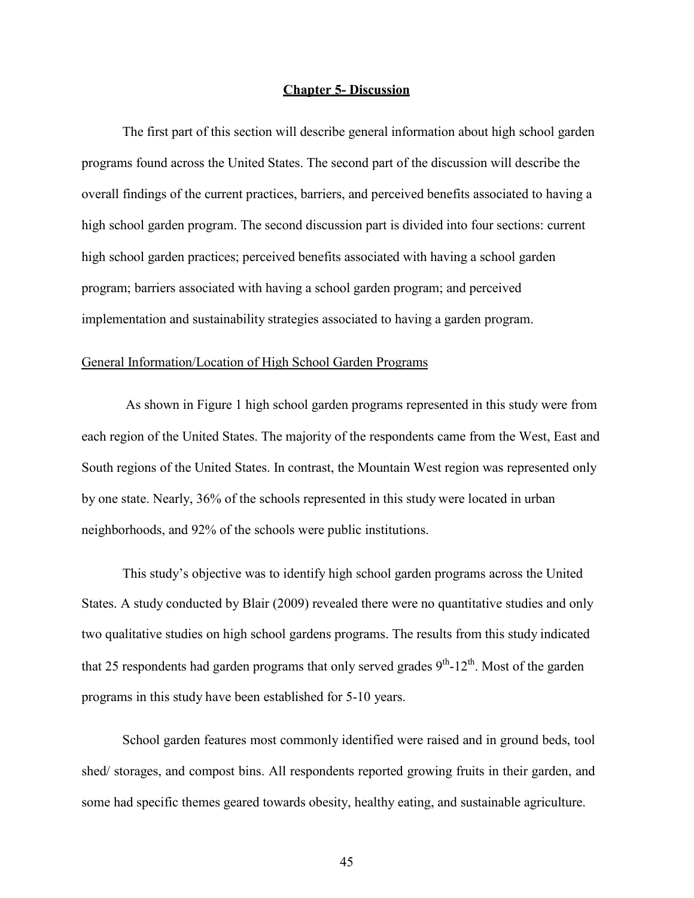# Chapter 5- Discussion

The first part of this section will describe general information about high school garden programs found across the United States. The second part of the discussion will describe the overall findings of the current practices, barriers, and perceived benefits associated to having a high school garden program. The second discussion part is divided into four sections: current high school garden practices; perceived benefits associated with having a school garden program; barriers associated with having a school garden program; and perceived implementation and sustainability strategies associated to having a garden program.

## General Information/Location of High School Garden Programs

As shown in Figure 1 high school garden programs represented in this study were from each region of the United States. The majority of the respondents came from the West, East and South regions of the United States. In contrast, the Mountain West region was represented only by one state. Nearly, 36% of the schools represented in this study were located in urban neighborhoods, and 92% of the schools were public institutions.

This study's objective was to identify high school garden programs across the United States. A study conducted by Blair (2009) revealed there were no quantitative studies and only two qualitative studies on high school gardens programs. The results from this study indicated that 25 respondents had garden programs that only served grades $9^{th}$-$12^{th}$. Most of the garden programs in this study have been established for 5-10 years.

School garden features most commonly identified were raised and in ground beds, tool shed/ storages, and compost bins. All respondents reported growing fruits in their garden, and some had specific themes geared towards obesity, healthy eating, and sustainable agriculture.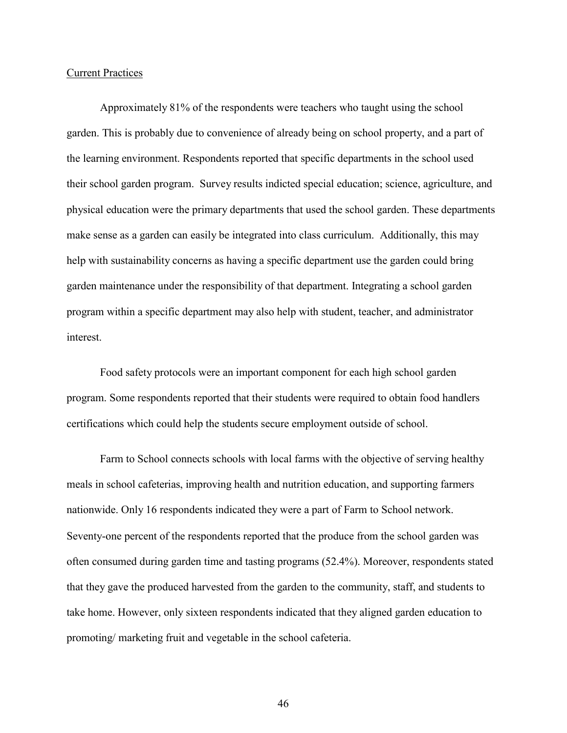Current Practices

Approximately 81% of the respondents were teachers who taught using the school garden. This is probably due to convenience of already being on school property, and a part of the learning environment. Respondents reported that specific departments in the school used their school garden program. Survey results indicted special education; science, agriculture, and physical education were the primary departments that used the school garden. These departments make sense as a garden can easily be integrated into class curriculum. Additionally, this may help with sustainability concerns as having a specific department use the garden could bring garden maintenance under the responsibility of that department. Integrating a school garden program within a specific department may also help with student, teacher, and administrator interest.

Food safety protocols were an important component for each high school garden program. Some respondents reported that their students were required to obtain food handlers certifications which could help the students secure employment outside of school.

Farm to School connects schools with local farms with the objective of serving healthy meals in school cafeterias, improving health and nutrition education, and supporting farmers nationwide. Only 16 respondents indicated they were a part of Farm to School network. Seventy-one percent of the respondents reported that the produce from the school garden was often consumed during garden time and tasting programs (52.4%). Moreover, respondents stated that they gave the produced harvested from the garden to the community, staff, and students to take home. However, only sixteen respondents indicated that they aligned garden education to promoting/ marketing fruit and vegetable in the school cafeteria.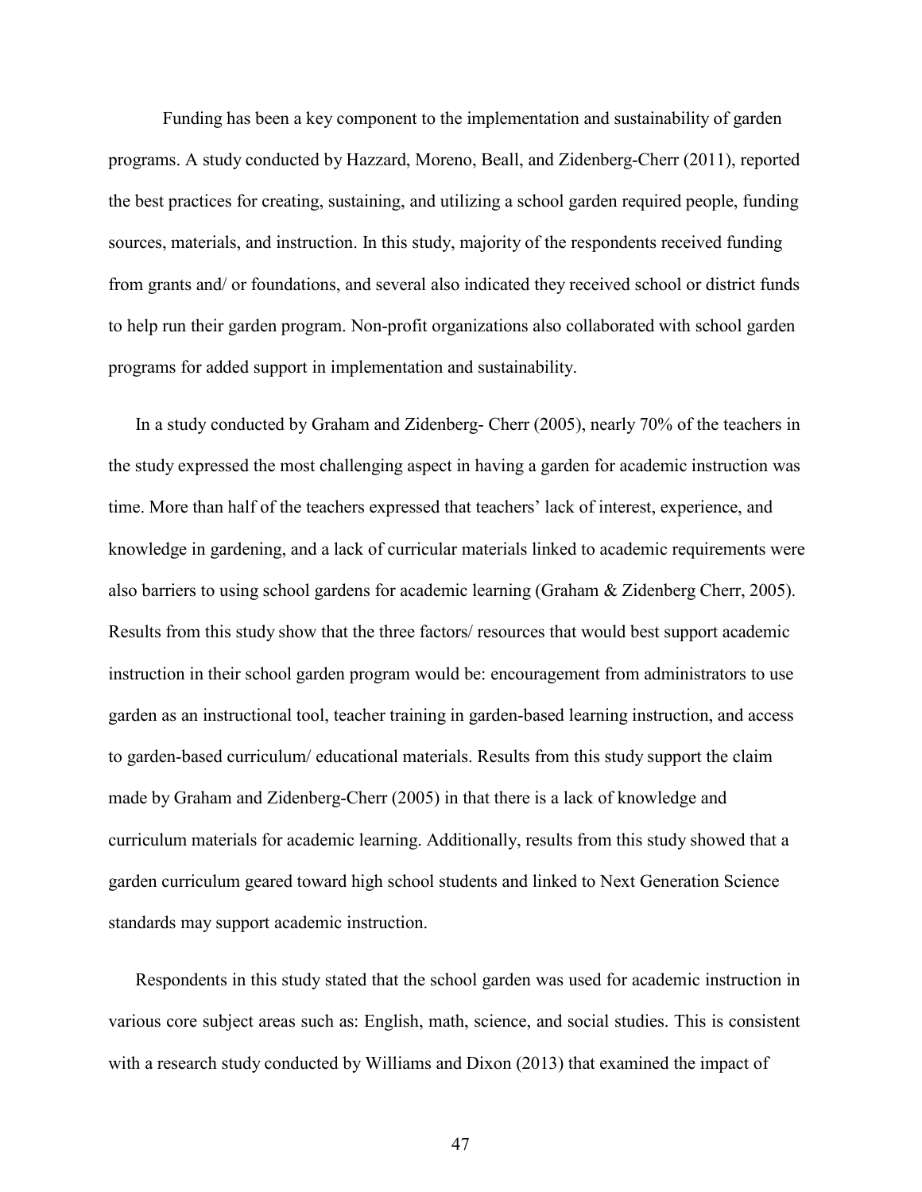Funding has been a key component to the implementation and sustainability of garden programs. A study conducted by Hazzard, Moreno, Beall, and Zidenberg-Cherr (2011), reported the best practices for creating, sustaining, and utilizing a school garden required people, funding sources, materials, and instruction. In this study, majority of the respondents received funding from grants and/ or foundations, and several also indicated they received school or district funds to help run their garden program. Non-profit organizations also collaborated with school garden programs for added support in implementation and sustainability.

In a study conducted by Graham and Zidenberg- Cherr (2005), nearly 70% of the teachers in the study expressed the most challenging aspect in having a garden for academic instruction was time. More than half of the teachers expressed that teachers' lack of interest, experience, and knowledge in gardening, and a lack of curricular materials linked to academic requirements were also barriers to using school gardens for academic learning (Graham & Zidenberg Cherr, 2005). Results from this study show that the three factors/ resources that would best support academic instruction in their school garden program would be: encouragement from administrators to use garden as an instructional tool, teacher training in garden-based learning instruction, and access to garden-based curriculum/ educational materials. Results from this study support the claim made by Graham and Zidenberg-Cherr (2005) in that there is a lack of knowledge and curriculum materials for academic learning. Additionally, results from this study showed that a garden curriculum geared toward high school students and linked to Next Generation Science standards may support academic instruction.

Respondents in this study stated that the school garden was used for academic instruction in various core subject areas such as: English, math, science, and social studies. This is consistent with a research study conducted by Williams and Dixon (2013) that examined the impact of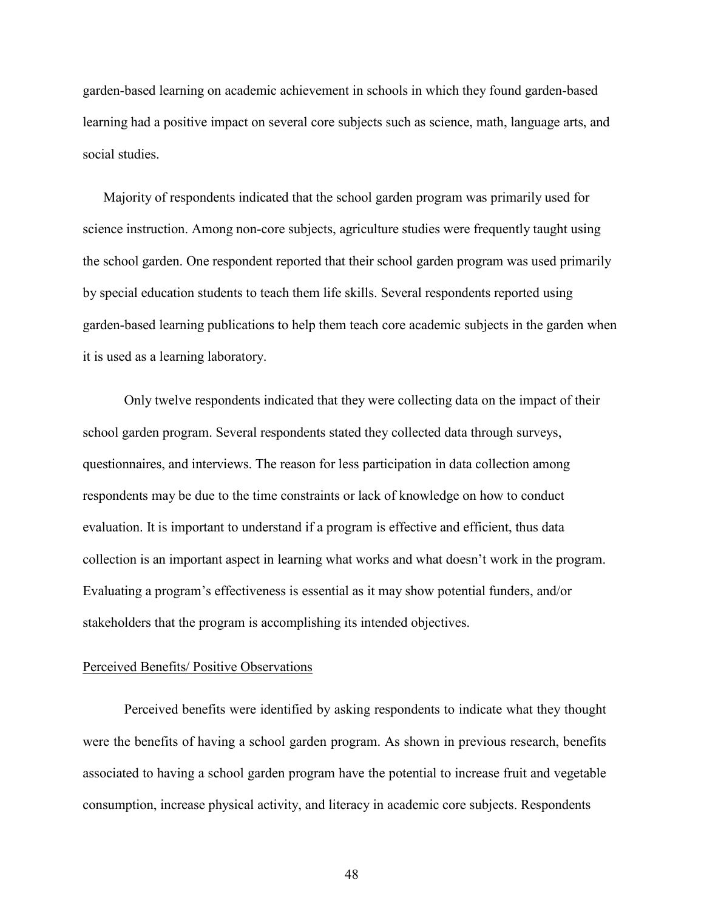garden-based learning on academic achievement in schools in which they found garden-based learning had a positive impact on several core subjects such as science, math, language arts, and social studies.

Majority of respondents indicated that the school garden program was primarily used for science instruction. Among non-core subjects, agriculture studies were frequently taught using the school garden. One respondent reported that their school garden program was used primarily by special education students to teach them life skills. Several respondents reported using garden-based learning publications to help them teach core academic subjects in the garden when it is used as a learning laboratory.

Only twelve respondents indicated that they were collecting data on the impact of their school garden program. Several respondents stated they collected data through surveys, questionnaires, and interviews. The reason for less participation in data collection among respondents may be due to the time constraints or lack of knowledge on how to conduct evaluation. It is important to understand if a program is effective and efficient, thus data collection is an important aspect in learning what works and what doesn't work in the program. Evaluating a program's effectiveness is essential as it may show potential funders, and/or stakeholders that the program is accomplishing its intended objectives.

Perceived Benefits/ Positive Observations

Perceived benefits were identified by asking respondents to indicate what they thought were the benefits of having a school garden program. As shown in previous research, benefits associated to having a school garden program have the potential to increase fruit and vegetable consumption, increase physical activity, and literacy in academic core subjects. Respondents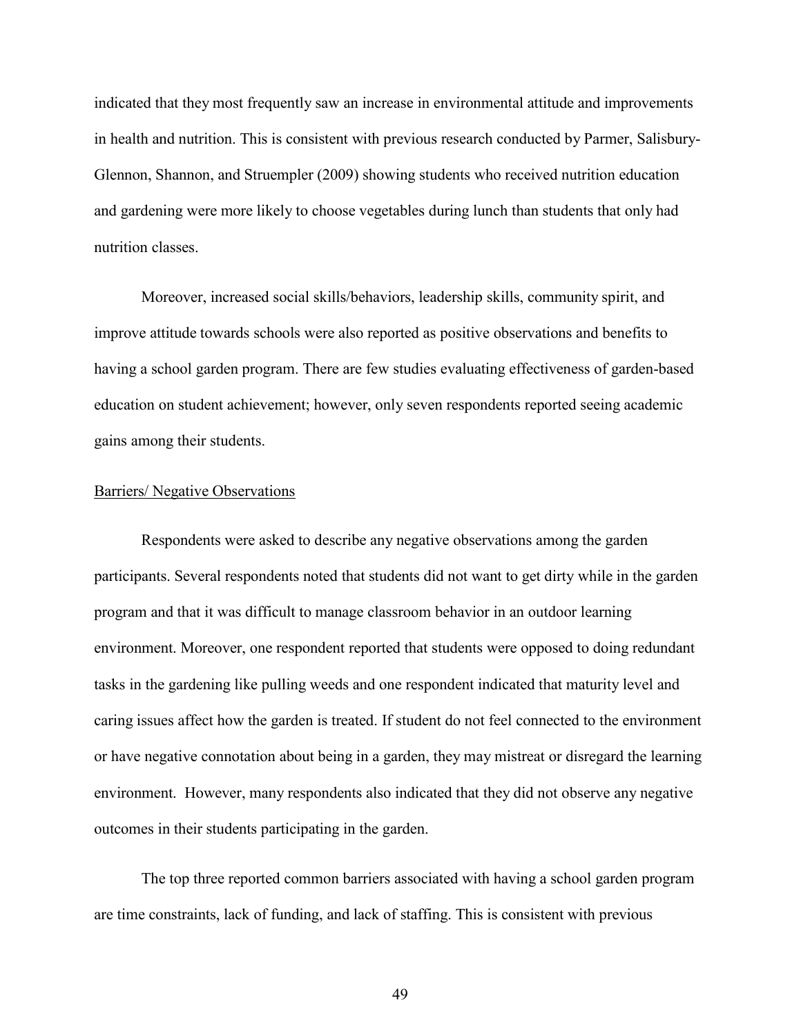indicated that they most frequently saw an increase in environmental attitude and improvements in health and nutrition. This is consistent with previous research conducted by Parmer, Salisbury-Glennon, Shannon, and Struempler (2009) showing students who received nutrition education and gardening were more likely to choose vegetables during lunch than students that only had nutrition classes.

Moreover, increased social skills/behaviors, leadership skills, community spirit, and improve attitude towards schools were also reported as positive observations and benefits to having a school garden program. There are few studies evaluating effectiveness of garden-based education on student achievement; however, only seven respondents reported seeing academic gains among their students.

<u>Barriers/ Negative Observations</u>

Respondents were asked to describe any negative observations among the garden participants. Several respondents noted that students did not want to get dirty while in the garden program and that it was difficult to manage classroom behavior in an outdoor learning environment. Moreover, one respondent reported that students were opposed to doing redundant tasks in the gardening like pulling weeds and one respondent indicated that maturity level and caring issues affect how the garden is treated. If student do not feel connected to the environment or have negative connotation about being in a garden, they may mistreat or disregard the learning environment. However, many respondents also indicated that they did not observe any negative outcomes in their students participating in the garden.

The top three reported common barriers associated with having a school garden program are time constraints, lack of funding, and lack of staffing. This is consistent with previous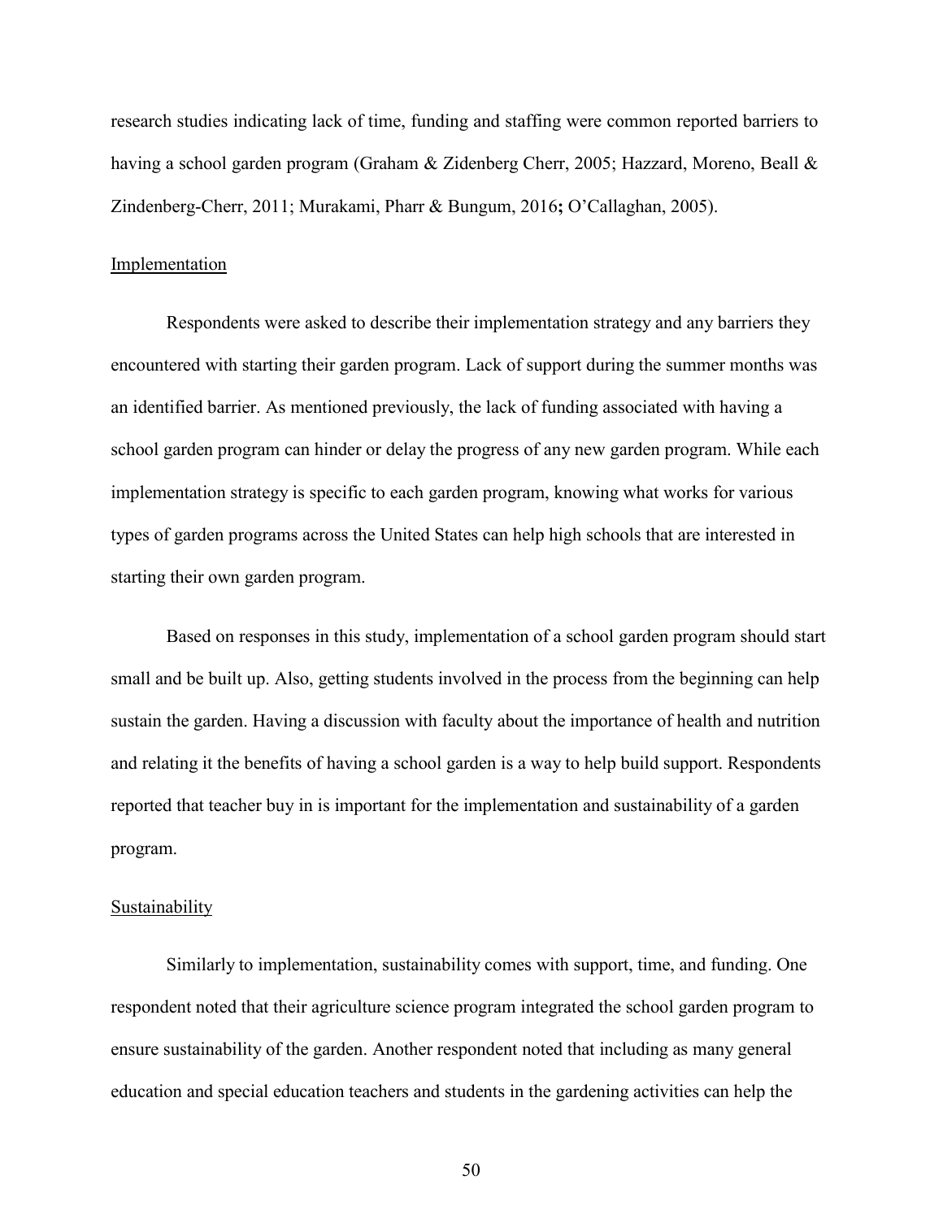research studies indicating lack of time, funding and staffing were common reported barriers to having a school garden program (Graham & Zidenberg Cherr, 2005; Hazzard, Moreno, Beall & Zindenberg-Cherr, 2011; Murakami, Pharr & Bungum, 2016**;** O'Callaghan, 2005).

<u>Implementation</u>

Respondents were asked to describe their implementation strategy and any barriers they encountered with starting their garden program. Lack of support during the summer months was an identified barrier. As mentioned previously, the lack of funding associated with having a school garden program can hinder or delay the progress of any new garden program. While each implementation strategy is specific to each garden program, knowing what works for various types of garden programs across the United States can help high schools that are interested in starting their own garden program.

Based on responses in this study, implementation of a school garden program should start small and be built up. Also, getting students involved in the process from the beginning can help sustain the garden. Having a discussion with faculty about the importance of health and nutrition and relating it the benefits of having a school garden is a way to help build support. Respondents reported that teacher buy in is important for the implementation and sustainability of a garden program.

<u>Sustainability</u>

Similarly to implementation, sustainability comes with support, time, and funding. One respondent noted that their agriculture science program integrated the school garden program to ensure sustainability of the garden. Another respondent noted that including as many general education and special education teachers and students in the gardening activities can help the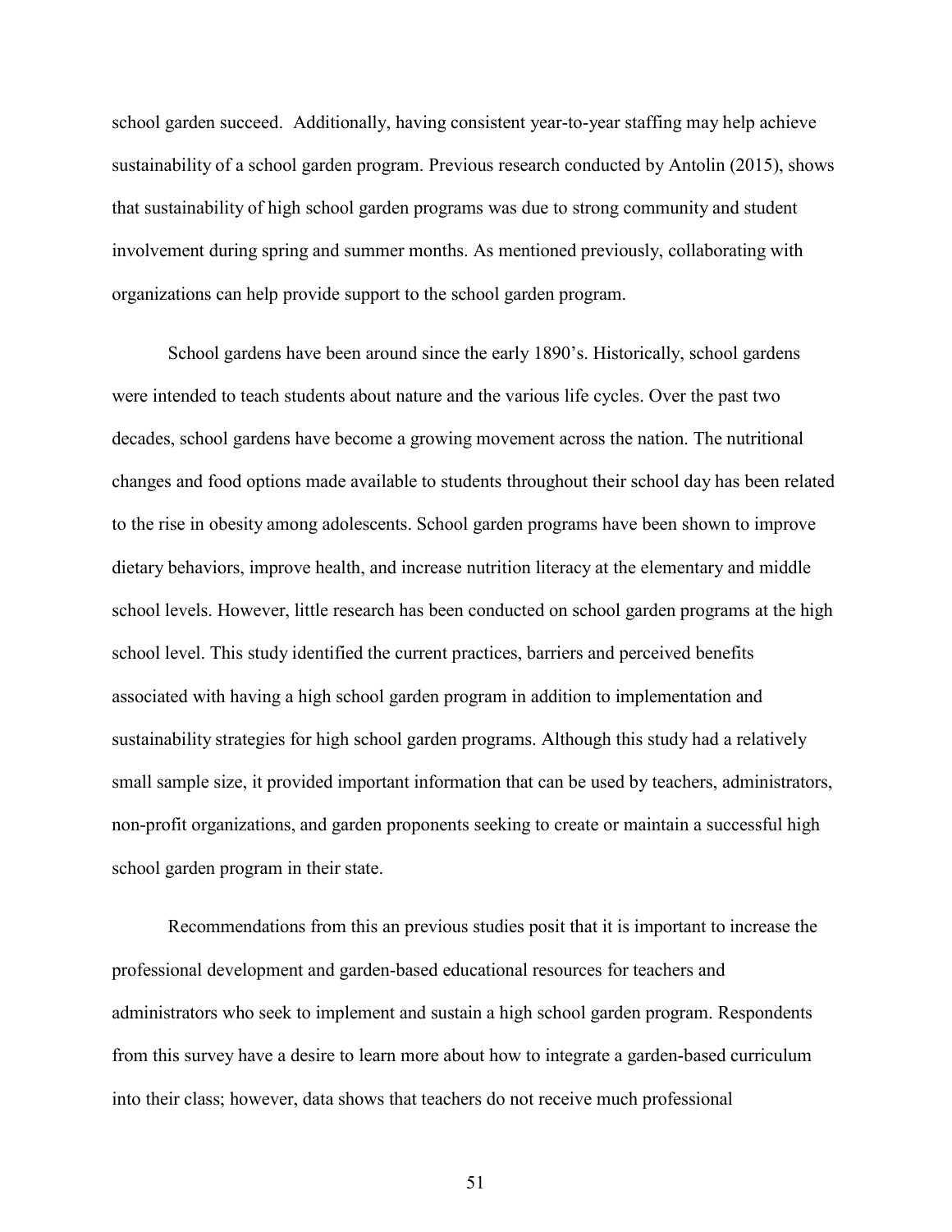school garden succeed. Additionally, having consistent year-to-year staffing may help achieve sustainability of a school garden program. Previous research conducted by Antolin (2015), shows that sustainability of high school garden programs was due to strong community and student involvement during spring and summer months. As mentioned previously, collaborating with organizations can help provide support to the school garden program.

School gardens have been around since the early 1890's. Historically, school gardens were intended to teach students about nature and the various life cycles. Over the past two decades, school gardens have become a growing movement across the nation. The nutritional changes and food options made available to students throughout their school day has been related to the rise in obesity among adolescents. School garden programs have been shown to improve dietary behaviors, improve health, and increase nutrition literacy at the elementary and middle school levels. However, little research has been conducted on school garden programs at the high school level. This study identified the current practices, barriers and perceived benefits associated with having a high school garden program in addition to implementation and sustainability strategies for high school garden programs. Although this study had a relatively small sample size, it provided important information that can be used by teachers, administrators, non-profit organizations, and garden proponents seeking to create or maintain a successful high school garden program in their state.

Recommendations from this an previous studies posit that it is important to increase the professional development and garden-based educational resources for teachers and administrators who seek to implement and sustain a high school garden program. Respondents from this survey have a desire to learn more about how to integrate a garden-based curriculum into their class; however, data shows that teachers do not receive much professional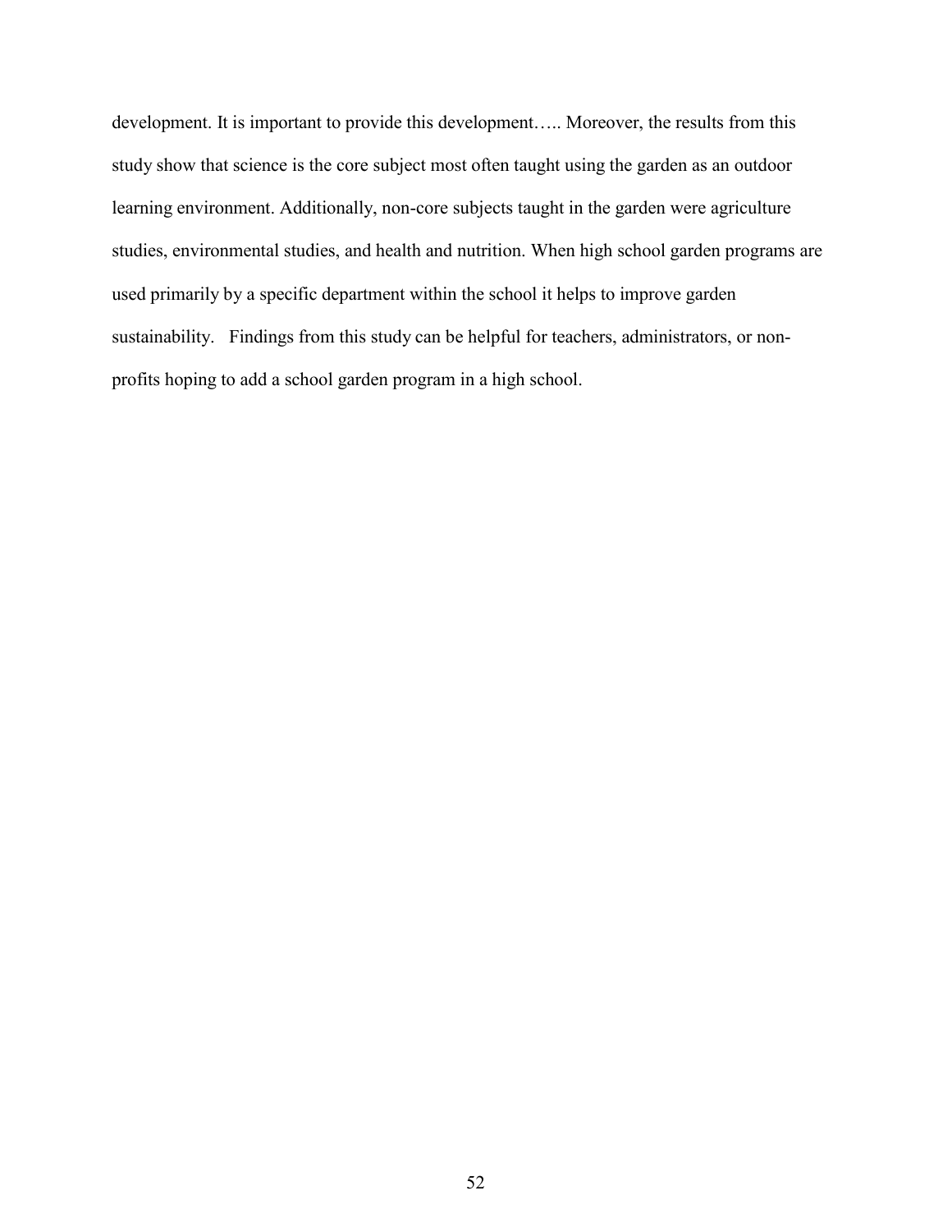development. It is important to provide this development….. Moreover, the results from this study show that science is the core subject most often taught using the garden as an outdoor learning environment. Additionally, non-core subjects taught in the garden were agriculture studies, environmental studies, and health and nutrition. When high school garden programs are used primarily by a specific department within the school it helps to improve garden sustainability. Findings from this study can be helpful for teachers, administrators, or non-profits hoping to add a school garden program in a high school.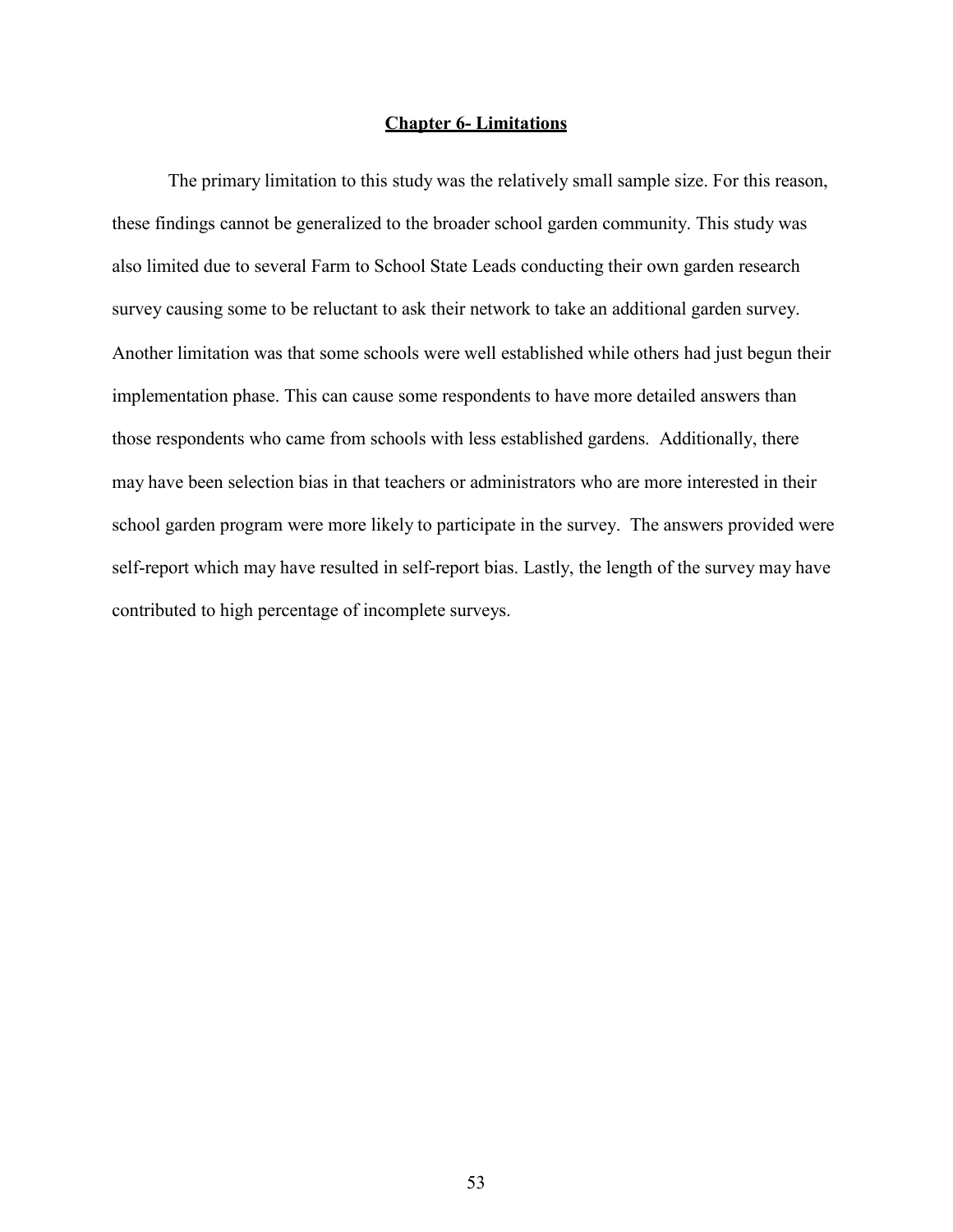## Chapter 6- Limitations

The primary limitation to this study was the relatively small sample size. For this reason, these findings cannot be generalized to the broader school garden community. This study was also limited due to several Farm to School State Leads conducting their own garden research survey causing some to be reluctant to ask their network to take an additional garden survey. Another limitation was that some schools were well established while others had just begun their implementation phase. This can cause some respondents to have more detailed answers than those respondents who came from schools with less established gardens. Additionally, there may have been selection bias in that teachers or administrators who are more interested in their school garden program were more likely to participate in the survey. The answers provided were self-report which may have resulted in self-report bias. Lastly, the length of the survey may have contributed to high percentage of incomplete surveys.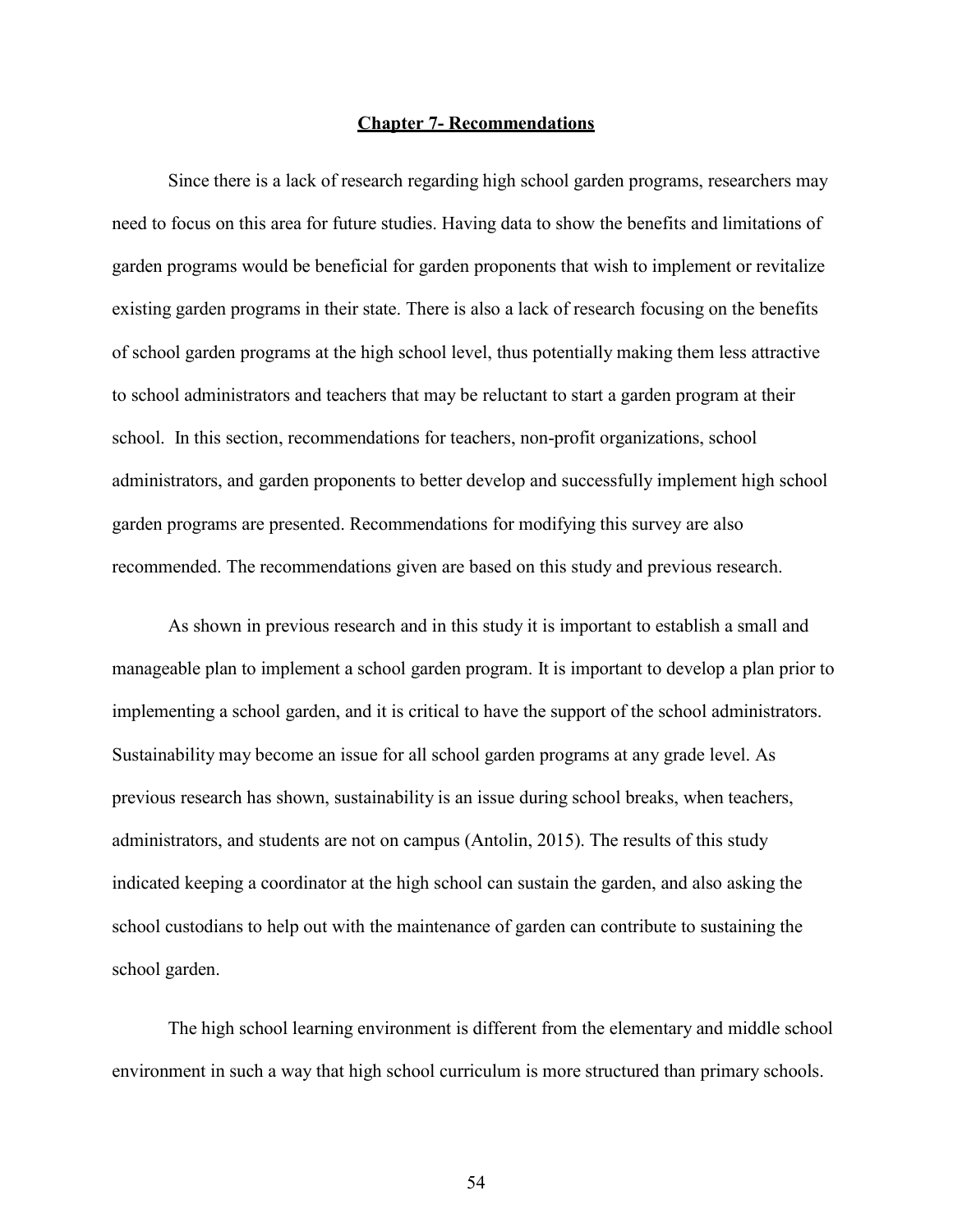# Chapter 7- Recommendations

Since there is a lack of research regarding high school garden programs, researchers may need to focus on this area for future studies. Having data to show the benefits and limitations of garden programs would be beneficial for garden proponents that wish to implement or revitalize existing garden programs in their state. There is also a lack of research focusing on the benefits of school garden programs at the high school level, thus potentially making them less attractive to school administrators and teachers that may be reluctant to start a garden program at their school. In this section, recommendations for teachers, non-profit organizations, school administrators, and garden proponents to better develop and successfully implement high school garden programs are presented. Recommendations for modifying this survey are also recommended. The recommendations given are based on this study and previous research.

As shown in previous research and in this study it is important to establish a small and manageable plan to implement a school garden program. It is important to develop a plan prior to implementing a school garden, and it is critical to have the support of the school administrators. Sustainability may become an issue for all school garden programs at any grade level. As previous research has shown, sustainability is an issue during school breaks, when teachers, administrators, and students are not on campus (Antolin, 2015). The results of this study indicated keeping a coordinator at the high school can sustain the garden, and also asking the school custodians to help out with the maintenance of garden can contribute to sustaining the school garden.

The high school learning environment is different from the elementary and middle school environment in such a way that high school curriculum is more structured than primary schools.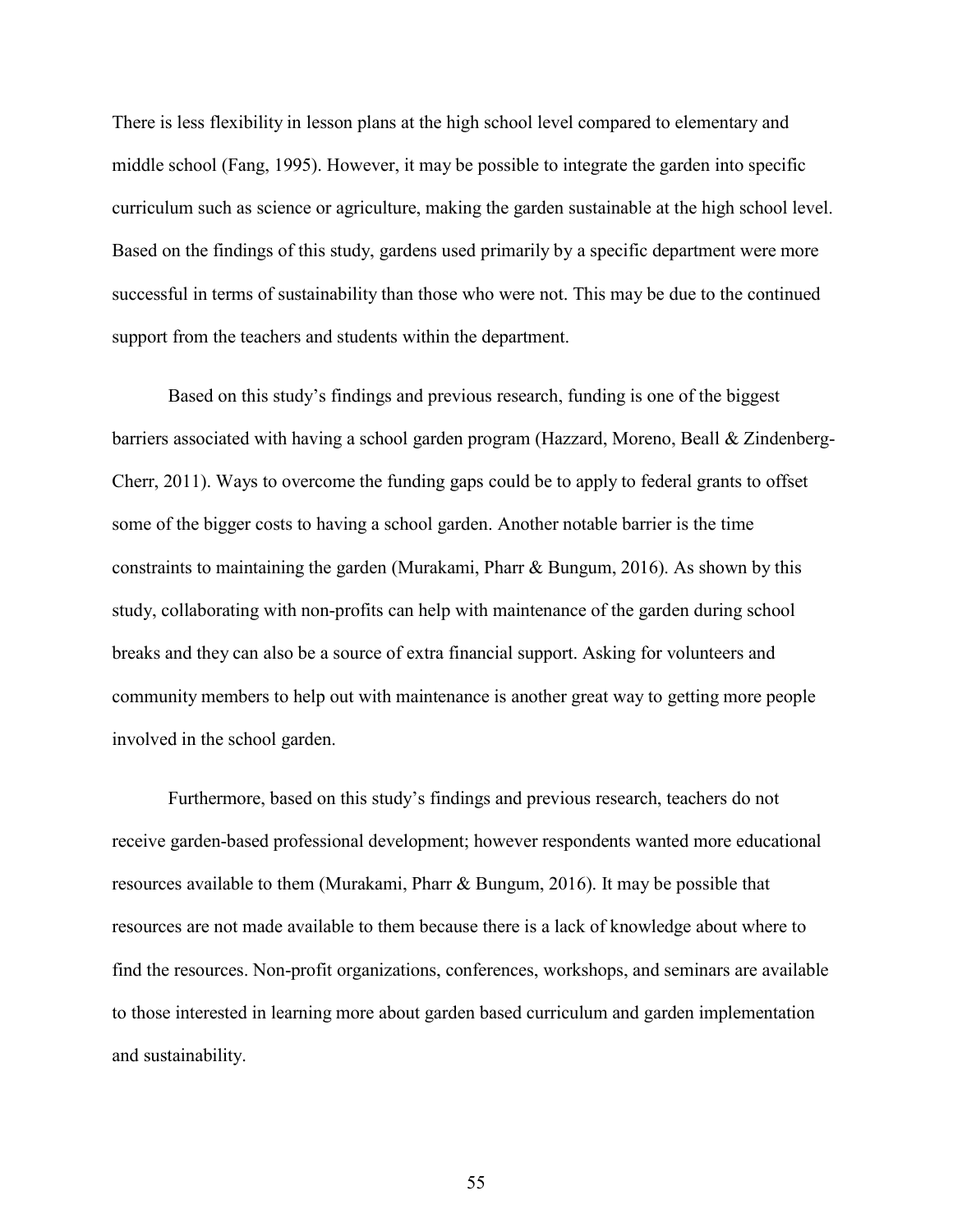There is less flexibility in lesson plans at the high school level compared to elementary and middle school (Fang, 1995). However, it may be possible to integrate the garden into specific curriculum such as science or agriculture, making the garden sustainable at the high school level. Based on the findings of this study, gardens used primarily by a specific department were more successful in terms of sustainability than those who were not. This may be due to the continued support from the teachers and students within the department.

Based on this study's findings and previous research, funding is one of the biggest barriers associated with having a school garden program (Hazzard, Moreno, Beall & Zindenberg-Cherr, 2011). Ways to overcome the funding gaps could be to apply to federal grants to offset some of the bigger costs to having a school garden. Another notable barrier is the time constraints to maintaining the garden (Murakami, Pharr & Bungum, 2016). As shown by this study, collaborating with non-profits can help with maintenance of the garden during school breaks and they can also be a source of extra financial support. Asking for volunteers and community members to help out with maintenance is another great way to getting more people involved in the school garden.

Furthermore, based on this study's findings and previous research, teachers do not receive garden-based professional development; however respondents wanted more educational resources available to them (Murakami, Pharr & Bungum, 2016). It may be possible that resources are not made available to them because there is a lack of knowledge about where to find the resources. Non-profit organizations, conferences, workshops, and seminars are available to those interested in learning more about garden based curriculum and garden implementation and sustainability.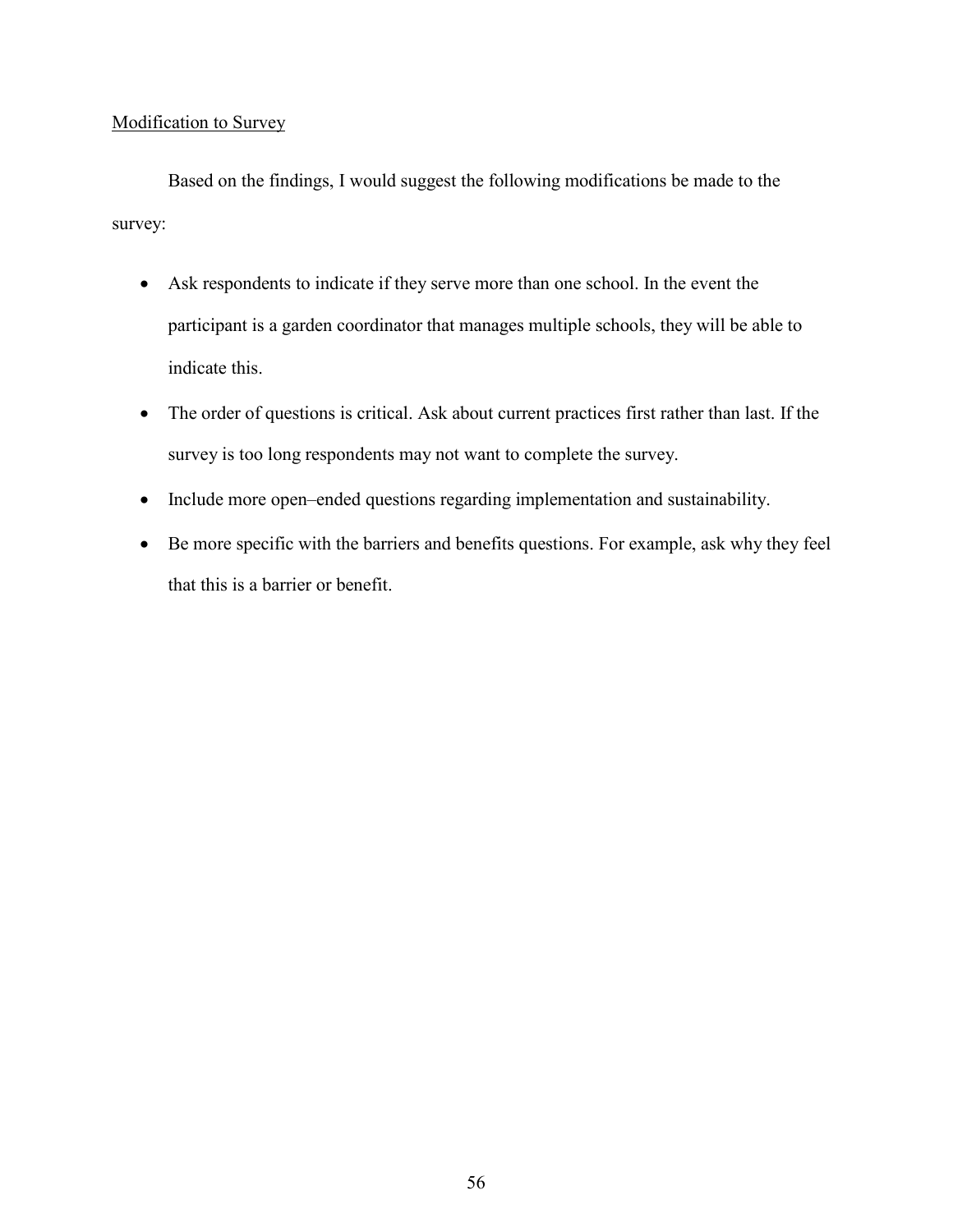Modification to Survey

Based on the findings, I would suggest the following modifications be made to the survey:

- Ask respondents to indicate if they serve more than one school. In the event the participant is a garden coordinator that manages multiple schools, they will be able to indicate this.
- The order of questions is critical. Ask about current practices first rather than last. If the survey is too long respondents may not want to complete the survey.
- Include more open–ended questions regarding implementation and sustainability.
- Be more specific with the barriers and benefits questions. For example, ask why they feel that this is a barrier or benefit.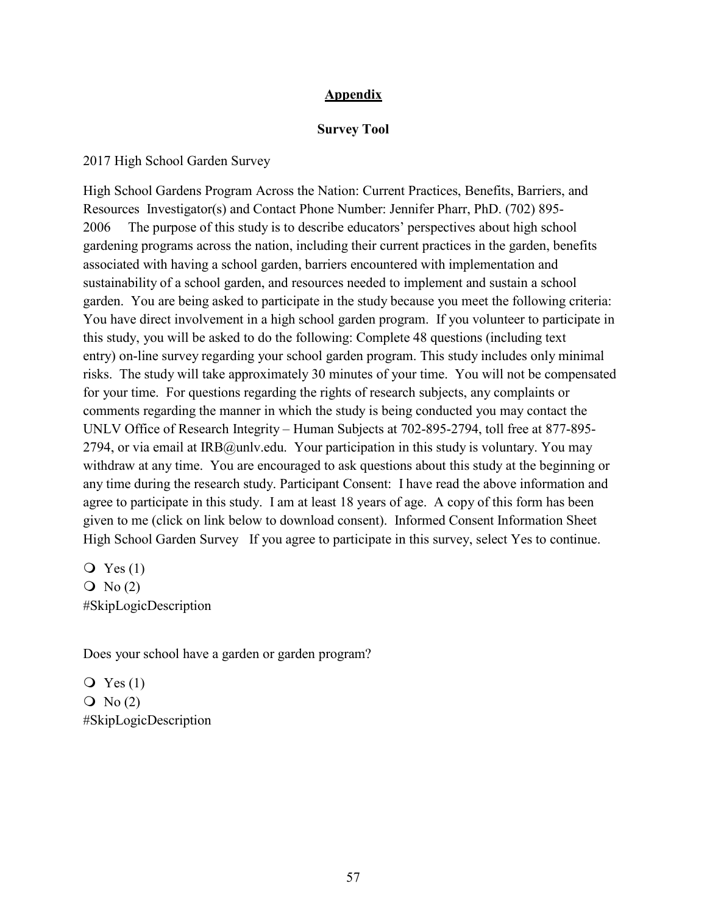## Appendix

### Survey Tool

2017 High School Garden Survey

High School Gardens Program Across the Nation: Current Practices, Benefits, Barriers, and Resources Investigator(s) and Contact Phone Number: Jennifer Pharr, PhD. (702) 895-2006 The purpose of this study is to describe educators' perspectives about high school gardening programs across the nation, including their current practices in the garden, benefits associated with having a school garden, barriers encountered with implementation and sustainability of a school garden, and resources needed to implement and sustain a school garden. You are being asked to participate in the study because you meet the following criteria: You have direct involvement in a high school garden program. If you volunteer to participate in this study, you will be asked to do the following: Complete 48 questions (including text entry) on-line survey regarding your school garden program. This study includes only minimal risks. The study will take approximately 30 minutes of your time. You will not be compensated for your time. For questions regarding the rights of research subjects, any complaints or comments regarding the manner in which the study is being conducted you may contact the UNLV Office of Research Integrity – Human Subjects at 702-895-2794, toll free at 877-895-2794, or via email at IRB@unlv.edu. Your participation in this study is voluntary. You may withdraw at any time. You are encouraged to ask questions about this study at the beginning or any time during the research study. Participant Consent: I have read the above information and agree to participate in this study. I am at least 18 years of age. A copy of this form has been given to me (click on link below to download consent). Informed Consent Information Sheet High School Garden Survey If you agree to participate in this survey, select Yes to continue.

- ○ Yes (1)
- ○ No (2)

#SkipLogicDescription

Does your school have a garden or garden program?

- ○ Yes (1)
- ○ No (2)

#SkipLogicDescription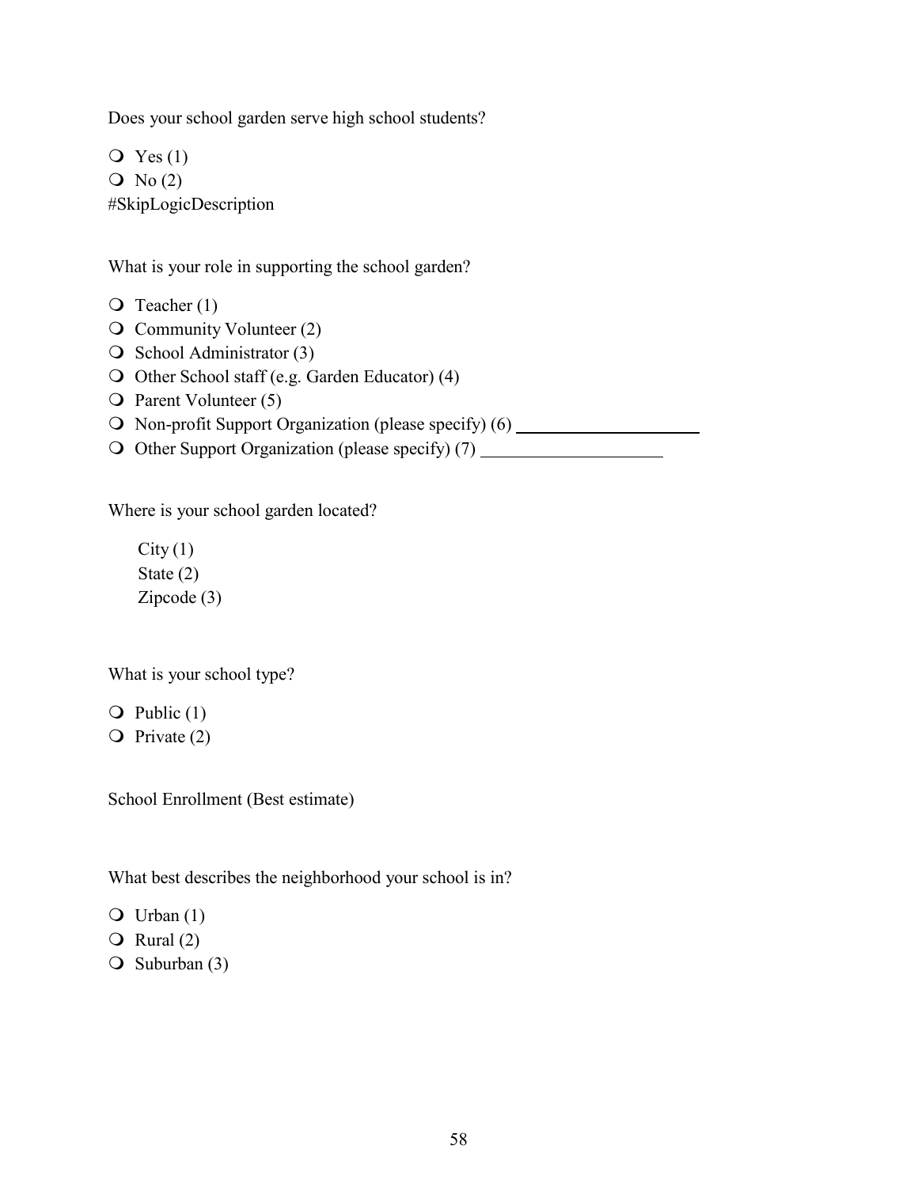Does your school garden serve high school students?

- Yes (1)
- No (2)

#SkipLogicDescription

What is your role in supporting the school garden?

- Teacher (1)
- Community Volunteer (2)
- School Administrator (3)
- Other School staff (e.g. Garden Educator) (4)
- Parent Volunteer (5)
- Non-profit Support Organization (please specify) (6) ____________________
- Other Support Organization (please specify) (7) ____________________

Where is your school garden located?

City (1)
State (2)
Zipcode (3)

What is your school type?

- Public (1)
- Private (2)

School Enrollment (Best estimate)

What best describes the neighborhood your school is in?

- Urban (1)
- Rural (2)
- Suburban (3)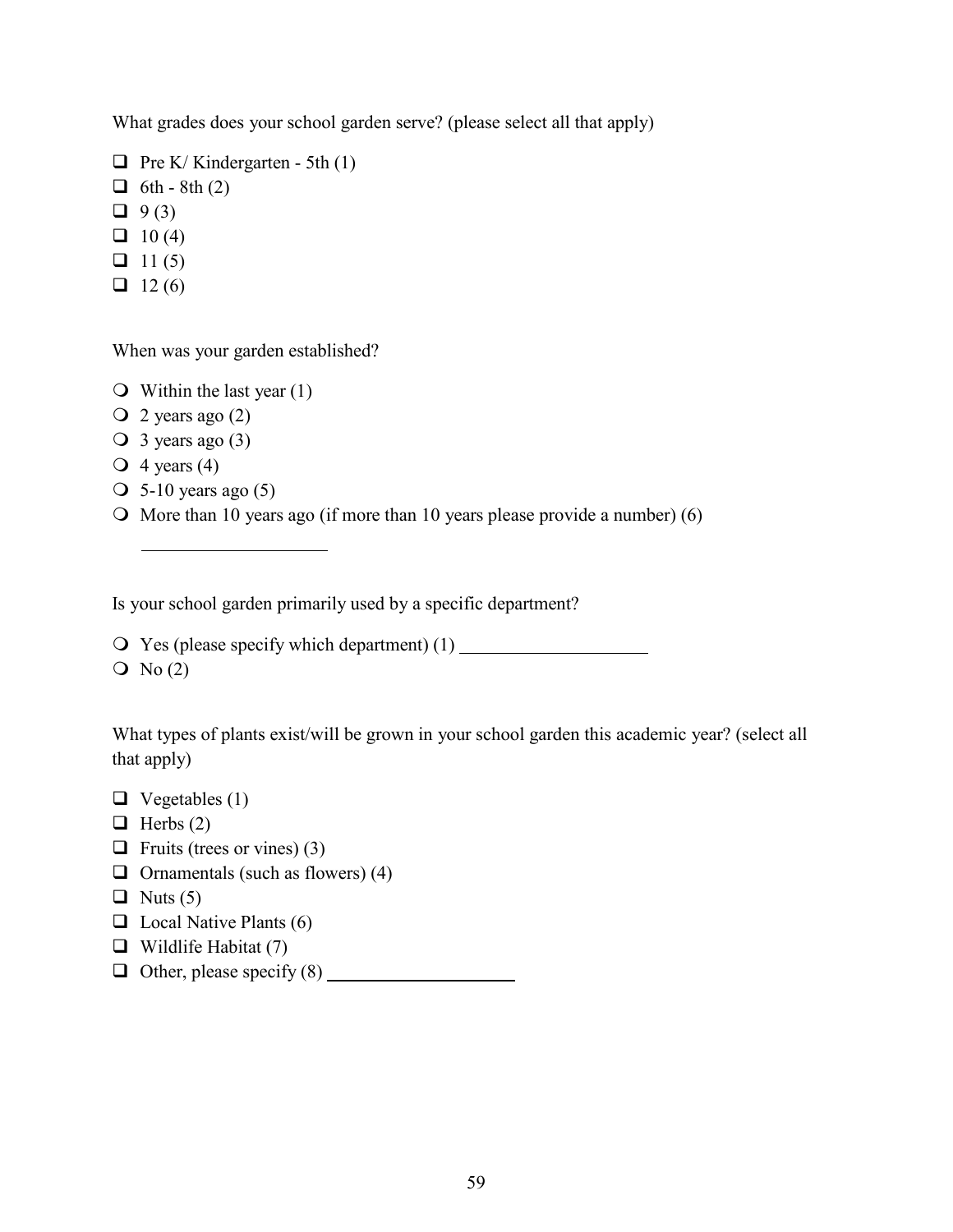What grades does your school garden serve? (please select all that apply)

- ❑ Pre K/ Kindergarten - 5th (1)
- ❑ 6th - 8th (2)
- ❑ 9 (3)
- ❑ 10 (4)
- ❑ 11 (5)
- ❑ 12 (6)

When was your garden established?

- ❍ Within the last year (1)
- ❍ 2 years ago (2)
- ❍ 3 years ago (3)
- ❍ 4 years (4)
- ❍ 5-10 years ago (5)
- ❍ More than 10 years ago (if more than 10 years please provide a number) (6) ____________________

Is your school garden primarily used by a specific department?

- ❍ Yes (please specify which department) (1) ____________________
- ❍ No (2)

What types of plants exist/will be grown in your school garden this academic year? (select all that apply)

- ❑ Vegetables (1)
- ❑ Herbs (2)
- ❑ Fruits (trees or vines) (3)
- ❑ Ornamentals (such as flowers) (4)
- ❑ Nuts (5)
- ❑ Local Native Plants (6)
- ❑ Wildlife Habitat (7)
- ❑ Other, please specify (8) ____________________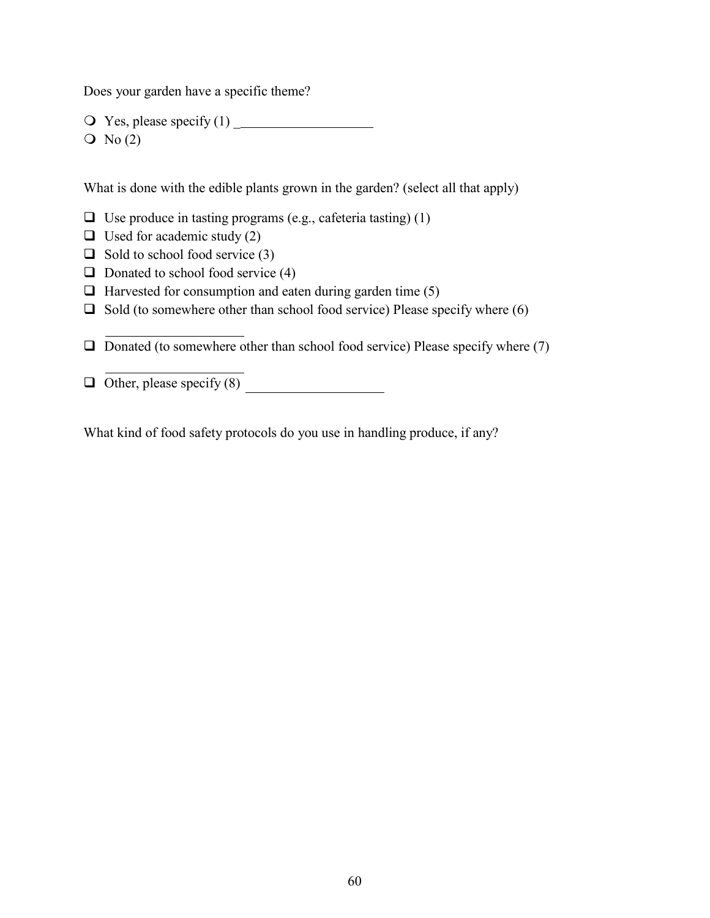Does your garden have a specific theme?

- ❍ Yes, please specify (1) ____________________
- ❍ No (2)

What is done with the edible plants grown in the garden? (select all that apply)

- ❑ Use produce in tasting programs (e.g., cafeteria tasting) (1)
- ❑ Used for academic study (2)
- ❑ Sold to school food service (3)
- ❑ Donated to school food service (4)
- ❑ Harvested for consumption and eaten during garden time (5)
- ❑ Sold (to somewhere other than school food service) Please specify where (6) ____________________
- ❑ Donated (to somewhere other than school food service) Please specify where (7) ____________________
- ❑ Other, please specify (8) ____________________

What kind of food safety protocols do you use in handling produce, if any?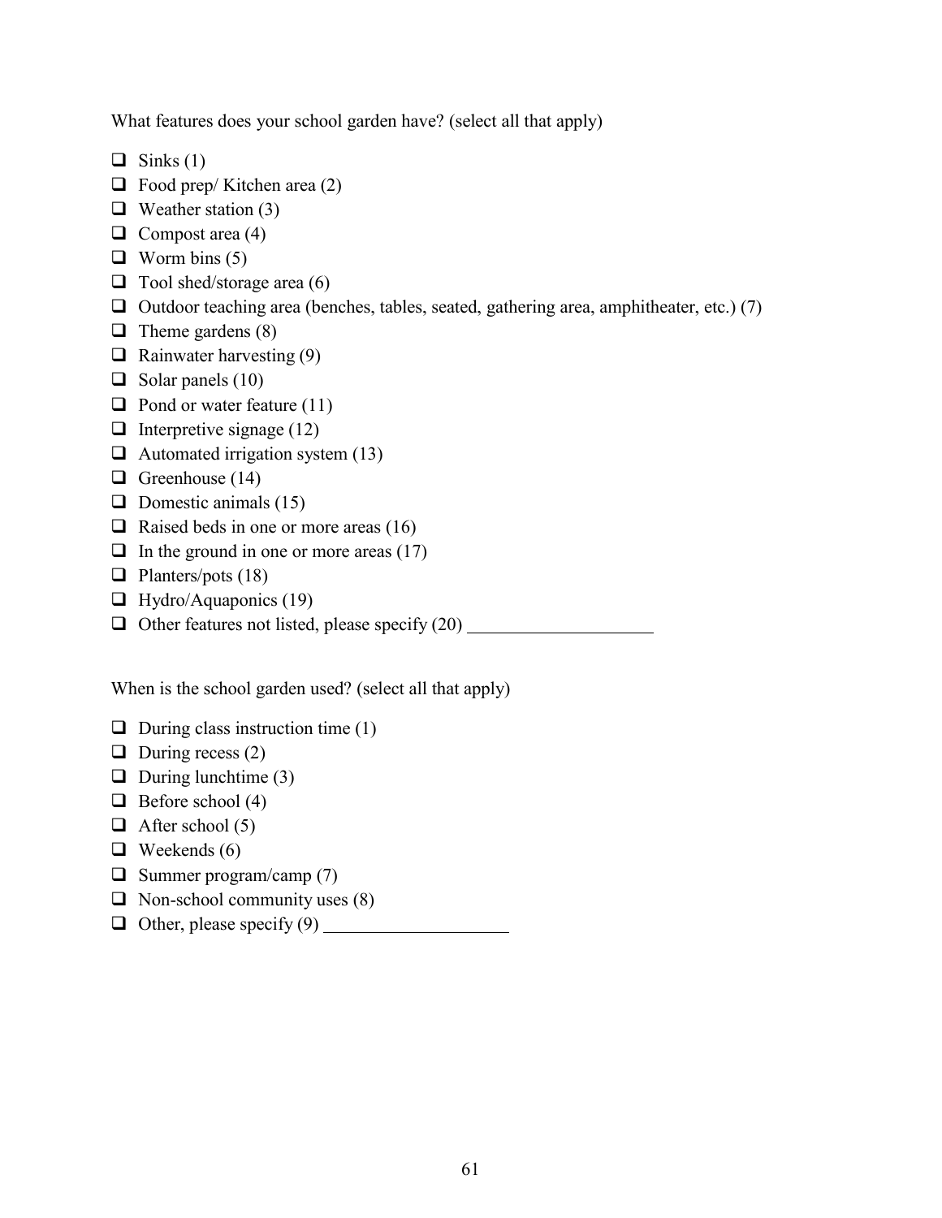What features does your school garden have? (select all that apply)

- ☐ Sinks (1)
- ☐ Food prep/ Kitchen area (2)
- ☐ Weather station (3)
- ☐ Compost area (4)
- ☐ Worm bins (5)
- ☐ Tool shed/storage area (6)
- ☐ Outdoor teaching area (benches, tables, seated, gathering area, amphitheater, etc.) (7)
- ☐ Theme gardens (8)
- ☐ Rainwater harvesting (9)
- ☐ Solar panels (10)
- ☐ Pond or water feature (11)
- ☐ Interpretive signage (12)
- ☐ Automated irrigation system (13)
- ☐ Greenhouse (14)
- ☐ Domestic animals (15)
- ☐ Raised beds in one or more areas (16)
- ☐ In the ground in one or more areas (17)
- ☐ Planters/pots (18)
- ☐ Hydro/Aquaponics (19)
- ☐ Other features not listed, please specify (20) ____________________

When is the school garden used? (select all that apply)

- ☐ During class instruction time (1)
- ☐ During recess (2)
- ☐ During lunchtime (3)
- ☐ Before school (4)
- ☐ After school (5)
- ☐ Weekends (6)
- ☐ Summer program/camp (7)
- ☐ Non-school community uses (8)
- ☐ Other, please specify (9) ____________________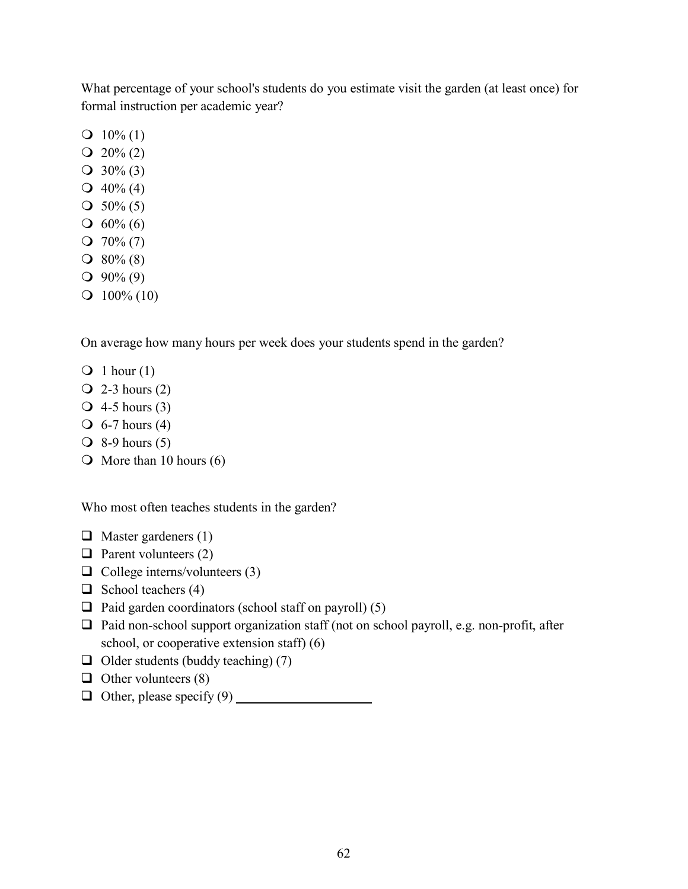What percentage of your school's students do you estimate visit the garden (at least once) for formal instruction per academic year?

- ❍ 10% (1)
- ❍ 20% (2)
- ❍ 30% (3)
- ❍ 40% (4)
- ❍ 50% (5)
- ❍ 60% (6)
- ❍ 70% (7)
- ❍ 80% (8)
- ❍ 90% (9)
- ❍ 100% (10)

On average how many hours per week does your students spend in the garden?

- ❍ 1 hour (1)
- ❍ 2-3 hours (2)
- ❍ 4-5 hours (3)
- ❍ 6-7 hours (4)
- ❍ 8-9 hours (5)
- ❍ More than 10 hours (6)

Who most often teaches students in the garden?

- ❑ Master gardeners (1)
- ❑ Parent volunteers (2)
- ❑ College interns/volunteers (3)
- ❑ School teachers (4)
- ❑ Paid garden coordinators (school staff on payroll) (5)
- ❑ Paid non-school support organization staff (not on school payroll, e.g. non-profit, after school, or cooperative extension staff) (6)
- ❑ Older students (buddy teaching) (7)
- ❑ Other volunteers (8)
- ❑ Other, please specify (9) ____________________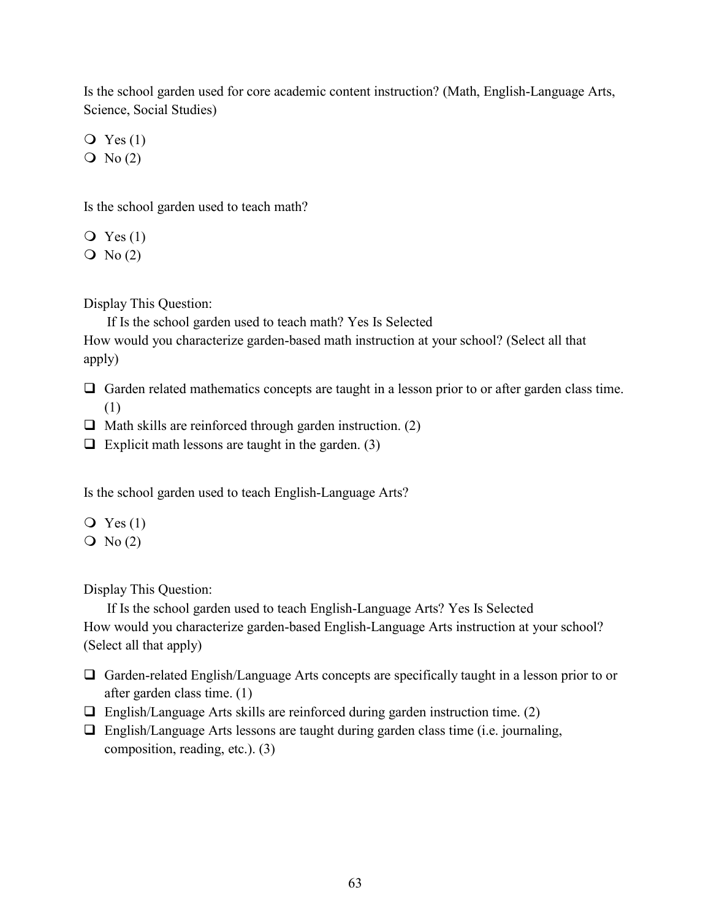Is the school garden used for core academic content instruction? (Math, English-Language Arts, Science, Social Studies)

- ○ Yes (1)
- ○ No (2)

Is the school garden used to teach math?

- ○ Yes (1)
- ○ No (2)

Display This Question:

If Is the school garden used to teach math? Yes Is Selected

How would you characterize garden-based math instruction at your school? (Select all that apply)

- ☐ Garden related mathematics concepts are taught in a lesson prior to or after garden class time. (1)
- ☐ Math skills are reinforced through garden instruction. (2)
- ☐ Explicit math lessons are taught in the garden. (3)

Is the school garden used to teach English-Language Arts?

- ○ Yes (1)
- ○ No (2)

Display This Question:

If Is the school garden used to teach English-Language Arts? Yes Is Selected

How would you characterize garden-based English-Language Arts instruction at your school? (Select all that apply)

- ☐ Garden-related English/Language Arts concepts are specifically taught in a lesson prior to or after garden class time. (1)
- ☐ English/Language Arts skills are reinforced during garden instruction time. (2)
- ☐ English/Language Arts lessons are taught during garden class time (i.e. journaling, composition, reading, etc.). (3)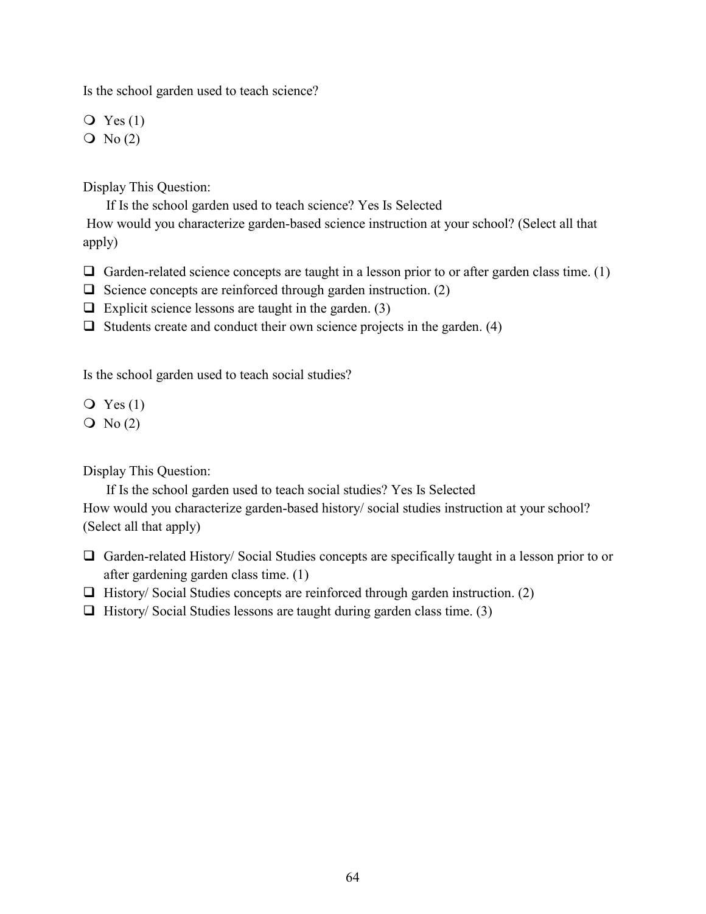Is the school garden used to teach science?

- ❍ Yes (1)
- ❍ No (2)

Display This Question:

If Is the school garden used to teach science? Yes Is Selected

How would you characterize garden-based science instruction at your school? (Select all that apply)

- ❑ Garden-related science concepts are taught in a lesson prior to or after garden class time. (1)
- ❑ Science concepts are reinforced through garden instruction. (2)
- ❑ Explicit science lessons are taught in the garden. (3)
- ❑ Students create and conduct their own science projects in the garden. (4)

Is the school garden used to teach social studies?

- ❍ Yes (1)
- ❍ No (2)

Display This Question:

If Is the school garden used to teach social studies? Yes Is Selected

How would you characterize garden-based history/ social studies instruction at your school? (Select all that apply)

- ❑ Garden-related History/ Social Studies concepts are specifically taught in a lesson prior to or after gardening garden class time. (1)
- ❑ History/ Social Studies concepts are reinforced through garden instruction. (2)
- ❑ History/ Social Studies lessons are taught during garden class time. (3)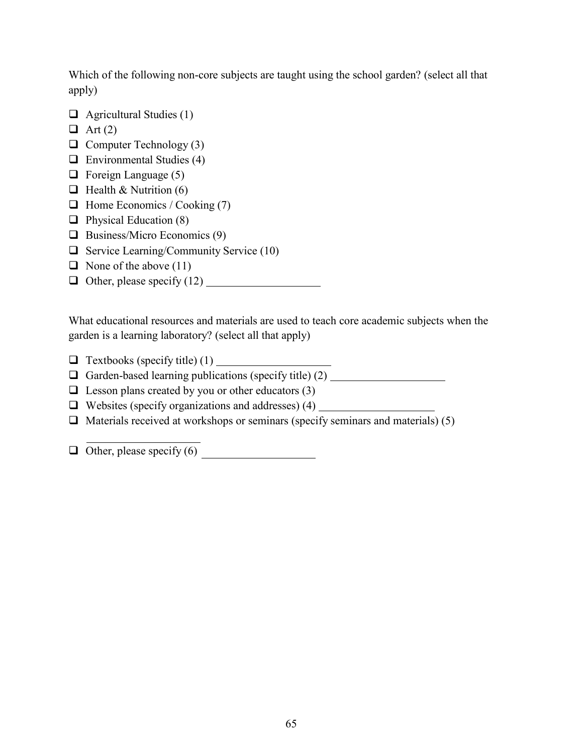Which of the following non-core subjects are taught using the school garden? (select all that apply)

- ❑ Agricultural Studies (1)
- ❑ Art (2)
- ❑ Computer Technology (3)
- ❑ Environmental Studies (4)
- ❑ Foreign Language (5)
- ❑ Health & Nutrition (6)
- ❑ Home Economics / Cooking (7)
- ❑ Physical Education (8)
- ❑ Business/Micro Economics (9)
- ❑ Service Learning/Community Service (10)
- ❑ None of the above (11)
- ❑ Other, please specify (12) ____________________

What educational resources and materials are used to teach core academic subjects when the garden is a learning laboratory? (select all that apply)

- ❑ Textbooks (specify title) (1) ____________________
- ❑ Garden-based learning publications (specify title) (2) ____________________
- ❑ Lesson plans created by you or other educators (3)
- ❑ Websites (specify organizations and addresses) (4) ____________________
- ❑ Materials received at workshops or seminars (specify seminars and materials) (5) ____________________
- ❑ Other, please specify (6) ____________________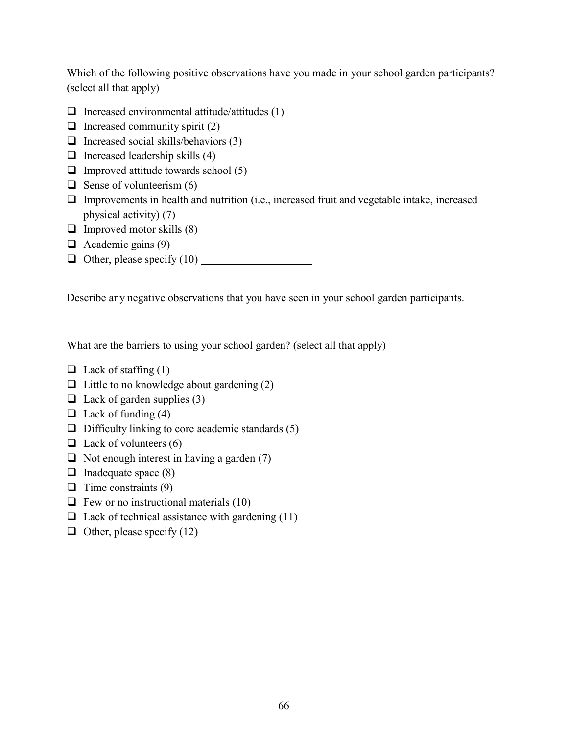Which of the following positive observations have you made in your school garden participants? (select all that apply)

- ❑ Increased environmental attitude/attitudes (1)
- ❑ Increased community spirit (2)
- ❑ Increased social skills/behaviors (3)
- ❑ Increased leadership skills (4)
- ❑ Improved attitude towards school (5)
- ❑ Sense of volunteerism (6)
- ❑ Improvements in health and nutrition (i.e., increased fruit and vegetable intake, increased physical activity) (7)
- ❑ Improved motor skills (8)
- ❑ Academic gains (9)
- ❑ Other, please specify (10) ____________________

Describe any negative observations that you have seen in your school garden participants.

What are the barriers to using your school garden? (select all that apply)

- ❑ Lack of staffing (1)
- ❑ Little to no knowledge about gardening (2)
- ❑ Lack of garden supplies (3)
- ❑ Lack of funding (4)
- ❑ Difficulty linking to core academic standards (5)
- ❑ Lack of volunteers (6)
- ❑ Not enough interest in having a garden (7)
- ❑ Inadequate space (8)
- ❑ Time constraints (9)
- ❑ Few or no instructional materials (10)
- ❑ Lack of technical assistance with gardening (11)
- ❑ Other, please specify (12) ____________________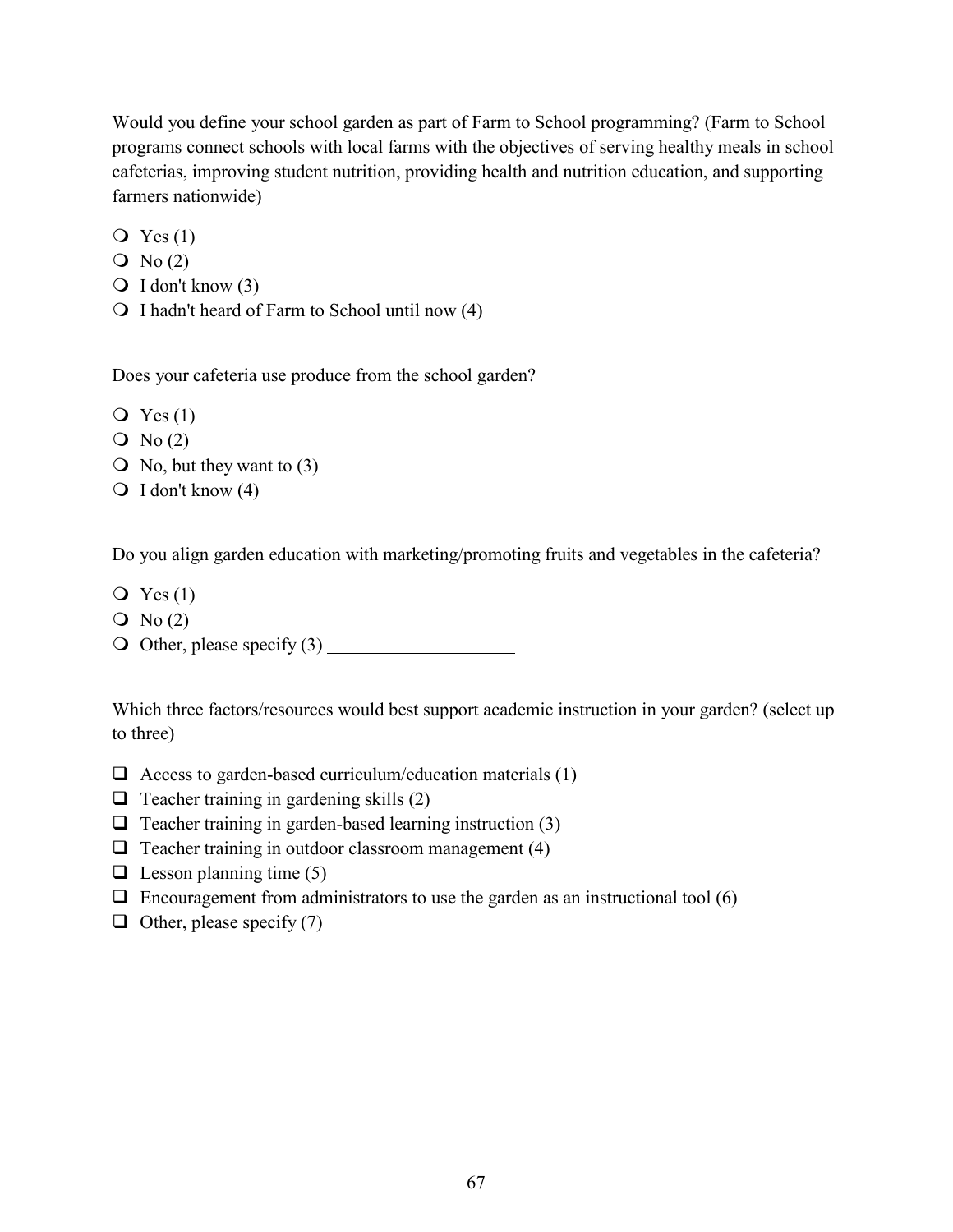Would you define your school garden as part of Farm to School programming? (Farm to School programs connect schools with local farms with the objectives of serving healthy meals in school cafeterias, improving student nutrition, providing health and nutrition education, and supporting farmers nationwide)

- Yes (1)
- No (2)
- I don't know (3)
- I hadn't heard of Farm to School until now (4)

Does your cafeteria use produce from the school garden?

- Yes (1)
- No (2)
- No, but they want to (3)
- I don't know (4)

Do you align garden education with marketing/promoting fruits and vegetables in the cafeteria?

- Yes (1)
- No (2)
- Other, please specify (3) ____________________

Which three factors/resources would best support academic instruction in your garden? (select up to three)

- [ ] Access to garden-based curriculum/education materials (1)
- [ ] Teacher training in gardening skills (2)
- [ ] Teacher training in garden-based learning instruction (3)
- [ ] Teacher training in outdoor classroom management (4)
- [ ] Lesson planning time (5)
- [ ] Encouragement from administrators to use the garden as an instructional tool (6)
- [ ] Other, please specify (7) ____________________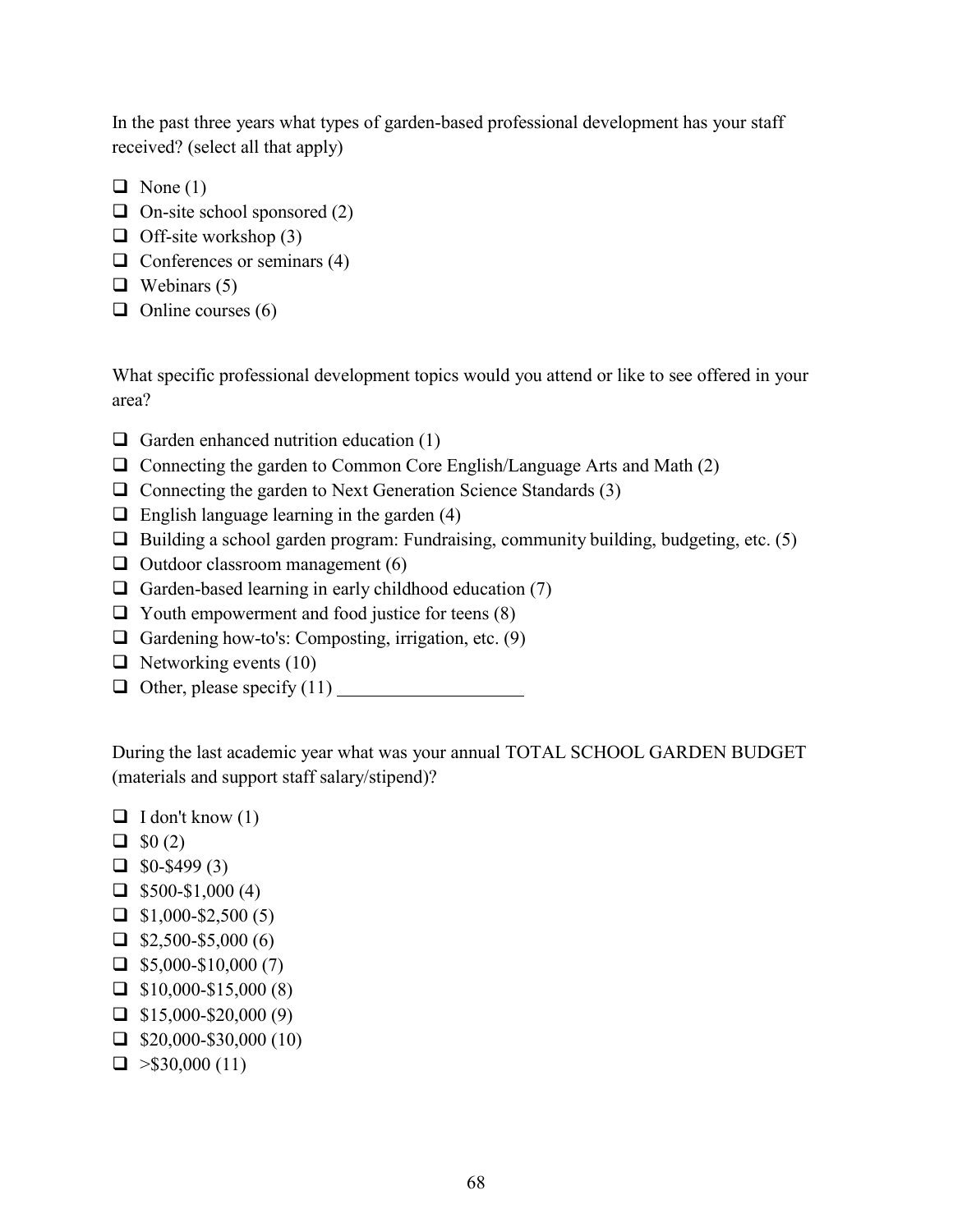In the past three years what types of garden-based professional development has your staff received? (select all that apply)

- ❑ None (1)
- ❑ On-site school sponsored (2)
- ❑ Off-site workshop (3)
- ❑ Conferences or seminars (4)
- ❑ Webinars (5)
- ❑ Online courses (6)

What specific professional development topics would you attend or like to see offered in your area?

- ❑ Garden enhanced nutrition education (1)
- ❑ Connecting the garden to Common Core English/Language Arts and Math (2)
- ❑ Connecting the garden to Next Generation Science Standards (3)
- ❑ English language learning in the garden (4)
- ❑ Building a school garden program: Fundraising, community building, budgeting, etc. (5)
- ❑ Outdoor classroom management (6)
- ❑ Garden-based learning in early childhood education (7)
- ❑ Youth empowerment and food justice for teens (8)
- ❑ Gardening how-to's: Composting, irrigation, etc. (9)
- ❑ Networking events (10)
- ❑ Other, please specify (11) ____________________

During the last academic year what was your annual TOTAL SCHOOL GARDEN BUDGET (materials and support staff salary/stipend)?

- ❑ I don't know (1)
- ❑ $0 (2)
- ❑ $0-$499 (3)
- ❑ $500-$1,000 (4)
- ❑ $1,000-$2,500 (5)
- ❑ $2,500-$5,000 (6)
- ❑ $5,000-$10,000 (7)
- ❑ $10,000-$15,000 (8)
- ❑ $15,000-$20,000 (9)
- ❑ $20,000-$30,000 (10)
- ❑ >$30,000 (11)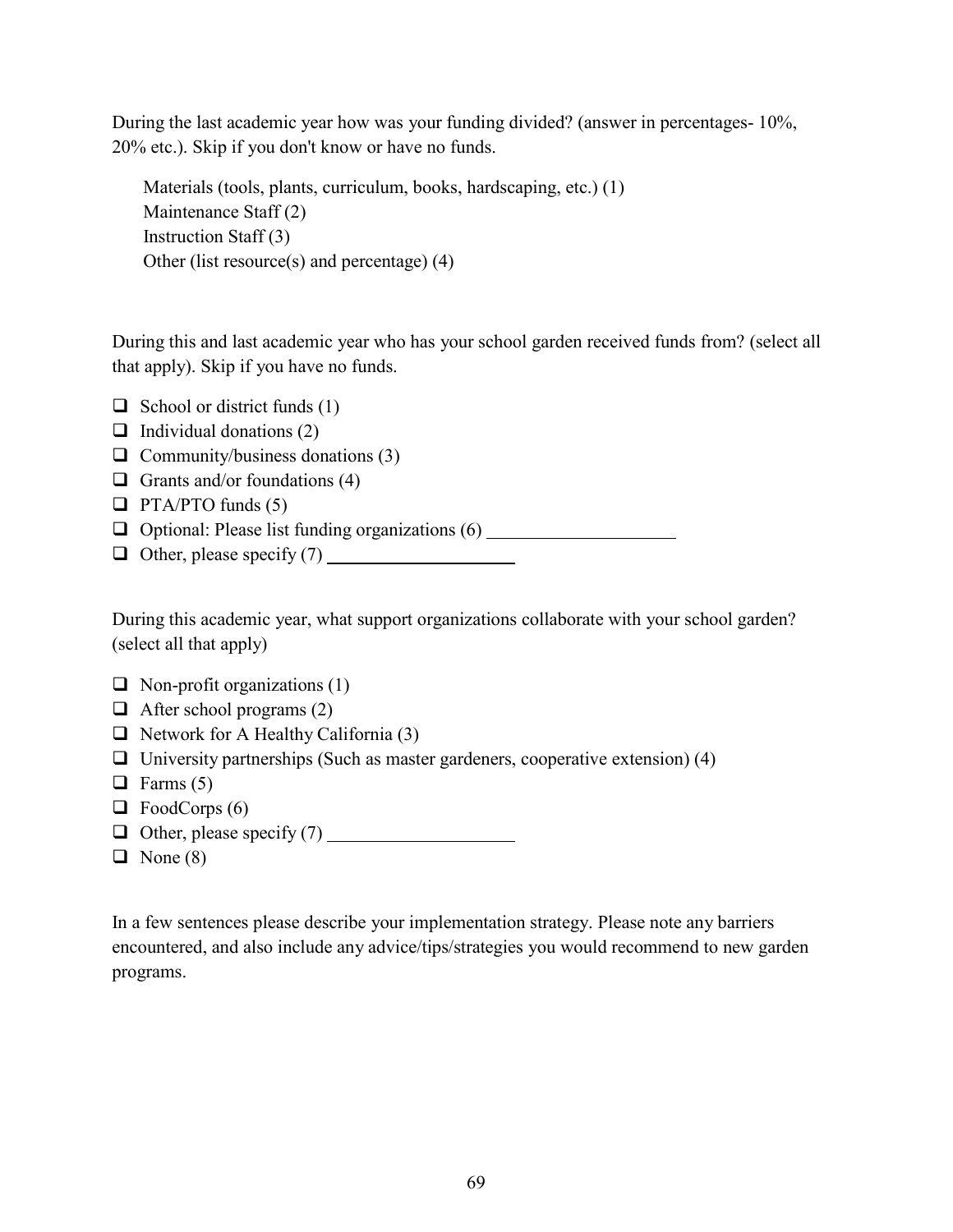During the last academic year how was your funding divided? (answer in percentages- 10%, 20% etc.). Skip if you don't know or have no funds.

Materials (tools, plants, curriculum, books, hardscaping, etc.) (1)
Maintenance Staff (2)
Instruction Staff (3)
Other (list resource(s) and percentage) (4)

During this and last academic year who has your school garden received funds from? (select all that apply). Skip if you have no funds.

- ❑ School or district funds (1)
- ❑ Individual donations (2)
- ❑ Community/business donations (3)
- ❑ Grants and/or foundations (4)
- ❑ PTA/PTO funds (5)
- ❑ Optional: Please list funding organizations (6) ____________________
- ❑ Other, please specify (7) ____________________

During this academic year, what support organizations collaborate with your school garden? (select all that apply)

- ❑ Non-profit organizations (1)
- ❑ After school programs (2)
- ❑ Network for A Healthy California (3)
- ❑ University partnerships (Such as master gardeners, cooperative extension) (4)
- ❑ Farms (5)
- ❑ FoodCorps (6)
- ❑ Other, please specify (7) ____________________
- ❑ None (8)

In a few sentences please describe your implementation strategy. Please note any barriers encountered, and also include any advice/tips/strategies you would recommend to new garden programs.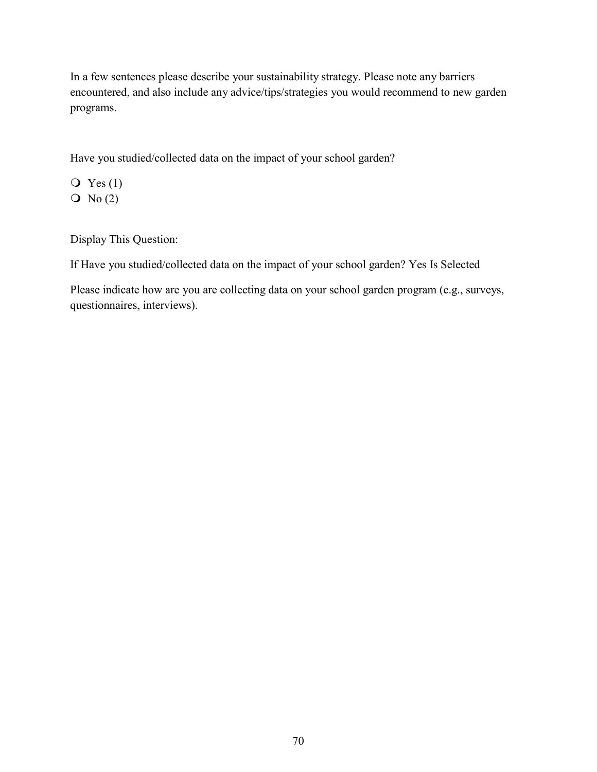In a few sentences please describe your sustainability strategy. Please note any barriers encountered, and also include any advice/tips/strategies you would recommend to new garden programs.

Have you studied/collected data on the impact of your school garden?

- ❍ Yes (1)
- ❍ No (2)

Display This Question:

If Have you studied/collected data on the impact of your school garden? Yes Is Selected

Please indicate how are you are collecting data on your school garden program (e.g., surveys, questionnaires, interviews).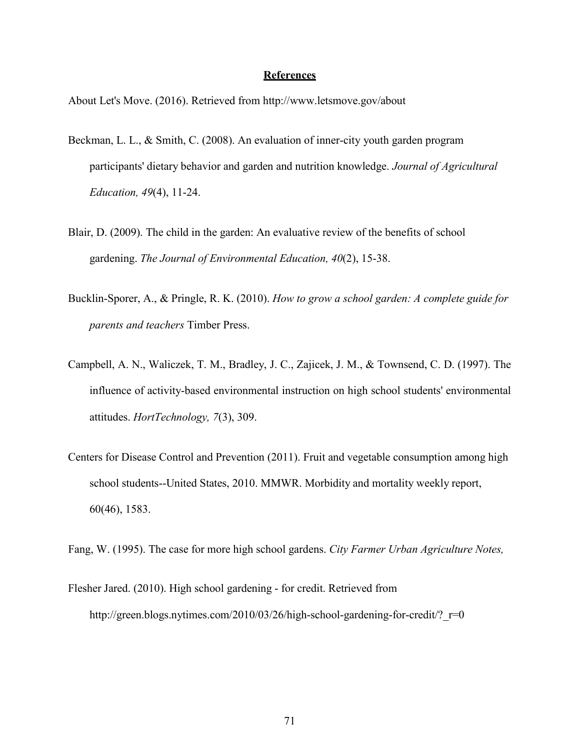## References

About Let's Move. (2016). Retrieved from http://www.letsmove.gov/about

Beckman, L. L., & Smith, C. (2008). An evaluation of inner-city youth garden program participants' dietary behavior and garden and nutrition knowledge. *Journal of Agricultural Education, 49*(4), 11-24.

Blair, D. (2009). The child in the garden: An evaluative review of the benefits of school gardening. *The Journal of Environmental Education, 40*(2), 15-38.

Bucklin-Sporer, A., & Pringle, R. K. (2010). *How to grow a school garden: A complete guide for parents and teachers* Timber Press.

Campbell, A. N., Waliczek, T. M., Bradley, J. C., Zajicek, J. M., & Townsend, C. D. (1997). The influence of activity-based environmental instruction on high school students' environmental attitudes. *HortTechnology, 7*(3), 309.

Centers for Disease Control and Prevention (2011). Fruit and vegetable consumption among high school students--United States, 2010. MMWR. Morbidity and mortality weekly report, 60(46), 1583.

Fang, W. (1995). The case for more high school gardens. *City Farmer Urban Agriculture Notes,*

Flesher Jared. (2010). High school gardening - for credit. Retrieved from http://green.blogs.nytimes.com/2010/03/26/high-school-gardening-for-credit/?_r=0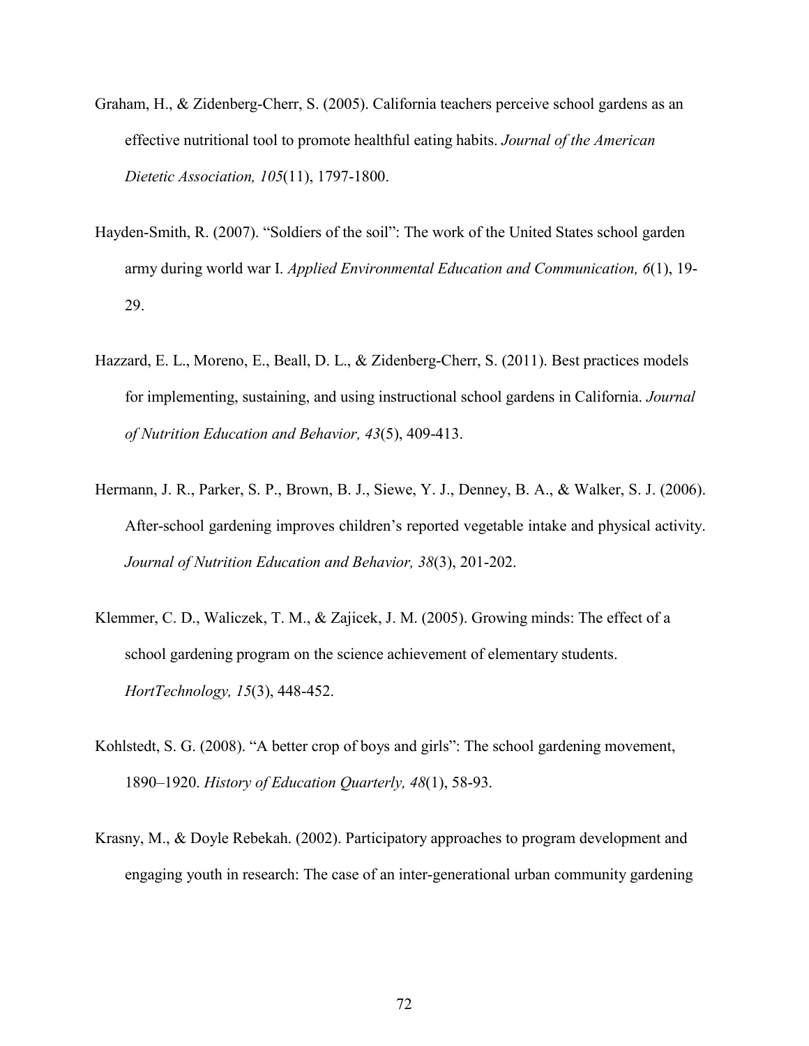Graham, H., & Zidenberg-Cherr, S. (2005). California teachers perceive school gardens as an effective nutritional tool to promote healthful eating habits. *Journal of the American Dietetic Association, 105*(11), 1797-1800.

Hayden-Smith, R. (2007). “Soldiers of the soil”: The work of the United States school garden army during world war I. *Applied Environmental Education and Communication, 6*(1), 19-29.

Hazzard, E. L., Moreno, E., Beall, D. L., & Zidenberg-Cherr, S. (2011). Best practices models for implementing, sustaining, and using instructional school gardens in California. *Journal of Nutrition Education and Behavior, 43*(5), 409-413.

Hermann, J. R., Parker, S. P., Brown, B. J., Siewe, Y. J., Denney, B. A., & Walker, S. J. (2006). After-school gardening improves children’s reported vegetable intake and physical activity. *Journal of Nutrition Education and Behavior, 38*(3), 201-202.

Klemmer, C. D., Waliczek, T. M., & Zajicek, J. M. (2005). Growing minds: The effect of a school gardening program on the science achievement of elementary students. *HortTechnology, 15*(3), 448-452.

Kohlstedt, S. G. (2008). “A better crop of boys and girls”: The school gardening movement, 1890–1920. *History of Education Quarterly, 48*(1), 58-93.

Krasny, M., & Doyle Rebekah. (2002). Participatory approaches to program development and engaging youth in research: The case of an inter-generational urban community gardening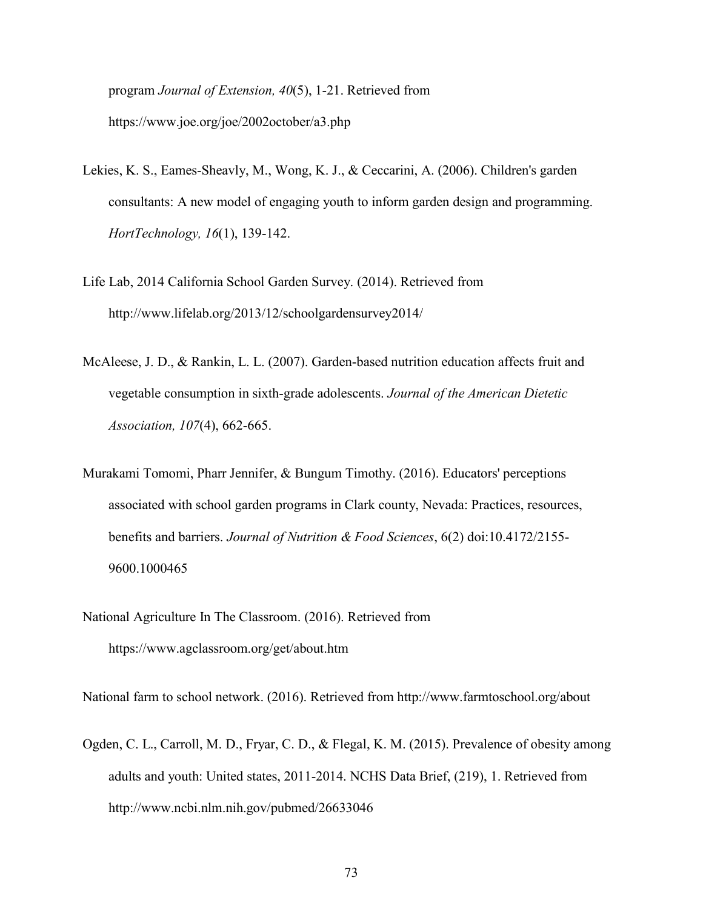program *Journal of Extension, 40*(5), 1-21. Retrieved from https://www.joe.org/joe/2002october/a3.php

Lekies, K. S., Eames-Sheavly, M., Wong, K. J., & Ceccarini, A. (2006). Children's garden consultants: A new model of engaging youth to inform garden design and programming. *HortTechnology, 16*(1), 139-142.

Life Lab, 2014 California School Garden Survey. (2014). Retrieved from http://www.lifelab.org/2013/12/schoolgardensurvey2014/

McAleese, J. D., & Rankin, L. L. (2007). Garden-based nutrition education affects fruit and vegetable consumption in sixth-grade adolescents. *Journal of the American Dietetic Association, 107*(4), 662-665.

Murakami Tomomi, Pharr Jennifer, & Bungum Timothy. (2016). Educators' perceptions associated with school garden programs in Clark county, Nevada: Practices, resources, benefits and barriers. *Journal of Nutrition & Food Sciences*, 6(2) doi:10.4172/2155-9600.1000465

National Agriculture In The Classroom. (2016). Retrieved from https://www.agclassroom.org/get/about.htm

National farm to school network. (2016). Retrieved from http://www.farmtoschool.org/about

Ogden, C. L., Carroll, M. D., Fryar, C. D., & Flegal, K. M. (2015). Prevalence of obesity among adults and youth: United states, 2011-2014. NCHS Data Brief, (219), 1. Retrieved from http://www.ncbi.nlm.nih.gov/pubmed/26633046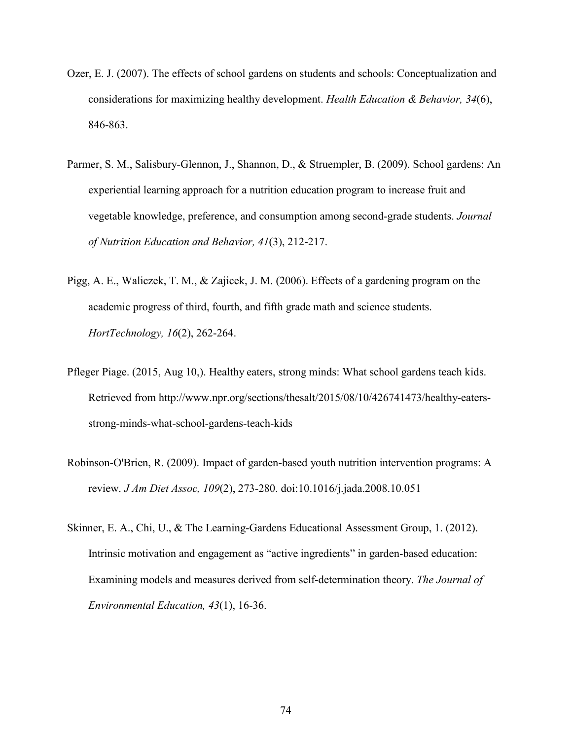Ozer, E. J. (2007). The effects of school gardens on students and schools: Conceptualization and considerations for maximizing healthy development. *Health Education & Behavior, 34*(6), 846-863.

Parmer, S. M., Salisbury-Glennon, J., Shannon, D., & Struempler, B. (2009). School gardens: An experiential learning approach for a nutrition education program to increase fruit and vegetable knowledge, preference, and consumption among second-grade students. *Journal of Nutrition Education and Behavior, 41*(3), 212-217.

Pigg, A. E., Waliczek, T. M., & Zajicek, J. M. (2006). Effects of a gardening program on the academic progress of third, fourth, and fifth grade math and science students. *HortTechnology, 16*(2), 262-264.

Pfleger Piage. (2015, Aug 10,). Healthy eaters, strong minds: What school gardens teach kids. Retrieved from http://www.npr.org/sections/thesalt/2015/08/10/426741473/healthy-eaters-strong-minds-what-school-gardens-teach-kids

Robinson-O'Brien, R. (2009). Impact of garden-based youth nutrition intervention programs: A review. *J Am Diet Assoc, 109*(2), 273-280. doi:10.1016/j.jada.2008.10.051

Skinner, E. A., Chi, U., & The Learning-Gardens Educational Assessment Group, 1. (2012). Intrinsic motivation and engagement as "active ingredients" in garden-based education: Examining models and measures derived from self-determination theory. *The Journal of Environmental Education, 43*(1), 16-36.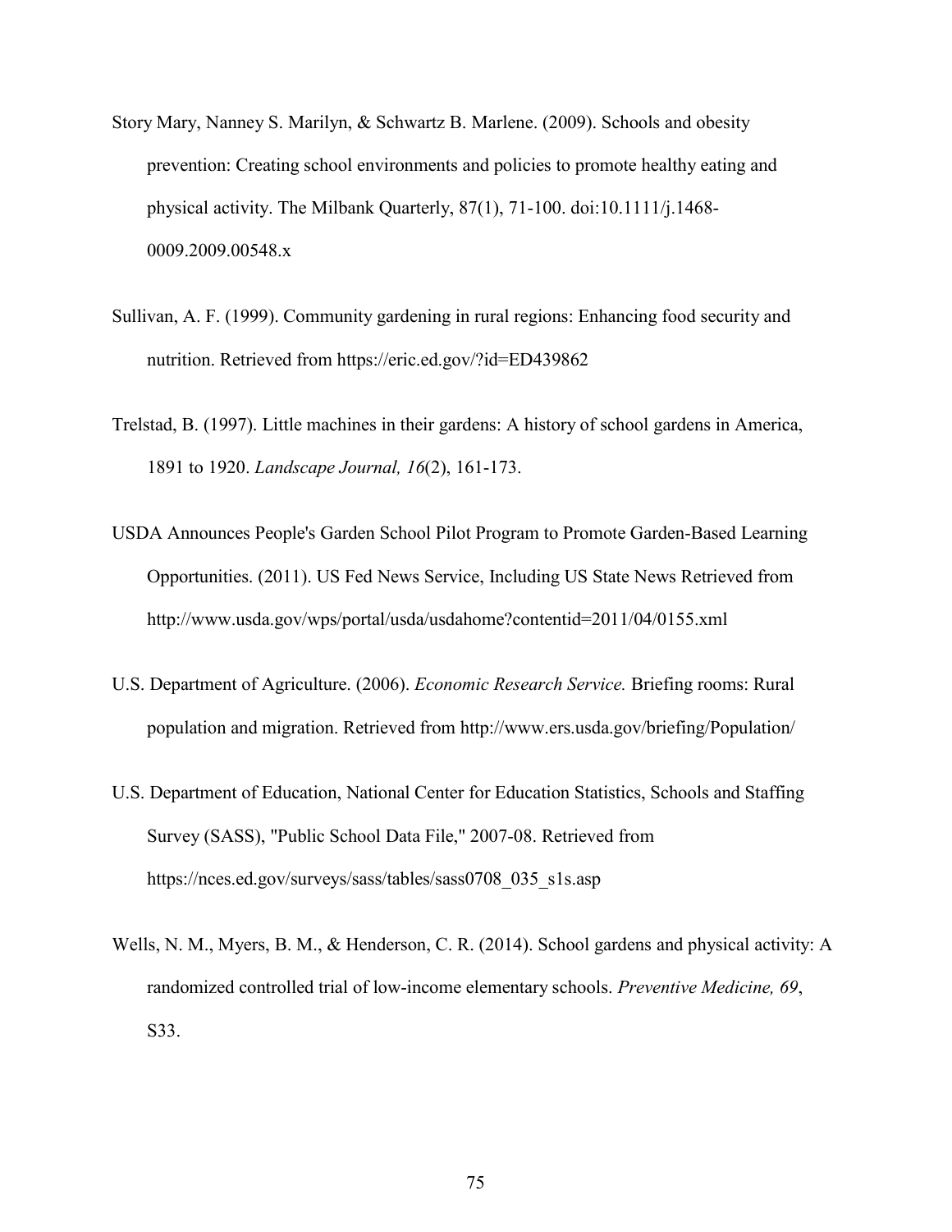Story Mary, Nanney S. Marilyn, & Schwartz B. Marlene. (2009). Schools and obesity prevention: Creating school environments and policies to promote healthy eating and physical activity. The Milbank Quarterly, 87(1), 71-100. doi:10.1111/j.1468-0009.2009.00548.x

Sullivan, A. F. (1999). Community gardening in rural regions: Enhancing food security and nutrition. Retrieved from https://eric.ed.gov/?id=ED439862

Trelstad, B. (1997). Little machines in their gardens: A history of school gardens in America, 1891 to 1920. *Landscape Journal, 16*(2), 161-173.

USDA Announces People's Garden School Pilot Program to Promote Garden-Based Learning Opportunities. (2011). US Fed News Service, Including US State News Retrieved from http://www.usda.gov/wps/portal/usda/usdahome?contentid=2011/04/0155.xml

U.S. Department of Agriculture. (2006). *Economic Research Service.* Briefing rooms: Rural population and migration. Retrieved from http://www.ers.usda.gov/briefing/Population/

U.S. Department of Education, National Center for Education Statistics, Schools and Staffing Survey (SASS), "Public School Data File," 2007-08. Retrieved from https://nces.ed.gov/surveys/sass/tables/sass0708_035_s1s.asp

Wells, N. M., Myers, B. M., & Henderson, C. R. (2014). School gardens and physical activity: A randomized controlled trial of low-income elementary schools. *Preventive Medicine, 69*, S33.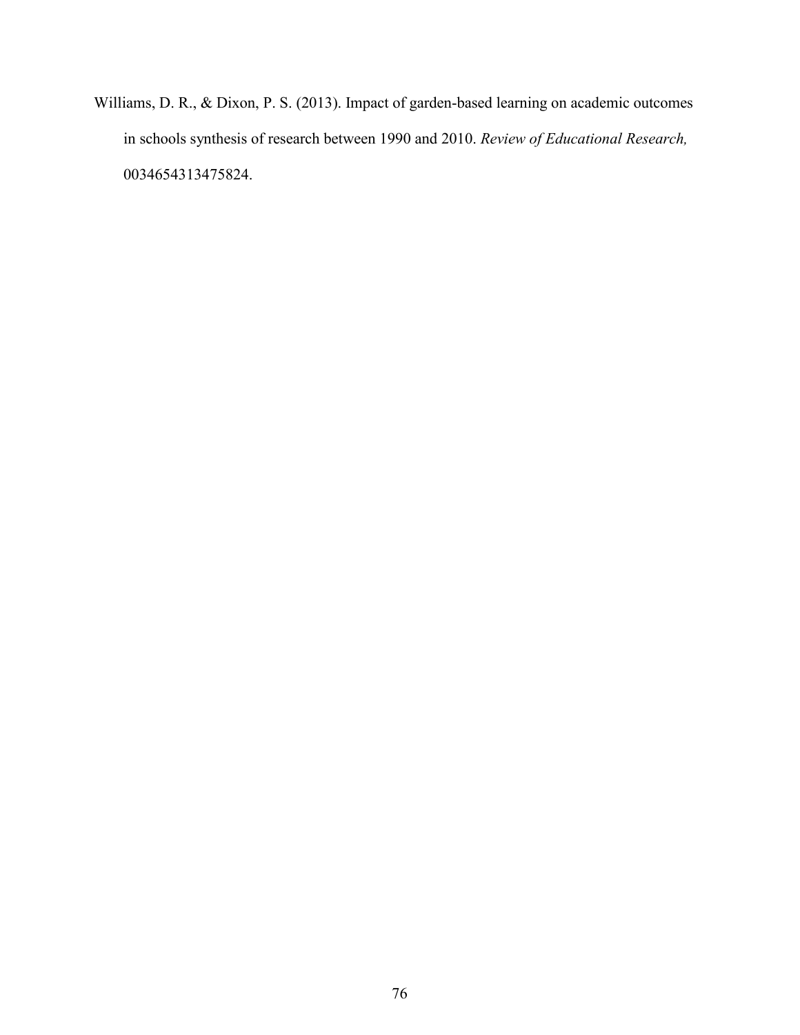Williams, D. R., & Dixon, P. S. (2013). Impact of garden-based learning on academic outcomes in schools synthesis of research between 1990 and 2010. *Review of Educational Research,* 0034654313475824.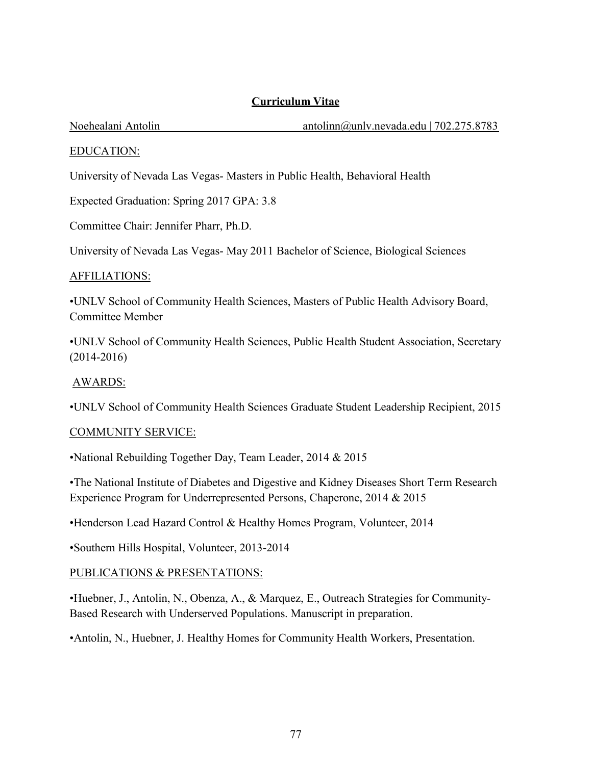# Curriculum Vitae

Noehealani Antolin antolinn@unlv.nevada.edu | 702.275.8783

## EDUCATION:

University of Nevada Las Vegas- Masters in Public Health, Behavioral Health

Expected Graduation: Spring 2017 GPA: 3.8

Committee Chair: Jennifer Pharr, Ph.D.

University of Nevada Las Vegas- May 2011 Bachelor of Science, Biological Sciences

## AFFILIATIONS:

•UNLV School of Community Health Sciences, Masters of Public Health Advisory Board, Committee Member

•UNLV School of Community Health Sciences, Public Health Student Association, Secretary (2014-2016)

## AWARDS:

•UNLV School of Community Health Sciences Graduate Student Leadership Recipient, 2015

## COMMUNITY SERVICE:

•National Rebuilding Together Day, Team Leader, 2014 & 2015

•The National Institute of Diabetes and Digestive and Kidney Diseases Short Term Research Experience Program for Underrepresented Persons, Chaperone, 2014 & 2015

•Henderson Lead Hazard Control & Healthy Homes Program, Volunteer, 2014

•Southern Hills Hospital, Volunteer, 2013-2014

## PUBLICATIONS & PRESENTATIONS:

•Huebner, J., Antolin, N., Obenza, A., & Marquez, E., Outreach Strategies for Community-Based Research with Underserved Populations. Manuscript in preparation.

•Antolin, N., Huebner, J. Healthy Homes for Community Health Workers, Presentation.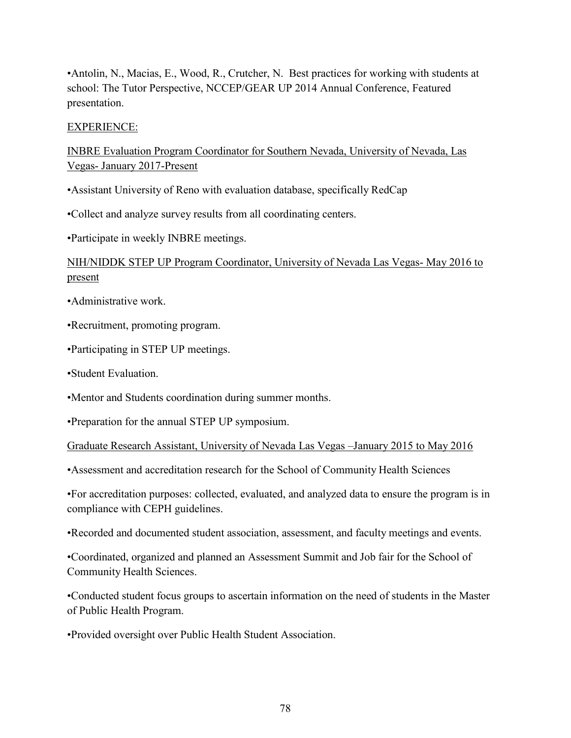•Antolin, N., Macias, E., Wood, R., Crutcher, N. Best practices for working with students at school: The Tutor Perspective, NCCEP/GEAR UP 2014 Annual Conference, Featured presentation.

EXPERIENCE:

INBRE Evaluation Program Coordinator for Southern Nevada, University of Nevada, Las Vegas- January 2017-Present

•Assistant University of Reno with evaluation database, specifically RedCap

•Collect and analyze survey results from all coordinating centers.

•Participate in weekly INBRE meetings.

NIH/NIDDK STEP UP Program Coordinator, University of Nevada Las Vegas- May 2016 to present

•Administrative work.

•Recruitment, promoting program.

•Participating in STEP UP meetings.

•Student Evaluation.

•Mentor and Students coordination during summer months.

•Preparation for the annual STEP UP symposium.

Graduate Research Assistant, University of Nevada Las Vegas –January 2015 to May 2016

•Assessment and accreditation research for the School of Community Health Sciences

•For accreditation purposes: collected, evaluated, and analyzed data to ensure the program is in compliance with CEPH guidelines.

•Recorded and documented student association, assessment, and faculty meetings and events.

•Coordinated, organized and planned an Assessment Summit and Job fair for the School of Community Health Sciences.

•Conducted student focus groups to ascertain information on the need of students in the Master of Public Health Program.

•Provided oversight over Public Health Student Association.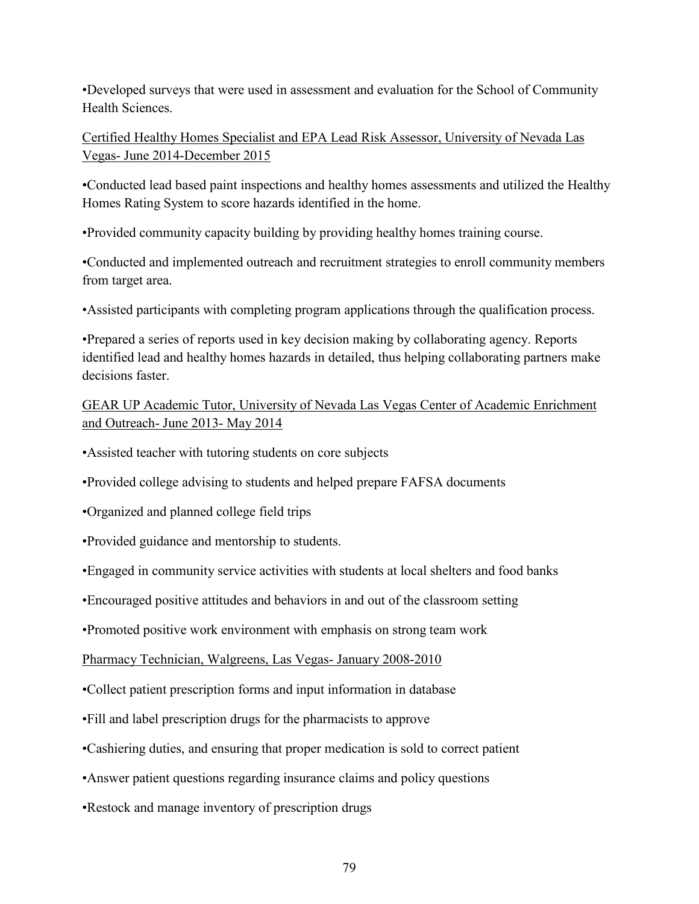•Developed surveys that were used in assessment and evaluation for the School of Community Health Sciences.

<u>Certified Healthy Homes Specialist and EPA Lead Risk Assessor, University of Nevada Las Vegas- June 2014-December 2015</u>

•Conducted lead based paint inspections and healthy homes assessments and utilized the Healthy Homes Rating System to score hazards identified in the home.

•Provided community capacity building by providing healthy homes training course.

•Conducted and implemented outreach and recruitment strategies to enroll community members from target area.

•Assisted participants with completing program applications through the qualification process.

•Prepared a series of reports used in key decision making by collaborating agency. Reports identified lead and healthy homes hazards in detailed, thus helping collaborating partners make decisions faster.

<u>GEAR UP Academic Tutor, University of Nevada Las Vegas Center of Academic Enrichment and Outreach- June 2013- May 2014</u>

•Assisted teacher with tutoring students on core subjects

•Provided college advising to students and helped prepare FAFSA documents

•Organized and planned college field trips

•Provided guidance and mentorship to students.

•Engaged in community service activities with students at local shelters and food banks

•Encouraged positive attitudes and behaviors in and out of the classroom setting

•Promoted positive work environment with emphasis on strong team work

<u>Pharmacy Technician, Walgreens, Las Vegas- January 2008-2010</u>

•Collect patient prescription forms and input information in database

•Fill and label prescription drugs for the pharmacists to approve

•Cashiering duties, and ensuring that proper medication is sold to correct patient

•Answer patient questions regarding insurance claims and policy questions

•Restock and manage inventory of prescription drugs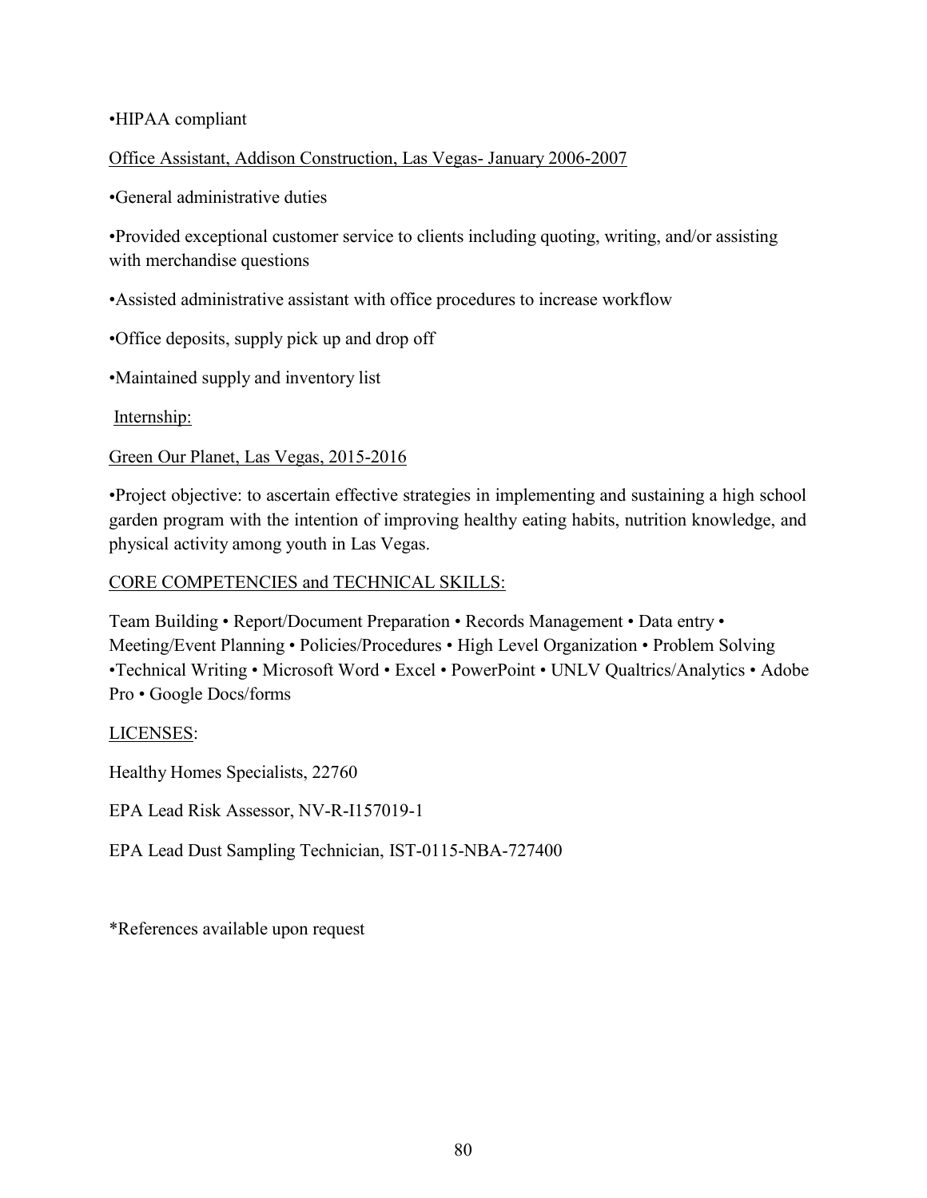•HIPAA compliant

Office Assistant, Addison Construction, Las Vegas- January 2006-2007

•General administrative duties

•Provided exceptional customer service to clients including quoting, writing, and/or assisting with merchandise questions

•Assisted administrative assistant with office procedures to increase workflow

•Office deposits, supply pick up and drop off

•Maintained supply and inventory list

Internship:

Green Our Planet, Las Vegas, 2015-2016

•Project objective: to ascertain effective strategies in implementing and sustaining a high school garden program with the intention of improving healthy eating habits, nutrition knowledge, and physical activity among youth in Las Vegas.

CORE COMPETENCIES and TECHNICAL SKILLS:

Team Building • Report/Document Preparation • Records Management • Data entry • Meeting/Event Planning • Policies/Procedures • High Level Organization • Problem Solving •Technical Writing • Microsoft Word • Excel • PowerPoint • UNLV Qualtrics/Analytics • Adobe Pro • Google Docs/forms

LICENSES:

Healthy Homes Specialists, 22760

EPA Lead Risk Assessor, NV-R-I157019-1

EPA Lead Dust Sampling Technician, IST-0115-NBA-727400

*References available upon request